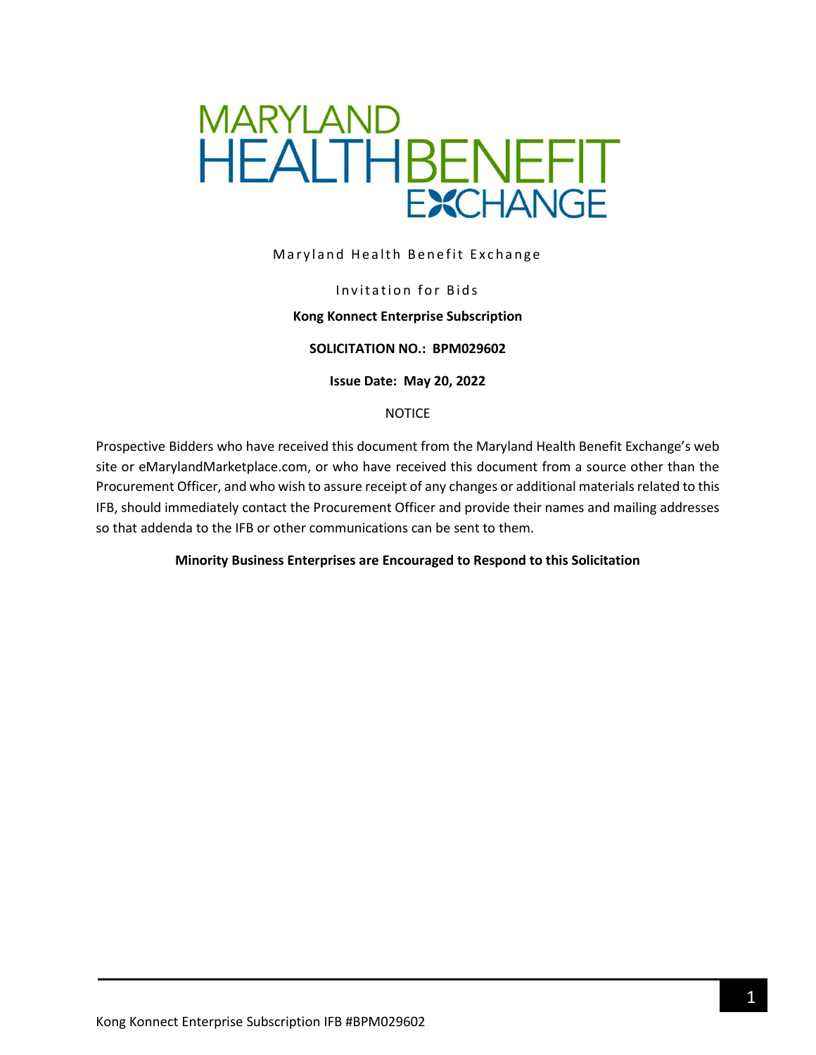# MARYLAND HEALTHBENEFIT EXCHANGE

Maryland Health Benefit Exchange

Invitation for Bids

**Kong Konnect Enterprise Subscription**

**SOLICITATION NO.: BPM029602**

**Issue Date: May 20, 2022**

NOTICE

Prospective Bidders who have received this document from the Maryland Health Benefit Exchange's web site or eMarylandMarketplace.com, or who have received this document from a source other than the Procurement Officer, and who wish to assure receipt of any changes or additional materials related to this IFB, should immediately contact the Procurement Officer and provide their names and mailing addresses so that addenda to the IFB or other communications can be sent to them.

**Minority Business Enterprises are Encouraged to Respond to this Solicitation**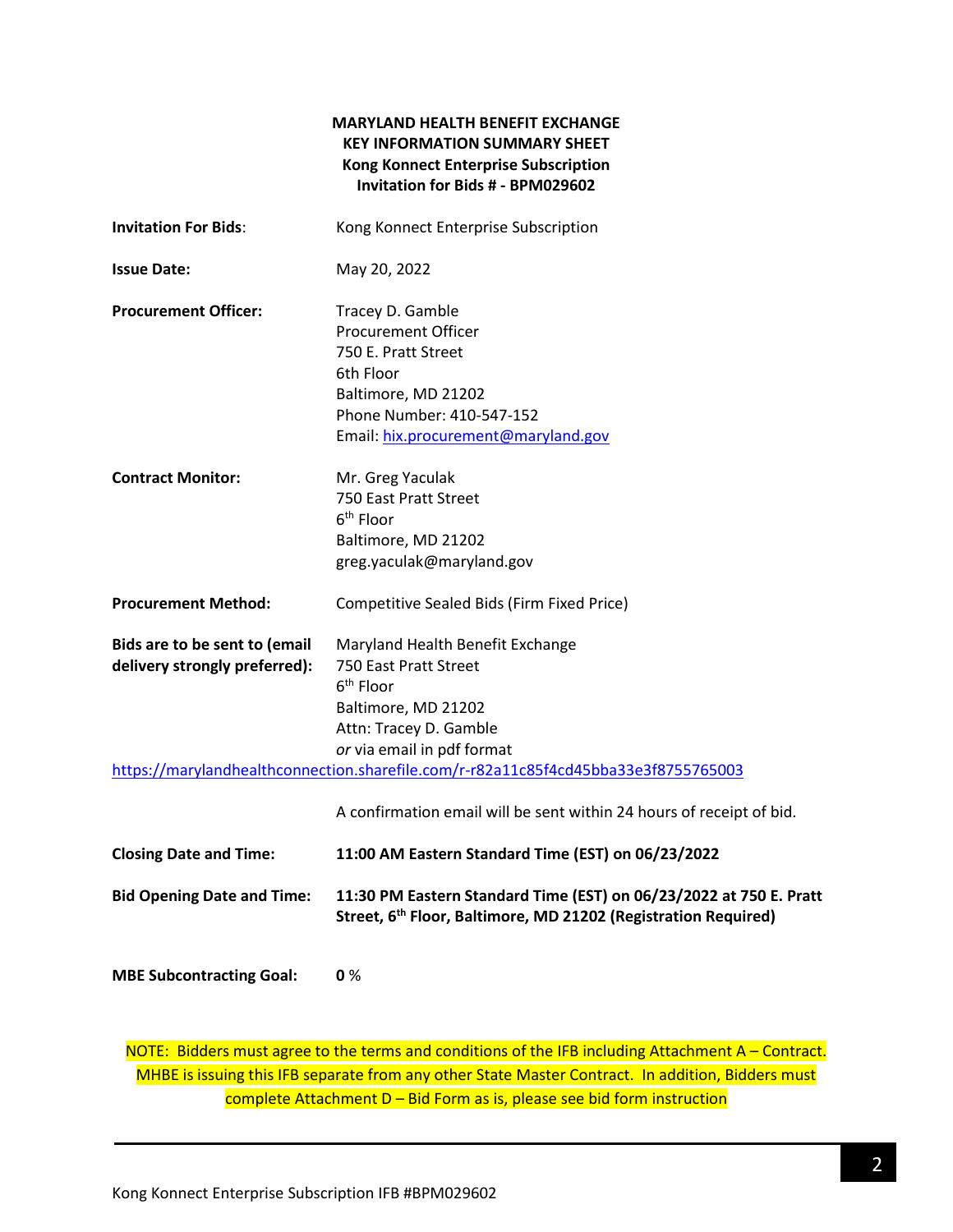**MARYLAND HEALTH BENEFIT EXCHANGE**
**KEY INFORMATION SUMMARY SHEET**
**Kong Konnect Enterprise Subscription**
**Invitation for Bids # - BPM029602**

| | |
|---|---|
| **Invitation For Bids**: | Kong Konnect Enterprise Subscription |
| **Issue Date:** | May 20, 2022 |
| **Procurement Officer:** | Tracey D. Gamble<br>Procurement Officer<br>750 E. Pratt Street<br>6th Floor<br>Baltimore, MD 21202<br>Phone Number: 410-547-152<br>Email: hix.procurement@maryland.gov |
| **Contract Monitor:** | Mr. Greg Yaculak<br>750 East Pratt Street<br>6th Floor<br>Baltimore, MD 21202<br>greg.yaculak@maryland.gov |
| **Procurement Method:** | Competitive Sealed Bids (Firm Fixed Price) |
| **Bids are to be sent to (email delivery strongly preferred):** | Maryland Health Benefit Exchange<br>750 East Pratt Street<br>6th Floor<br>Baltimore, MD 21202<br>Attn: Tracey D. Gamble<br>*or* via email in pdf format |

https://marylandhealthconnection.sharefile.com/r-r82a11c85f4cd45bba33e3f8755765003

A confirmation email will be sent within 24 hours of receipt of bid.

| | |
|---|---|
| **Closing Date and Time:** | **11:00 AM Eastern Standard Time (EST) on 06/23/2022** |
| **Bid Opening Date and Time:** | **11:30 PM Eastern Standard Time (EST) on 06/23/2022 at 750 E. Pratt Street, 6th Floor, Baltimore, MD 21202 (Registration Required)** |
| **MBE Subcontracting Goal:** | **0** % |

NOTE: Bidders must agree to the terms and conditions of the IFB including Attachment A – Contract. MHBE is issuing this IFB separate from any other State Master Contract. In addition, Bidders must complete Attachment D – Bid Form as is, please see bid form instruction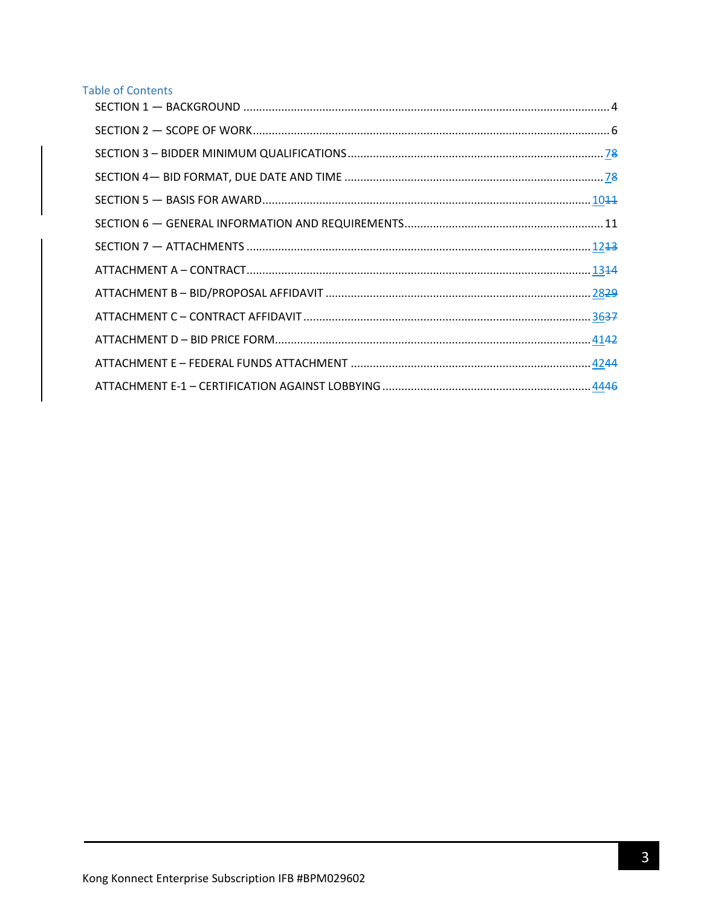## Table of Contents

SECTION 1 — BACKGROUND .................................................................................................... 4

SECTION 2 — SCOPE OF WORK................................................................................................. 6

SECTION 3 – BIDDER MINIMUM QUALIFICATIONS ................................................................ 78

SECTION 4— BID FORMAT, DUE DATE AND TIME .................................................................. 78

SECTION 5 — BASIS FOR AWARD........................................................................................... 1011

SECTION 6 — GENERAL INFORMATION AND REQUIREMENTS............................................... 11

SECTION 7 — ATTACHMENTS ................................................................................................ 1213

ATTACHMENT A – CONTRACT................................................................................................ 1314

ATTACHMENT B – BID/PROPOSAL AFFIDAVIT ........................................................................ 2829

ATTACHMENT C – CONTRACT AFFIDAVIT ............................................................................... 3637

ATTACHMENT D – BID PRICE FORM........................................................................................ 4142

ATTACHMENT E – FEDERAL FUNDS ATTACHMENT ................................................................ 4244

ATTACHMENT E-1 – CERTIFICATION AGAINST LOBBYING ...................................................... 4446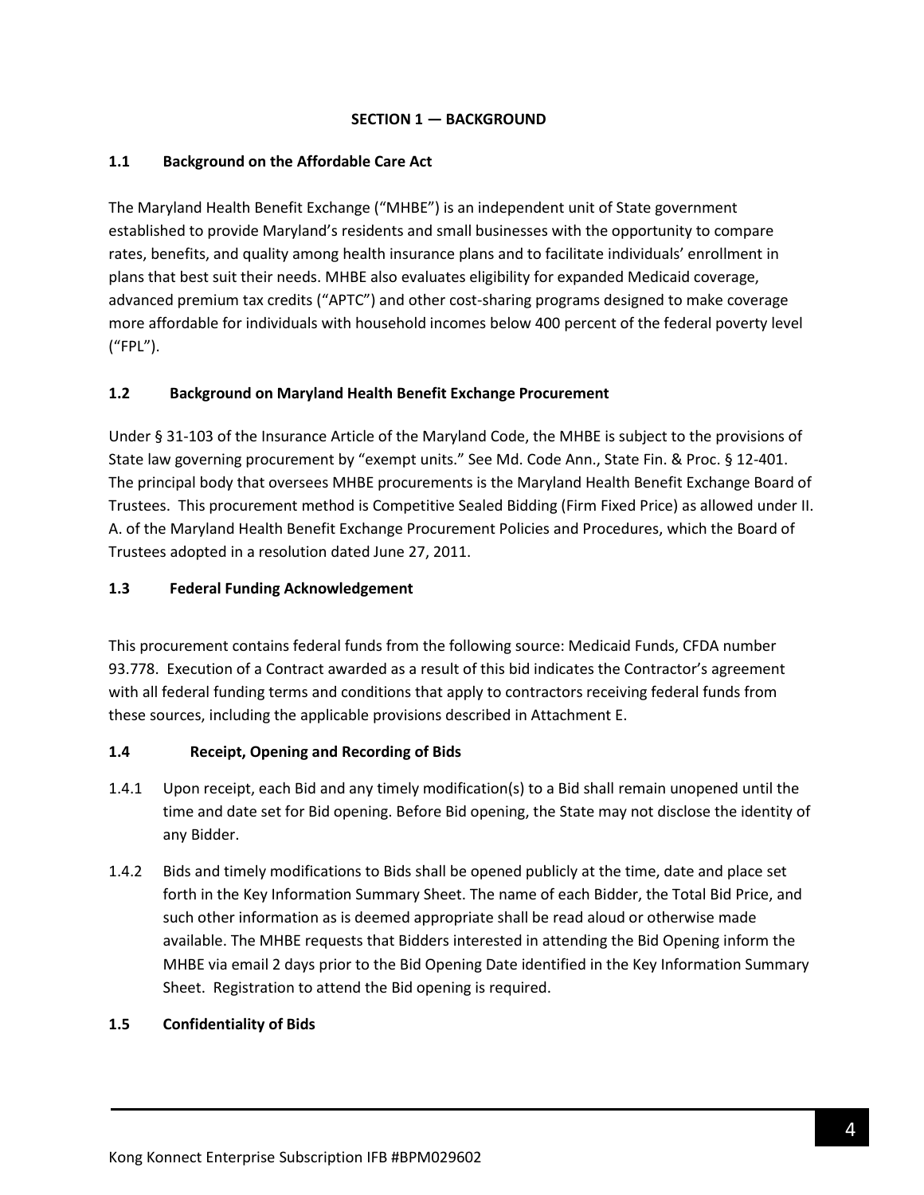## SECTION 1 — BACKGROUND

### 1.1 Background on the Affordable Care Act

The Maryland Health Benefit Exchange ("MHBE") is an independent unit of State government established to provide Maryland's residents and small businesses with the opportunity to compare rates, benefits, and quality among health insurance plans and to facilitate individuals' enrollment in plans that best suit their needs. MHBE also evaluates eligibility for expanded Medicaid coverage, advanced premium tax credits ("APTC") and other cost-sharing programs designed to make coverage more affordable for individuals with household incomes below 400 percent of the federal poverty level ("FPL").

### 1.2 Background on Maryland Health Benefit Exchange Procurement

Under § 31-103 of the Insurance Article of the Maryland Code, the MHBE is subject to the provisions of State law governing procurement by "exempt units." See Md. Code Ann., State Fin. & Proc. § 12-401. The principal body that oversees MHBE procurements is the Maryland Health Benefit Exchange Board of Trustees. This procurement method is Competitive Sealed Bidding (Firm Fixed Price) as allowed under II. A. of the Maryland Health Benefit Exchange Procurement Policies and Procedures, which the Board of Trustees adopted in a resolution dated June 27, 2011.

### 1.3 Federal Funding Acknowledgement

This procurement contains federal funds from the following source: Medicaid Funds, CFDA number 93.778. Execution of a Contract awarded as a result of this bid indicates the Contractor's agreement with all federal funding terms and conditions that apply to contractors receiving federal funds from these sources, including the applicable provisions described in Attachment E.

### 1.4 Receipt, Opening and Recording of Bids

1.4.1 Upon receipt, each Bid and any timely modification(s) to a Bid shall remain unopened until the time and date set for Bid opening. Before Bid opening, the State may not disclose the identity of any Bidder.

1.4.2 Bids and timely modifications to Bids shall be opened publicly at the time, date and place set forth in the Key Information Summary Sheet. The name of each Bidder, the Total Bid Price, and such other information as is deemed appropriate shall be read aloud or otherwise made available. The MHBE requests that Bidders interested in attending the Bid Opening inform the MHBE via email 2 days prior to the Bid Opening Date identified in the Key Information Summary Sheet. Registration to attend the Bid opening is required.

### 1.5 Confidentiality of Bids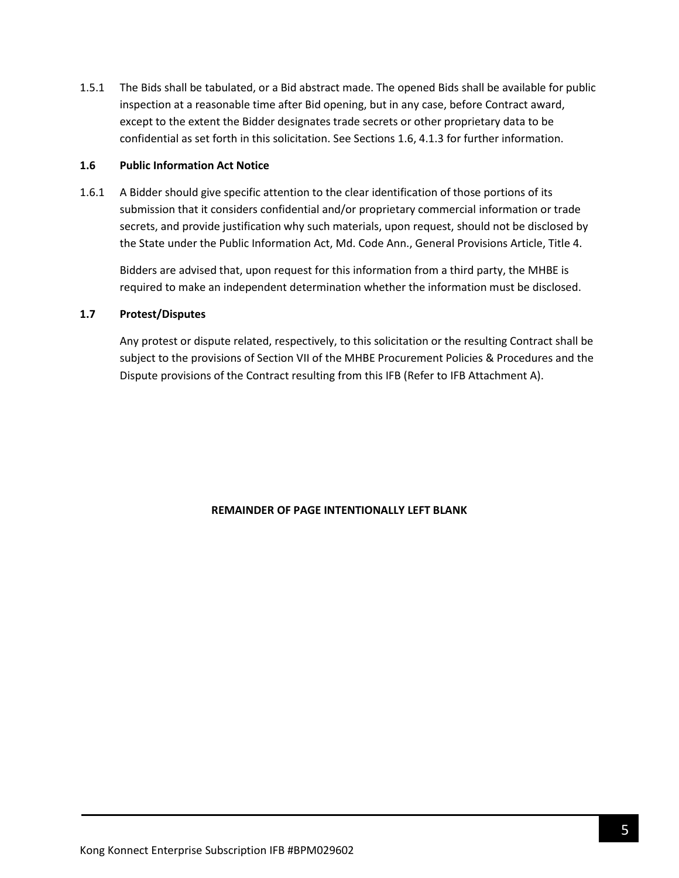1.5.1 The Bids shall be tabulated, or a Bid abstract made. The opened Bids shall be available for public inspection at a reasonable time after Bid opening, but in any case, before Contract award, except to the extent the Bidder designates trade secrets or other proprietary data to be confidential as set forth in this solicitation. See Sections 1.6, 4.1.3 for further information.

### 1.6 Public Information Act Notice

1.6.1 A Bidder should give specific attention to the clear identification of those portions of its submission that it considers confidential and/or proprietary commercial information or trade secrets, and provide justification why such materials, upon request, should not be disclosed by the State under the Public Information Act, Md. Code Ann., General Provisions Article, Title 4.

Bidders are advised that, upon request for this information from a third party, the MHBE is required to make an independent determination whether the information must be disclosed.

### 1.7 Protest/Disputes

Any protest or dispute related, respectively, to this solicitation or the resulting Contract shall be subject to the provisions of Section VII of the MHBE Procurement Policies & Procedures and the Dispute provisions of the Contract resulting from this IFB (Refer to IFB Attachment A).

**REMAINDER OF PAGE INTENTIONALLY LEFT BLANK**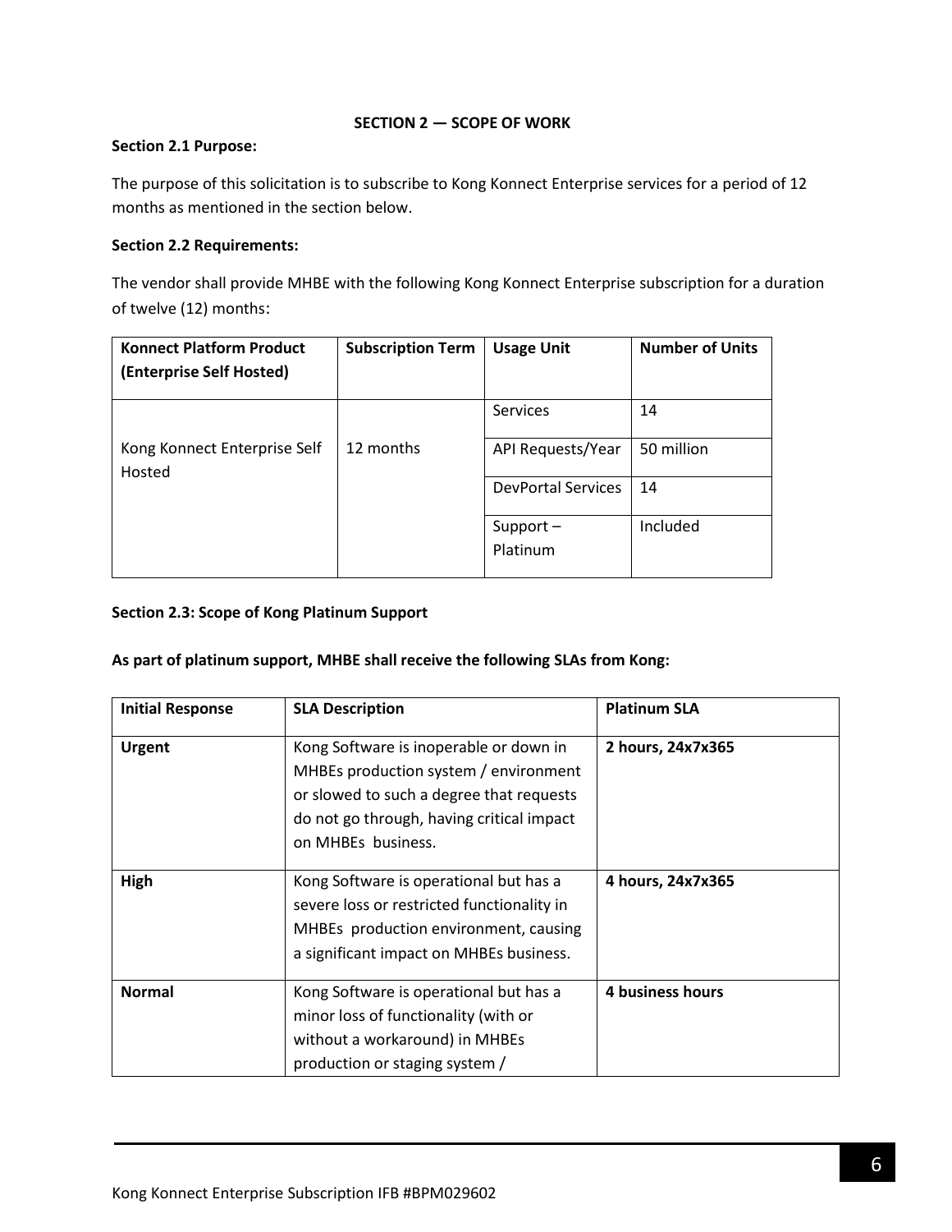## SECTION 2 — SCOPE OF WORK

**Section 2.1 Purpose:**

The purpose of this solicitation is to subscribe to Kong Konnect Enterprise services for a period of 12 months as mentioned in the section below.

**Section 2.2 Requirements:**

The vendor shall provide MHBE with the following Kong Konnect Enterprise subscription for a duration of twelve (12) months:

| Konnect Platform Product (Enterprise Self Hosted) | Subscription Term | Usage Unit | Number of Units |
|---|---|---|---|
| Kong Konnect Enterprise Self Hosted | 12 months | Services | 14 |
| | | API Requests/Year | 50 million |
| | | DevPortal Services | 14 |
| | | Support – Platinum | Included |

**Section 2.3: Scope of Kong Platinum Support**

**As part of platinum support, MHBE shall receive the following SLAs from Kong:**

| Initial Response | SLA Description | Platinum SLA |
|---|---|---|
| **Urgent** | Kong Software is inoperable or down in MHBEs production system / environment or slowed to such a degree that requests do not go through, having critical impact on MHBEs business. | **2 hours, 24x7x365** |
| **High** | Kong Software is operational but has a severe loss or restricted functionality in MHBEs production environment, causing a significant impact on MHBEs business. | **4 hours, 24x7x365** |
| **Normal** | Kong Software is operational but has a minor loss of functionality (with or without a workaround) in MHBEs production or staging system / | **4 business hours** |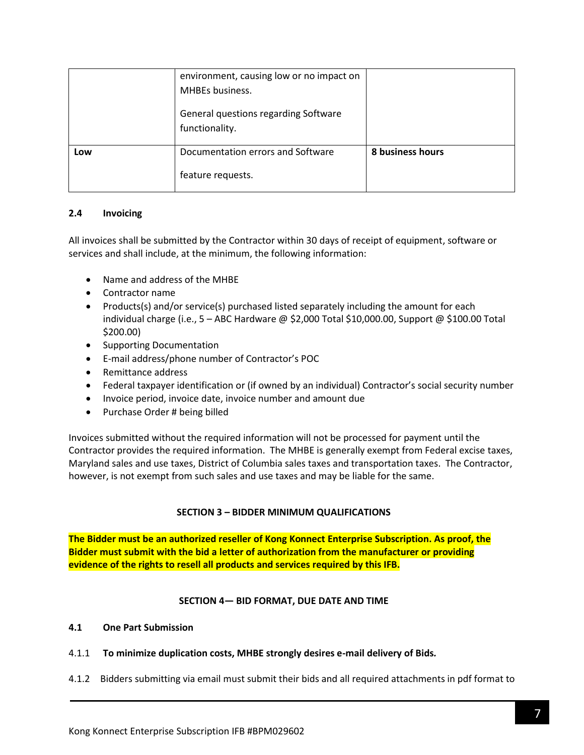|  | environment, causing low or no impact on MHBEs business.<br><br>General questions regarding Software functionality. |  |
|---|---|---|
| **Low** | Documentation errors and Software<br><br>feature requests. | **8 business hours** |

### 2.4 Invoicing

All invoices shall be submitted by the Contractor within 30 days of receipt of equipment, software or services and shall include, at the minimum, the following information:

- Name and address of the MHBE
- Contractor name
- Products(s) and/or service(s) purchased listed separately including the amount for each individual charge (i.e., 5 – ABC Hardware @ $2,000 Total $10,000.00, Support @ $100.00 Total $200.00)
- Supporting Documentation
- E-mail address/phone number of Contractor's POC
- Remittance address
- Federal taxpayer identification or (if owned by an individual) Contractor's social security number
- Invoice period, invoice date, invoice number and amount due
- Purchase Order # being billed

Invoices submitted without the required information will not be processed for payment until the Contractor provides the required information. The MHBE is generally exempt from Federal excise taxes, Maryland sales and use taxes, District of Columbia sales taxes and transportation taxes. The Contractor, however, is not exempt from such sales and use taxes and may be liable for the same.

## SECTION 3 – BIDDER MINIMUM QUALIFICATIONS

**The Bidder must be an authorized reseller of Kong Konnect Enterprise Subscription. As proof, the Bidder must submit with the bid a letter of authorization from the manufacturer or providing evidence of the rights to resell all products and services required by this IFB.**

## SECTION 4— BID FORMAT, DUE DATE AND TIME

### 4.1 One Part Submission

4.1.1 **To minimize duplication costs, MHBE strongly desires e-mail delivery of Bids.**

4.1.2 Bidders submitting via email must submit their bids and all required attachments in pdf format to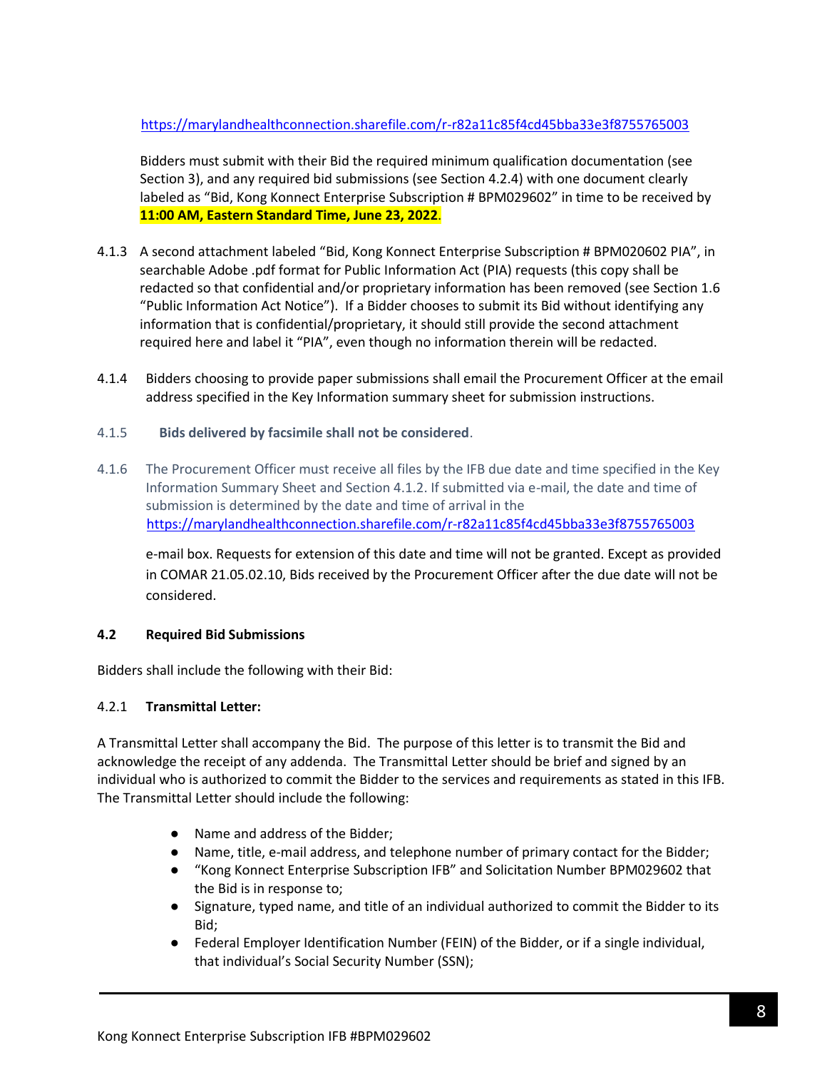https://marylandhealthconnection.sharefile.com/r-r82a11c85f4cd45bba33e3f8755765003

Bidders must submit with their Bid the required minimum qualification documentation (see Section 3), and any required bid submissions (see Section 4.2.4) with one document clearly labeled as "Bid, Kong Konnect Enterprise Subscription # BPM029602" in time to be received by **11:00 AM, Eastern Standard Time, June 23, 2022**.

4.1.3 A second attachment labeled "Bid, Kong Konnect Enterprise Subscription # BPM020602 PIA", in searchable Adobe .pdf format for Public Information Act (PIA) requests (this copy shall be redacted so that confidential and/or proprietary information has been removed (see Section 1.6 "Public Information Act Notice"). If a Bidder chooses to submit its Bid without identifying any information that is confidential/proprietary, it should still provide the second attachment required here and label it "PIA", even though no information therein will be redacted.

4.1.4 Bidders choosing to provide paper submissions shall email the Procurement Officer at the email address specified in the Key Information summary sheet for submission instructions.

4.1.5 **Bids delivered by facsimile shall not be considered**.

4.1.6 The Procurement Officer must receive all files by the IFB due date and time specified in the Key Information Summary Sheet and Section 4.1.2. If submitted via e-mail, the date and time of submission is determined by the date and time of arrival in the https://marylandhealthconnection.sharefile.com/r-r82a11c85f4cd45bba33e3f8755765003 e-mail box. Requests for extension of this date and time will not be granted. Except as provided in COMAR 21.05.02.10, Bids received by the Procurement Officer after the due date will not be considered.

### 4.2 Required Bid Submissions

Bidders shall include the following with their Bid:

#### 4.2.1 Transmittal Letter:

A Transmittal Letter shall accompany the Bid. The purpose of this letter is to transmit the Bid and acknowledge the receipt of any addenda. The Transmittal Letter should be brief and signed by an individual who is authorized to commit the Bidder to the services and requirements as stated in this IFB. The Transmittal Letter should include the following:

- Name and address of the Bidder;
- Name, title, e-mail address, and telephone number of primary contact for the Bidder;
- "Kong Konnect Enterprise Subscription IFB" and Solicitation Number BPM029602 that the Bid is in response to;
- Signature, typed name, and title of an individual authorized to commit the Bidder to its Bid;
- Federal Employer Identification Number (FEIN) of the Bidder, or if a single individual, that individual's Social Security Number (SSN);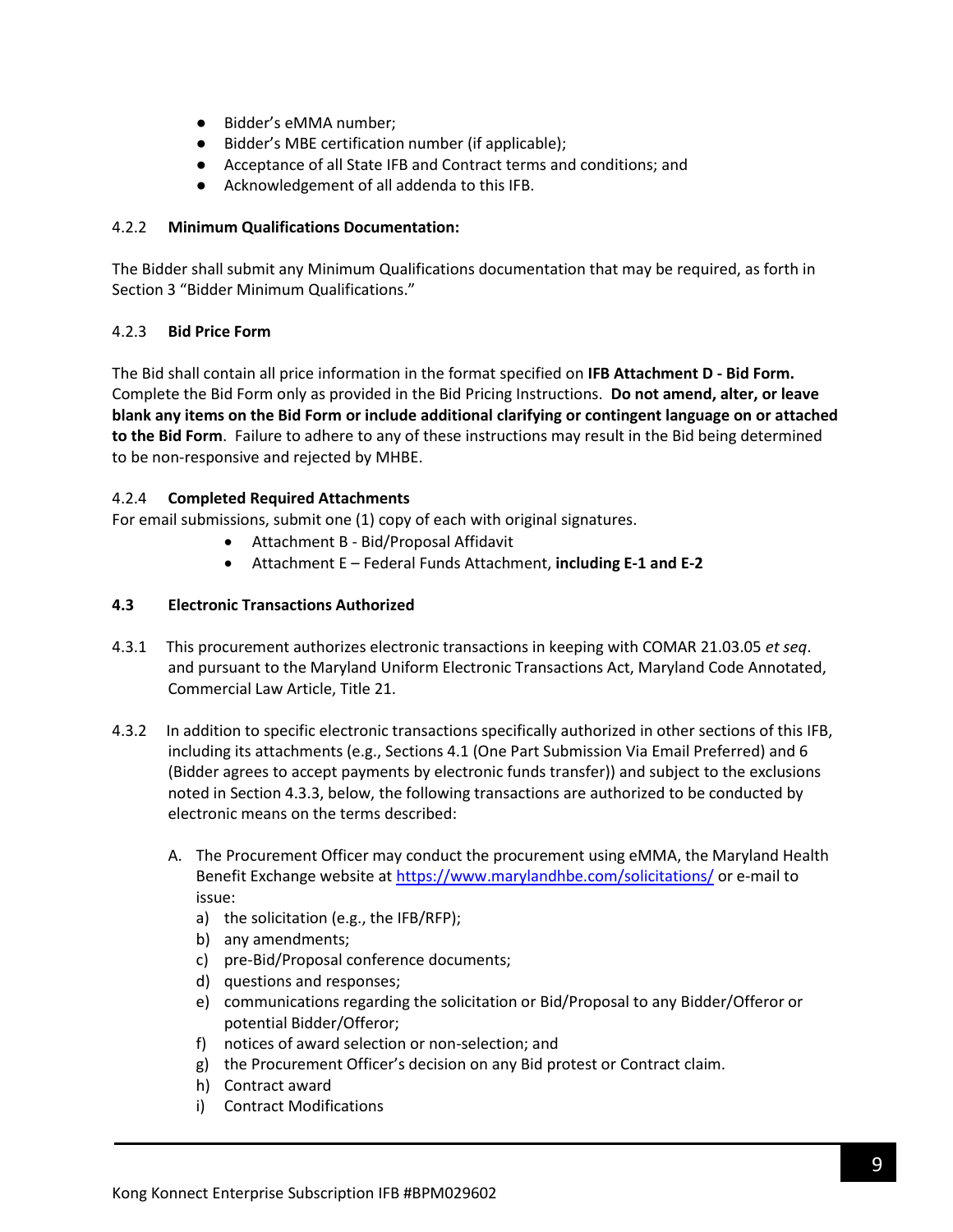- Bidder's eMMA number;
- Bidder's MBE certification number (if applicable);
- Acceptance of all State IFB and Contract terms and conditions; and
- Acknowledgement of all addenda to this IFB.

4.2.2 **Minimum Qualifications Documentation:**

The Bidder shall submit any Minimum Qualifications documentation that may be required, as forth in Section 3 "Bidder Minimum Qualifications."

4.2.3 **Bid Price Form**

The Bid shall contain all price information in the format specified on **IFB Attachment D - Bid Form.** Complete the Bid Form only as provided in the Bid Pricing Instructions. **Do not amend, alter, or leave blank any items on the Bid Form or include additional clarifying or contingent language on or attached to the Bid Form**. Failure to adhere to any of these instructions may result in the Bid being determined to be non-responsive and rejected by MHBE.

4.2.4 **Completed Required Attachments**

For email submissions, submit one (1) copy of each with original signatures.

- Attachment B - Bid/Proposal Affidavit
- Attachment E – Federal Funds Attachment, **including E-1 and E-2**

**4.3 Electronic Transactions Authorized**

4.3.1 This procurement authorizes electronic transactions in keeping with COMAR 21.03.05 *et seq*. and pursuant to the Maryland Uniform Electronic Transactions Act, Maryland Code Annotated, Commercial Law Article, Title 21.

4.3.2 In addition to specific electronic transactions specifically authorized in other sections of this IFB, including its attachments (e.g., Sections 4.1 (One Part Submission Via Email Preferred) and 6 (Bidder agrees to accept payments by electronic funds transfer)) and subject to the exclusions noted in Section 4.3.3, below, the following transactions are authorized to be conducted by electronic means on the terms described:

A. The Procurement Officer may conduct the procurement using eMMA, the Maryland Health Benefit Exchange website at https://www.marylandhbe.com/solicitations/ or e-mail to issue:
   a) the solicitation (e.g., the IFB/RFP);
   b) any amendments;
   c) pre-Bid/Proposal conference documents;
   d) questions and responses;
   e) communications regarding the solicitation or Bid/Proposal to any Bidder/Offeror or potential Bidder/Offeror;
   f) notices of award selection or non-selection; and
   g) the Procurement Officer's decision on any Bid protest or Contract claim.
   h) Contract award
   i) Contract Modifications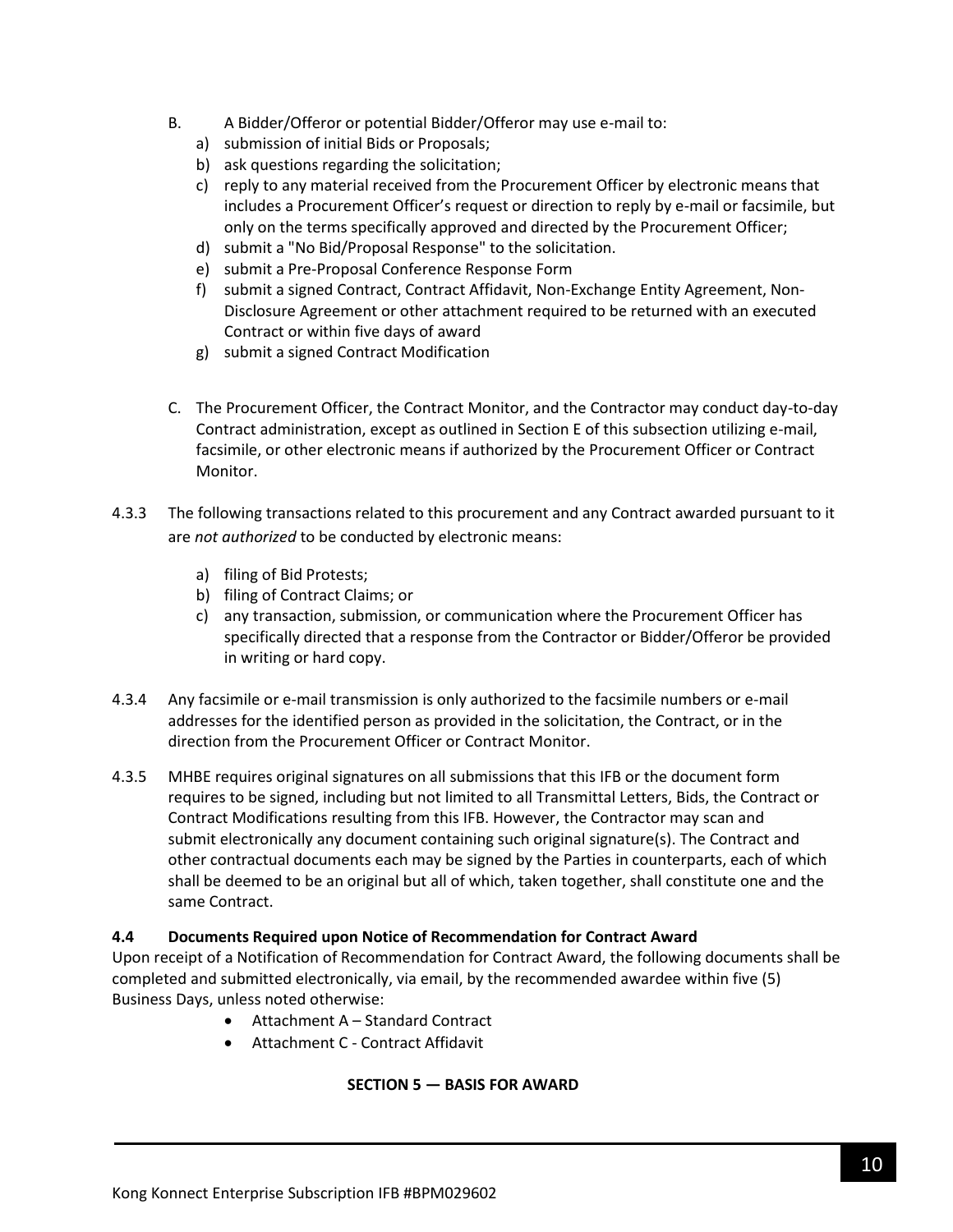B. A Bidder/Offeror or potential Bidder/Offeror may use e-mail to:

a) submission of initial Bids or Proposals;
b) ask questions regarding the solicitation;
c) reply to any material received from the Procurement Officer by electronic means that includes a Procurement Officer's request or direction to reply by e-mail or facsimile, but only on the terms specifically approved and directed by the Procurement Officer;
d) submit a "No Bid/Proposal Response" to the solicitation.
e) submit a Pre-Proposal Conference Response Form
f) submit a signed Contract, Contract Affidavit, Non-Exchange Entity Agreement, Non-Disclosure Agreement or other attachment required to be returned with an executed Contract or within five days of award
g) submit a signed Contract Modification

C. The Procurement Officer, the Contract Monitor, and the Contractor may conduct day-to-day Contract administration, except as outlined in Section E of this subsection utilizing e-mail, facsimile, or other electronic means if authorized by the Procurement Officer or Contract Monitor.

4.3.3 The following transactions related to this procurement and any Contract awarded pursuant to it are *not authorized* to be conducted by electronic means:

a) filing of Bid Protests;
b) filing of Contract Claims; or
c) any transaction, submission, or communication where the Procurement Officer has specifically directed that a response from the Contractor or Bidder/Offeror be provided in writing or hard copy.

4.3.4 Any facsimile or e-mail transmission is only authorized to the facsimile numbers or e-mail addresses for the identified person as provided in the solicitation, the Contract, or in the direction from the Procurement Officer or Contract Monitor.

4.3.5 MHBE requires original signatures on all submissions that this IFB or the document form requires to be signed, including but not limited to all Transmittal Letters, Bids, the Contract or Contract Modifications resulting from this IFB. However, the Contractor may scan and submit electronically any document containing such original signature(s). The Contract and other contractual documents each may be signed by the Parties in counterparts, each of which shall be deemed to be an original but all of which, taken together, shall constitute one and the same Contract.

### 4.4 Documents Required upon Notice of Recommendation for Contract Award

Upon receipt of a Notification of Recommendation for Contract Award, the following documents shall be completed and submitted electronically, via email, by the recommended awardee within five (5) Business Days, unless noted otherwise:

- Attachment A – Standard Contract
- Attachment C - Contract Affidavit

## SECTION 5 — BASIS FOR AWARD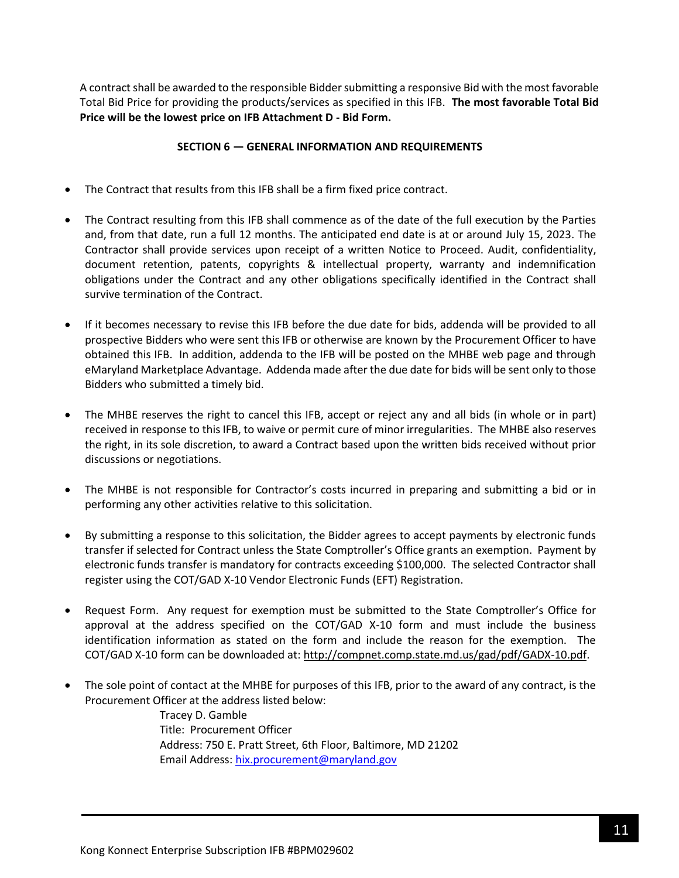A contract shall be awarded to the responsible Bidder submitting a responsive Bid with the most favorable Total Bid Price for providing the products/services as specified in this IFB. **The most favorable Total Bid Price will be the lowest price on IFB Attachment D - Bid Form.**

## SECTION 6 — GENERAL INFORMATION AND REQUIREMENTS

- The Contract that results from this IFB shall be a firm fixed price contract.
- The Contract resulting from this IFB shall commence as of the date of the full execution by the Parties and, from that date, run a full 12 months. The anticipated end date is at or around July 15, 2023. The Contractor shall provide services upon receipt of a written Notice to Proceed. Audit, confidentiality, document retention, patents, copyrights & intellectual property, warranty and indemnification obligations under the Contract and any other obligations specifically identified in the Contract shall survive termination of the Contract.
- If it becomes necessary to revise this IFB before the due date for bids, addenda will be provided to all prospective Bidders who were sent this IFB or otherwise are known by the Procurement Officer to have obtained this IFB. In addition, addenda to the IFB will be posted on the MHBE web page and through eMaryland Marketplace Advantage. Addenda made after the due date for bids will be sent only to those Bidders who submitted a timely bid.
- The MHBE reserves the right to cancel this IFB, accept or reject any and all bids (in whole or in part) received in response to this IFB, to waive or permit cure of minor irregularities. The MHBE also reserves the right, in its sole discretion, to award a Contract based upon the written bids received without prior discussions or negotiations.
- The MHBE is not responsible for Contractor's costs incurred in preparing and submitting a bid or in performing any other activities relative to this solicitation.
- By submitting a response to this solicitation, the Bidder agrees to accept payments by electronic funds transfer if selected for Contract unless the State Comptroller's Office grants an exemption. Payment by electronic funds transfer is mandatory for contracts exceeding $100,000. The selected Contractor shall register using the COT/GAD X-10 Vendor Electronic Funds (EFT) Registration.
- Request Form. Any request for exemption must be submitted to the State Comptroller's Office for approval at the address specified on the COT/GAD X-10 form and must include the business identification information as stated on the form and include the reason for the exemption. The COT/GAD X-10 form can be downloaded at: http://compnet.comp.state.md.us/gad/pdf/GADX-10.pdf.
- The sole point of contact at the MHBE for purposes of this IFB, prior to the award of any contract, is the Procurement Officer at the address listed below:

  Tracey D. Gamble
  Title: Procurement Officer
  Address: 750 E. Pratt Street, 6th Floor, Baltimore, MD 21202
  Email Address: hix.procurement@maryland.gov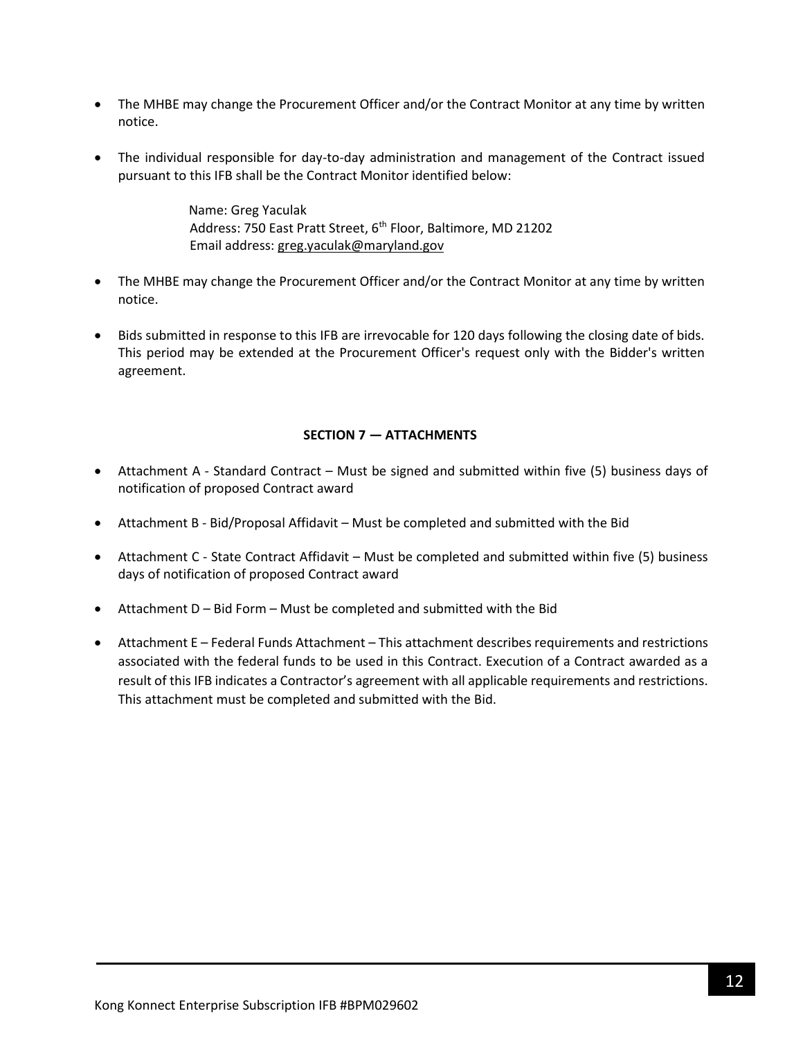- The MHBE may change the Procurement Officer and/or the Contract Monitor at any time by written notice.

- The individual responsible for day-to-day administration and management of the Contract issued pursuant to this IFB shall be the Contract Monitor identified below:

  Name: Greg Yaculak
  Address: 750 East Pratt Street, 6th Floor, Baltimore, MD 21202
  Email address: greg.yaculak@maryland.gov

- The MHBE may change the Procurement Officer and/or the Contract Monitor at any time by written notice.

- Bids submitted in response to this IFB are irrevocable for 120 days following the closing date of bids. This period may be extended at the Procurement Officer's request only with the Bidder's written agreement.

## SECTION 7 — ATTACHMENTS

- Attachment A - Standard Contract – Must be signed and submitted within five (5) business days of notification of proposed Contract award

- Attachment B - Bid/Proposal Affidavit – Must be completed and submitted with the Bid

- Attachment C - State Contract Affidavit – Must be completed and submitted within five (5) business days of notification of proposed Contract award

- Attachment D – Bid Form – Must be completed and submitted with the Bid

- Attachment E – Federal Funds Attachment – This attachment describes requirements and restrictions associated with the federal funds to be used in this Contract. Execution of a Contract awarded as a result of this IFB indicates a Contractor's agreement with all applicable requirements and restrictions. This attachment must be completed and submitted with the Bid.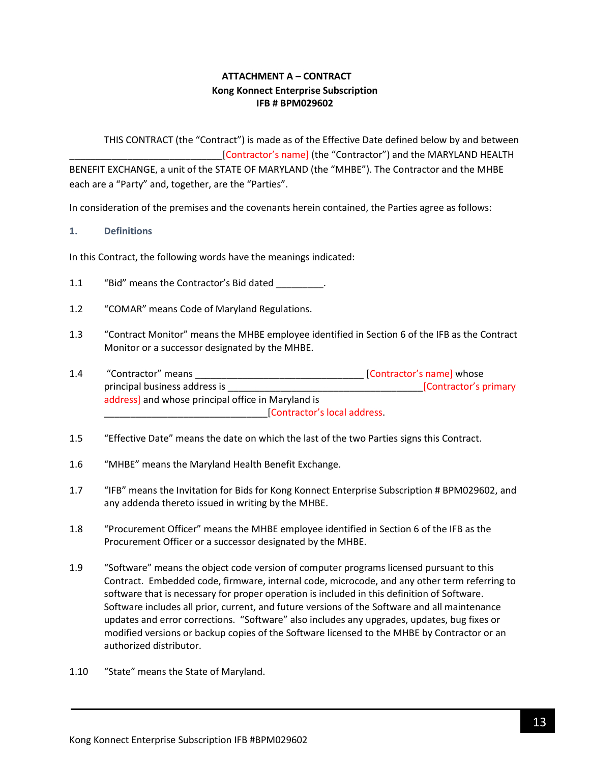**ATTACHMENT A – CONTRACT**
**Kong Konnect Enterprise Subscription**
**IFB # BPM029602**

THIS CONTRACT (the "Contract") is made as of the Effective Date defined below by and between \_\_\_\_\_\_\_\_\_\_\_\_\_\_\_\_\_\_\_\_\_\_\_\_\_\_\_\_\_\_[Contractor's name] (the "Contractor") and the MARYLAND HEALTH BENEFIT EXCHANGE, a unit of the STATE OF MARYLAND (the "MHBE"). The Contractor and the MHBE each are a "Party" and, together, are the "Parties".

In consideration of the premises and the covenants herein contained, the Parties agree as follows:

## 1. Definitions

In this Contract, the following words have the meanings indicated:

1.1 "Bid" means the Contractor's Bid dated \_\_\_\_\_\_\_\_\_.

1.2 "COMAR" means Code of Maryland Regulations.

1.3 "Contract Monitor" means the MHBE employee identified in Section 6 of the IFB as the Contract Monitor or a successor designated by the MHBE.

1.4 "Contractor" means \_\_\_\_\_\_\_\_\_\_\_\_\_\_\_\_\_\_\_\_\_\_\_\_\_\_\_\_\_\_\_\_\_ [Contractor's name] whose principal business address is \_\_\_\_\_\_\_\_\_\_\_\_\_\_\_\_\_\_\_\_\_\_\_\_\_\_\_\_\_\_\_\_\_\_\_\_\_\_[Contractor's primary address] and whose principal office in Maryland is \_\_\_\_\_\_\_\_\_\_\_\_\_\_\_\_\_\_\_\_\_\_\_\_\_\_\_\_\_\_\_\_[Contractor's local address.

1.5 "Effective Date" means the date on which the last of the two Parties signs this Contract.

1.6 "MHBE" means the Maryland Health Benefit Exchange.

1.7 "IFB" means the Invitation for Bids for Kong Konnect Enterprise Subscription # BPM029602, and any addenda thereto issued in writing by the MHBE.

1.8 "Procurement Officer" means the MHBE employee identified in Section 6 of the IFB as the Procurement Officer or a successor designated by the MHBE.

1.9 "Software" means the object code version of computer programs licensed pursuant to this Contract. Embedded code, firmware, internal code, microcode, and any other term referring to software that is necessary for proper operation is included in this definition of Software. Software includes all prior, current, and future versions of the Software and all maintenance updates and error corrections. "Software" also includes any upgrades, updates, bug fixes or modified versions or backup copies of the Software licensed to the MHBE by Contractor or an authorized distributor.

1.10 "State" means the State of Maryland.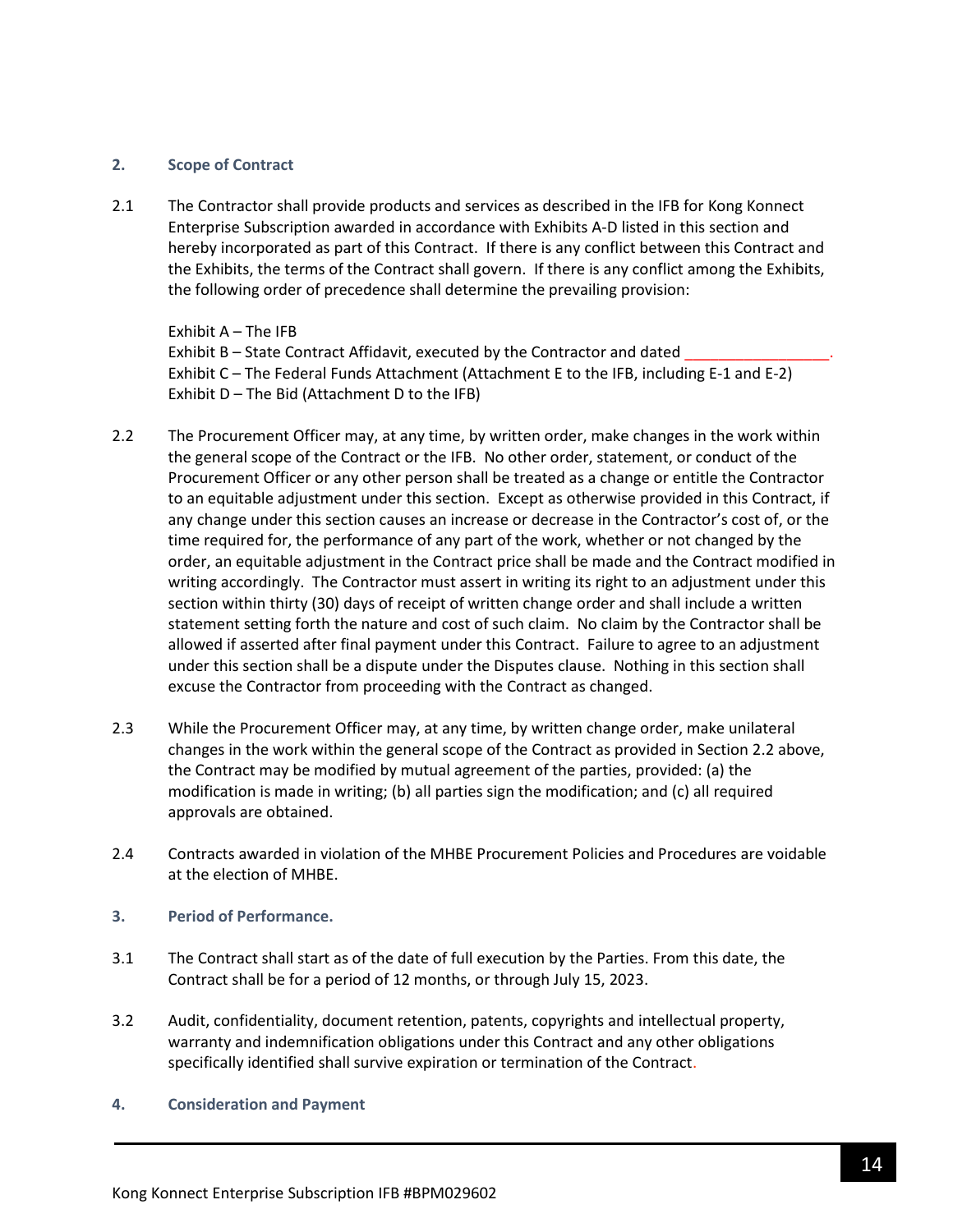## 2. Scope of Contract

2.1 The Contractor shall provide products and services as described in the IFB for Kong Konnect Enterprise Subscription awarded in accordance with Exhibits A-D listed in this section and hereby incorporated as part of this Contract. If there is any conflict between this Contract and the Exhibits, the terms of the Contract shall govern. If there is any conflict among the Exhibits, the following order of precedence shall determine the prevailing provision:

Exhibit A – The IFB
Exhibit B – State Contract Affidavit, executed by the Contractor and dated ________________.
Exhibit C – The Federal Funds Attachment (Attachment E to the IFB, including E-1 and E-2)
Exhibit D – The Bid (Attachment D to the IFB)

2.2 The Procurement Officer may, at any time, by written order, make changes in the work within the general scope of the Contract or the IFB. No other order, statement, or conduct of the Procurement Officer or any other person shall be treated as a change or entitle the Contractor to an equitable adjustment under this section. Except as otherwise provided in this Contract, if any change under this section causes an increase or decrease in the Contractor's cost of, or the time required for, the performance of any part of the work, whether or not changed by the order, an equitable adjustment in the Contract price shall be made and the Contract modified in writing accordingly. The Contractor must assert in writing its right to an adjustment under this section within thirty (30) days of receipt of written change order and shall include a written statement setting forth the nature and cost of such claim. No claim by the Contractor shall be allowed if asserted after final payment under this Contract. Failure to agree to an adjustment under this section shall be a dispute under the Disputes clause. Nothing in this section shall excuse the Contractor from proceeding with the Contract as changed.

2.3 While the Procurement Officer may, at any time, by written change order, make unilateral changes in the work within the general scope of the Contract as provided in Section 2.2 above, the Contract may be modified by mutual agreement of the parties, provided: (a) the modification is made in writing; (b) all parties sign the modification; and (c) all required approvals are obtained.

2.4 Contracts awarded in violation of the MHBE Procurement Policies and Procedures are voidable at the election of MHBE.

## 3. Period of Performance.

3.1 The Contract shall start as of the date of full execution by the Parties. From this date, the Contract shall be for a period of 12 months, or through July 15, 2023.

3.2 Audit, confidentiality, document retention, patents, copyrights and intellectual property, warranty and indemnification obligations under this Contract and any other obligations specifically identified shall survive expiration or termination of the Contract.

## 4. Consideration and Payment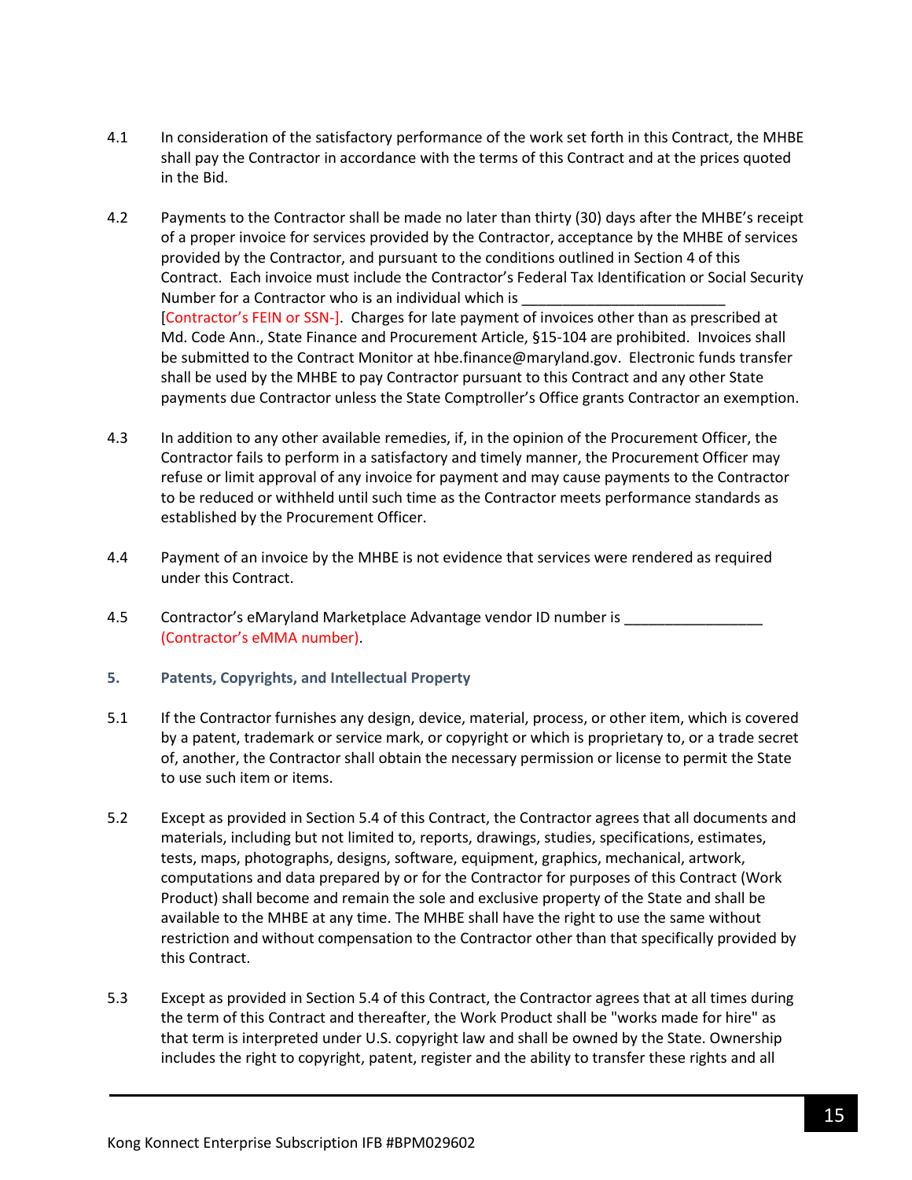4.1 In consideration of the satisfactory performance of the work set forth in this Contract, the MHBE shall pay the Contractor in accordance with the terms of this Contract and at the prices quoted in the Bid.

4.2 Payments to the Contractor shall be made no later than thirty (30) days after the MHBE's receipt of a proper invoice for services provided by the Contractor, acceptance by the MHBE of services provided by the Contractor, and pursuant to the conditions outlined in Section 4 of this Contract. Each invoice must include the Contractor's Federal Tax Identification or Social Security Number for a Contractor who is an individual which is _________________________ [Contractor's FEIN or SSN-]. Charges for late payment of invoices other than as prescribed at Md. Code Ann., State Finance and Procurement Article, §15-104 are prohibited. Invoices shall be submitted to the Contract Monitor at hbe.finance@maryland.gov. Electronic funds transfer shall be used by the MHBE to pay Contractor pursuant to this Contract and any other State payments due Contractor unless the State Comptroller's Office grants Contractor an exemption.

4.3 In addition to any other available remedies, if, in the opinion of the Procurement Officer, the Contractor fails to perform in a satisfactory and timely manner, the Procurement Officer may refuse or limit approval of any invoice for payment and may cause payments to the Contractor to be reduced or withheld until such time as the Contractor meets performance standards as established by the Procurement Officer.

4.4 Payment of an invoice by the MHBE is not evidence that services were rendered as required under this Contract.

4.5 Contractor's eMaryland Marketplace Advantage vendor ID number is _________________ (Contractor's eMMA number).

### 5. Patents, Copyrights, and Intellectual Property

5.1 If the Contractor furnishes any design, device, material, process, or other item, which is covered by a patent, trademark or service mark, or copyright or which is proprietary to, or a trade secret of, another, the Contractor shall obtain the necessary permission or license to permit the State to use such item or items.

5.2 Except as provided in Section 5.4 of this Contract, the Contractor agrees that all documents and materials, including but not limited to, reports, drawings, studies, specifications, estimates, tests, maps, photographs, designs, software, equipment, graphics, mechanical, artwork, computations and data prepared by or for the Contractor for purposes of this Contract (Work Product) shall become and remain the sole and exclusive property of the State and shall be available to the MHBE at any time. The MHBE shall have the right to use the same without restriction and without compensation to the Contractor other than that specifically provided by this Contract.

5.3 Except as provided in Section 5.4 of this Contract, the Contractor agrees that at all times during the term of this Contract and thereafter, the Work Product shall be "works made for hire" as that term is interpreted under U.S. copyright law and shall be owned by the State. Ownership includes the right to copyright, patent, register and the ability to transfer these rights and all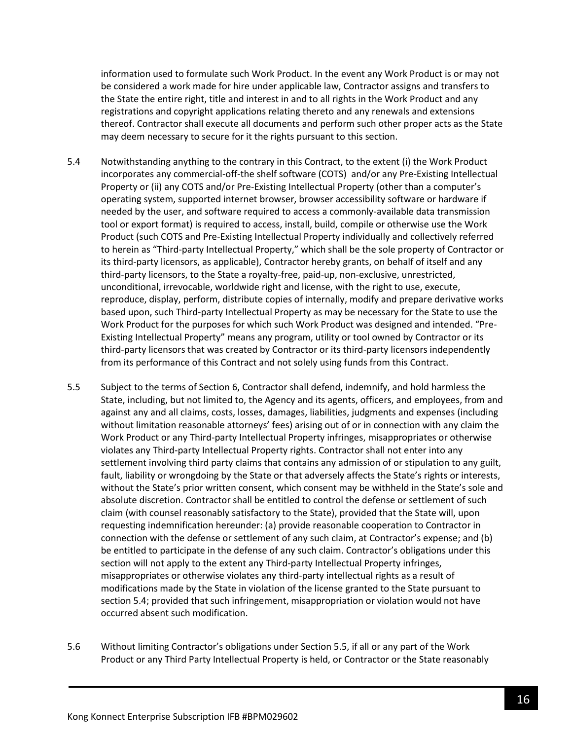information used to formulate such Work Product. In the event any Work Product is or may not be considered a work made for hire under applicable law, Contractor assigns and transfers to the State the entire right, title and interest in and to all rights in the Work Product and any registrations and copyright applications relating thereto and any renewals and extensions thereof. Contractor shall execute all documents and perform such other proper acts as the State may deem necessary to secure for it the rights pursuant to this section.

5.4 Notwithstanding anything to the contrary in this Contract, to the extent (i) the Work Product incorporates any commercial-off-the shelf software (COTS) and/or any Pre-Existing Intellectual Property or (ii) any COTS and/or Pre-Existing Intellectual Property (other than a computer's operating system, supported internet browser, browser accessibility software or hardware if needed by the user, and software required to access a commonly-available data transmission tool or export format) is required to access, install, build, compile or otherwise use the Work Product (such COTS and Pre-Existing Intellectual Property individually and collectively referred to herein as "Third-party Intellectual Property," which shall be the sole property of Contractor or its third-party licensors, as applicable), Contractor hereby grants, on behalf of itself and any third-party licensors, to the State a royalty-free, paid-up, non-exclusive, unrestricted, unconditional, irrevocable, worldwide right and license, with the right to use, execute, reproduce, display, perform, distribute copies of internally, modify and prepare derivative works based upon, such Third-party Intellectual Property as may be necessary for the State to use the Work Product for the purposes for which such Work Product was designed and intended. "Pre-Existing Intellectual Property" means any program, utility or tool owned by Contractor or its third-party licensors that was created by Contractor or its third-party licensors independently from its performance of this Contract and not solely using funds from this Contract.

5.5 Subject to the terms of Section 6, Contractor shall defend, indemnify, and hold harmless the State, including, but not limited to, the Agency and its agents, officers, and employees, from and against any and all claims, costs, losses, damages, liabilities, judgments and expenses (including without limitation reasonable attorneys' fees) arising out of or in connection with any claim the Work Product or any Third-party Intellectual Property infringes, misappropriates or otherwise violates any Third-party Intellectual Property rights. Contractor shall not enter into any settlement involving third party claims that contains any admission of or stipulation to any guilt, fault, liability or wrongdoing by the State or that adversely affects the State's rights or interests, without the State's prior written consent, which consent may be withheld in the State's sole and absolute discretion. Contractor shall be entitled to control the defense or settlement of such claim (with counsel reasonably satisfactory to the State), provided that the State will, upon requesting indemnification hereunder: (a) provide reasonable cooperation to Contractor in connection with the defense or settlement of any such claim, at Contractor's expense; and (b) be entitled to participate in the defense of any such claim. Contractor's obligations under this section will not apply to the extent any Third-party Intellectual Property infringes, misappropriates or otherwise violates any third-party intellectual rights as a result of modifications made by the State in violation of the license granted to the State pursuant to section 5.4; provided that such infringement, misappropriation or violation would not have occurred absent such modification.

5.6 Without limiting Contractor's obligations under Section 5.5, if all or any part of the Work Product or any Third Party Intellectual Property is held, or Contractor or the State reasonably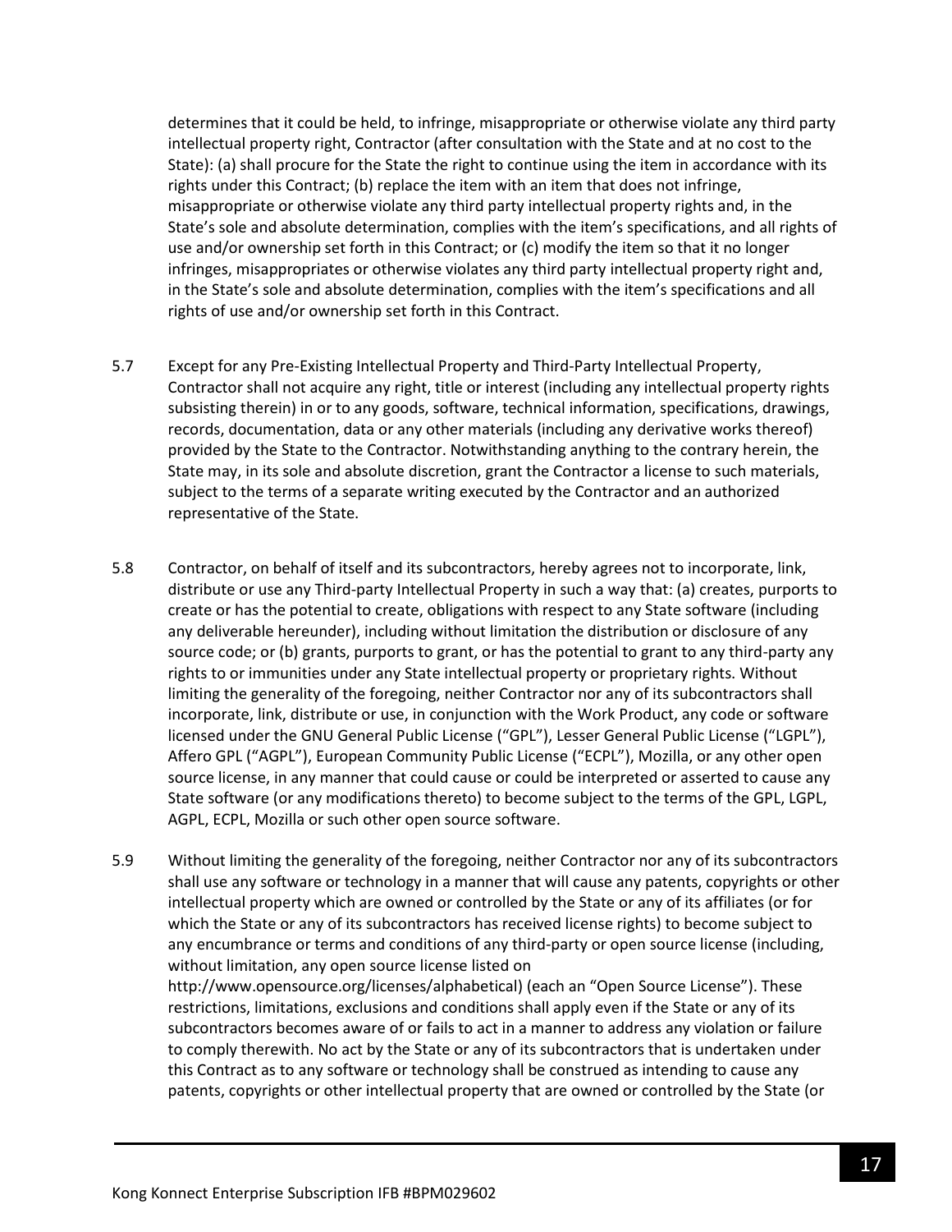determines that it could be held, to infringe, misappropriate or otherwise violate any third party intellectual property right, Contractor (after consultation with the State and at no cost to the State): (a) shall procure for the State the right to continue using the item in accordance with its rights under this Contract; (b) replace the item with an item that does not infringe, misappropriate or otherwise violate any third party intellectual property rights and, in the State's sole and absolute determination, complies with the item's specifications, and all rights of use and/or ownership set forth in this Contract; or (c) modify the item so that it no longer infringes, misappropriates or otherwise violates any third party intellectual property right and, in the State's sole and absolute determination, complies with the item's specifications and all rights of use and/or ownership set forth in this Contract.

5.7 Except for any Pre-Existing Intellectual Property and Third-Party Intellectual Property, Contractor shall not acquire any right, title or interest (including any intellectual property rights subsisting therein) in or to any goods, software, technical information, specifications, drawings, records, documentation, data or any other materials (including any derivative works thereof) provided by the State to the Contractor. Notwithstanding anything to the contrary herein, the State may, in its sole and absolute discretion, grant the Contractor a license to such materials, subject to the terms of a separate writing executed by the Contractor and an authorized representative of the State.

5.8 Contractor, on behalf of itself and its subcontractors, hereby agrees not to incorporate, link, distribute or use any Third-party Intellectual Property in such a way that: (a) creates, purports to create or has the potential to create, obligations with respect to any State software (including any deliverable hereunder), including without limitation the distribution or disclosure of any source code; or (b) grants, purports to grant, or has the potential to grant to any third-party any rights to or immunities under any State intellectual property or proprietary rights. Without limiting the generality of the foregoing, neither Contractor nor any of its subcontractors shall incorporate, link, distribute or use, in conjunction with the Work Product, any code or software licensed under the GNU General Public License ("GPL"), Lesser General Public License ("LGPL"), Affero GPL ("AGPL"), European Community Public License ("ECPL"), Mozilla, or any other open source license, in any manner that could cause or could be interpreted or asserted to cause any State software (or any modifications thereto) to become subject to the terms of the GPL, LGPL, AGPL, ECPL, Mozilla or such other open source software.

5.9 Without limiting the generality of the foregoing, neither Contractor nor any of its subcontractors shall use any software or technology in a manner that will cause any patents, copyrights or other intellectual property which are owned or controlled by the State or any of its affiliates (or for which the State or any of its subcontractors has received license rights) to become subject to any encumbrance or terms and conditions of any third-party or open source license (including, without limitation, any open source license listed on http://www.opensource.org/licenses/alphabetical) (each an "Open Source License"). These restrictions, limitations, exclusions and conditions shall apply even if the State or any of its subcontractors becomes aware of or fails to act in a manner to address any violation or failure to comply therewith. No act by the State or any of its subcontractors that is undertaken under this Contract as to any software or technology shall be construed as intending to cause any patents, copyrights or other intellectual property that are owned or controlled by the State (or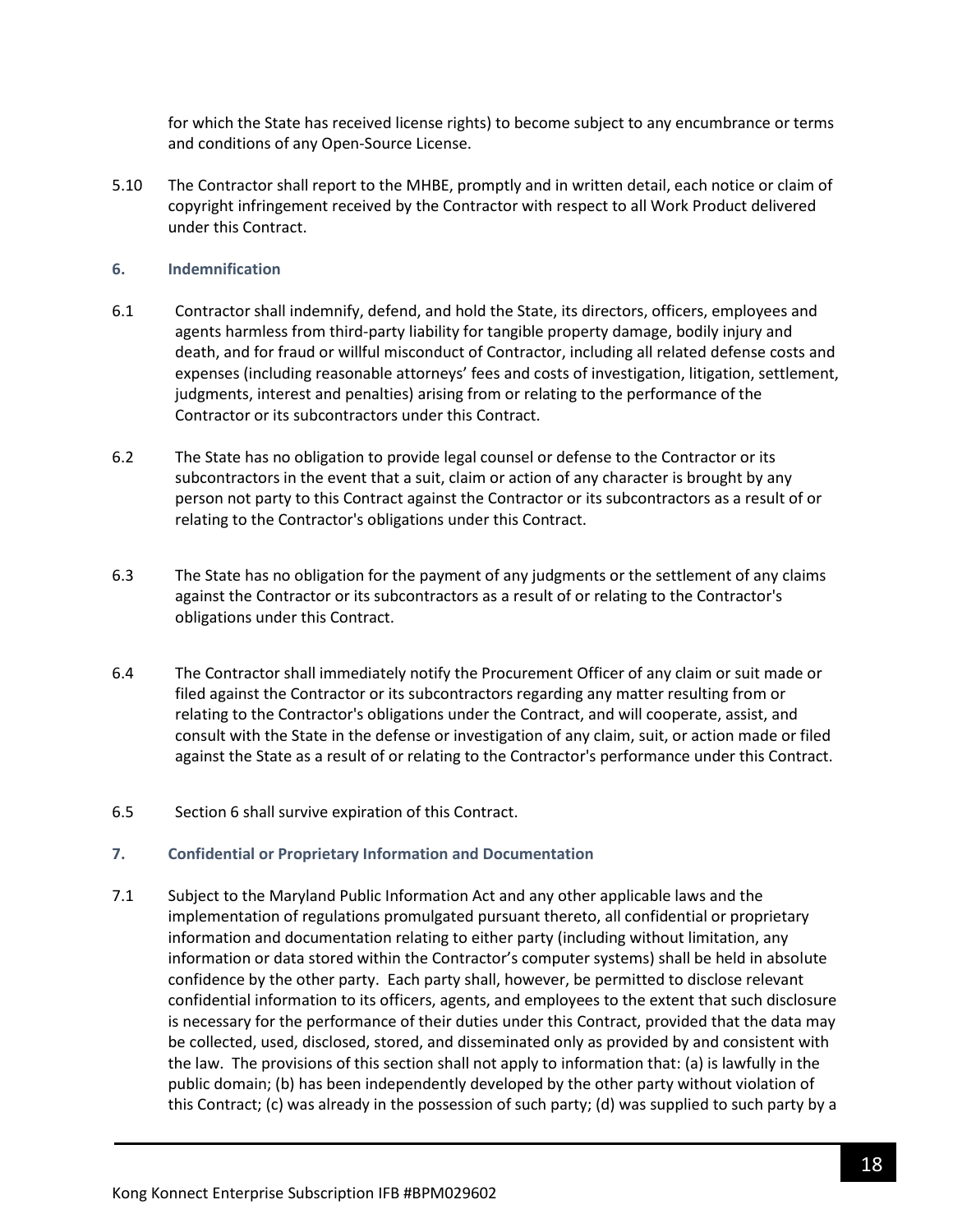for which the State has received license rights) to become subject to any encumbrance or terms and conditions of any Open-Source License.

5.10 The Contractor shall report to the MHBE, promptly and in written detail, each notice or claim of copyright infringement received by the Contractor with respect to all Work Product delivered under this Contract.

## 6. Indemnification

6.1 Contractor shall indemnify, defend, and hold the State, its directors, officers, employees and agents harmless from third-party liability for tangible property damage, bodily injury and death, and for fraud or willful misconduct of Contractor, including all related defense costs and expenses (including reasonable attorneys' fees and costs of investigation, litigation, settlement, judgments, interest and penalties) arising from or relating to the performance of the Contractor or its subcontractors under this Contract.

6.2 The State has no obligation to provide legal counsel or defense to the Contractor or its subcontractors in the event that a suit, claim or action of any character is brought by any person not party to this Contract against the Contractor or its subcontractors as a result of or relating to the Contractor's obligations under this Contract.

6.3 The State has no obligation for the payment of any judgments or the settlement of any claims against the Contractor or its subcontractors as a result of or relating to the Contractor's obligations under this Contract.

6.4 The Contractor shall immediately notify the Procurement Officer of any claim or suit made or filed against the Contractor or its subcontractors regarding any matter resulting from or relating to the Contractor's obligations under the Contract, and will cooperate, assist, and consult with the State in the defense or investigation of any claim, suit, or action made or filed against the State as a result of or relating to the Contractor's performance under this Contract.

6.5 Section 6 shall survive expiration of this Contract.

## 7. Confidential or Proprietary Information and Documentation

7.1 Subject to the Maryland Public Information Act and any other applicable laws and the implementation of regulations promulgated pursuant thereto, all confidential or proprietary information and documentation relating to either party (including without limitation, any information or data stored within the Contractor's computer systems) shall be held in absolute confidence by the other party. Each party shall, however, be permitted to disclose relevant confidential information to its officers, agents, and employees to the extent that such disclosure is necessary for the performance of their duties under this Contract, provided that the data may be collected, used, disclosed, stored, and disseminated only as provided by and consistent with the law. The provisions of this section shall not apply to information that: (a) is lawfully in the public domain; (b) has been independently developed by the other party without violation of this Contract; (c) was already in the possession of such party; (d) was supplied to such party by a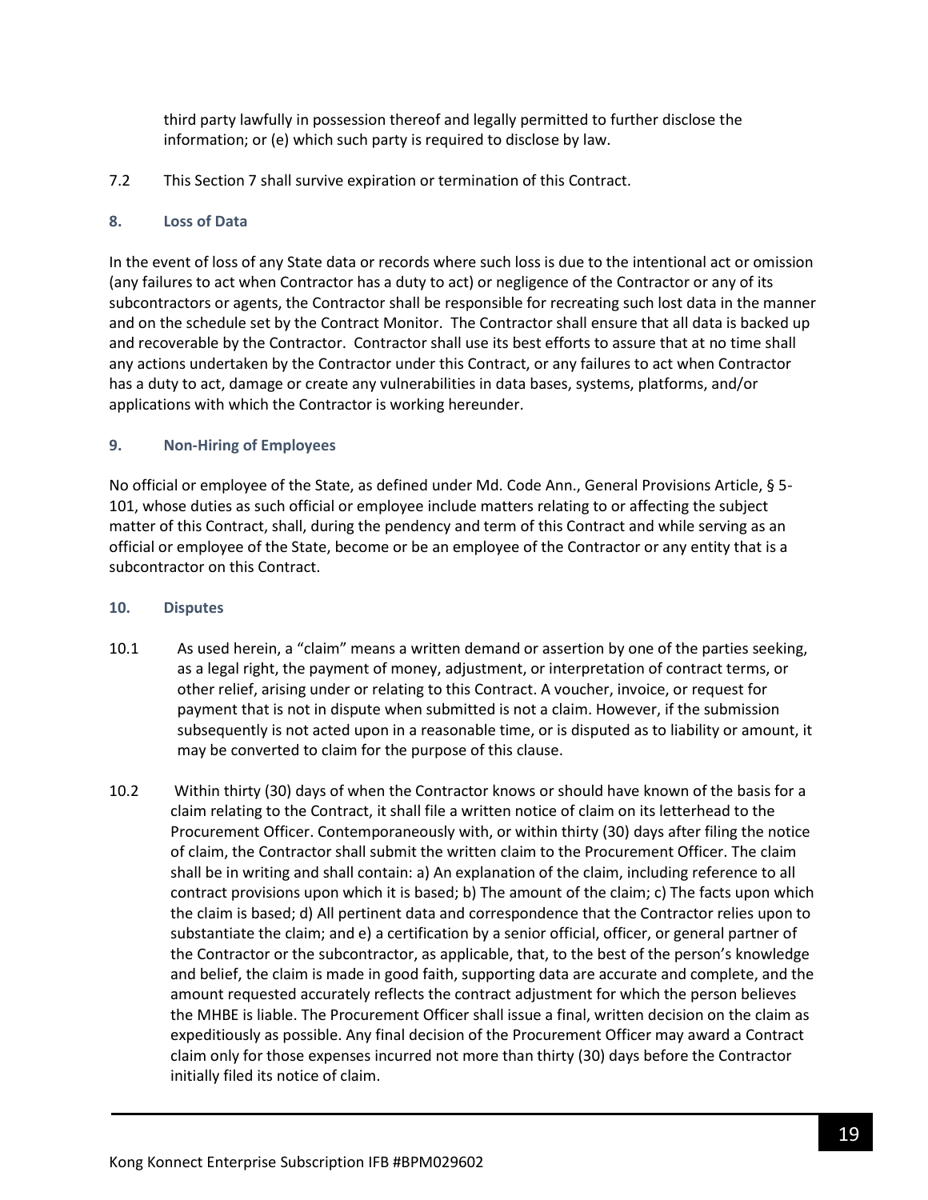third party lawfully in possession thereof and legally permitted to further disclose the information; or (e) which such party is required to disclose by law.

7.2 This Section 7 shall survive expiration or termination of this Contract.

### 8. Loss of Data

In the event of loss of any State data or records where such loss is due to the intentional act or omission (any failures to act when Contractor has a duty to act) or negligence of the Contractor or any of its subcontractors or agents, the Contractor shall be responsible for recreating such lost data in the manner and on the schedule set by the Contract Monitor. The Contractor shall ensure that all data is backed up and recoverable by the Contractor. Contractor shall use its best efforts to assure that at no time shall any actions undertaken by the Contractor under this Contract, or any failures to act when Contractor has a duty to act, damage or create any vulnerabilities in data bases, systems, platforms, and/or applications with which the Contractor is working hereunder.

### 9. Non-Hiring of Employees

No official or employee of the State, as defined under Md. Code Ann., General Provisions Article, § 5-101, whose duties as such official or employee include matters relating to or affecting the subject matter of this Contract, shall, during the pendency and term of this Contract and while serving as an official or employee of the State, become or be an employee of the Contractor or any entity that is a subcontractor on this Contract.

### 10. Disputes

10.1 As used herein, a "claim" means a written demand or assertion by one of the parties seeking, as a legal right, the payment of money, adjustment, or interpretation of contract terms, or other relief, arising under or relating to this Contract. A voucher, invoice, or request for payment that is not in dispute when submitted is not a claim. However, if the submission subsequently is not acted upon in a reasonable time, or is disputed as to liability or amount, it may be converted to claim for the purpose of this clause.

10.2 Within thirty (30) days of when the Contractor knows or should have known of the basis for a claim relating to the Contract, it shall file a written notice of claim on its letterhead to the Procurement Officer. Contemporaneously with, or within thirty (30) days after filing the notice of claim, the Contractor shall submit the written claim to the Procurement Officer. The claim shall be in writing and shall contain: a) An explanation of the claim, including reference to all contract provisions upon which it is based; b) The amount of the claim; c) The facts upon which the claim is based; d) All pertinent data and correspondence that the Contractor relies upon to substantiate the claim; and e) a certification by a senior official, officer, or general partner of the Contractor or the subcontractor, as applicable, that, to the best of the person's knowledge and belief, the claim is made in good faith, supporting data are accurate and complete, and the amount requested accurately reflects the contract adjustment for which the person believes the MHBE is liable. The Procurement Officer shall issue a final, written decision on the claim as expeditiously as possible. Any final decision of the Procurement Officer may award a Contract claim only for those expenses incurred not more than thirty (30) days before the Contractor initially filed its notice of claim.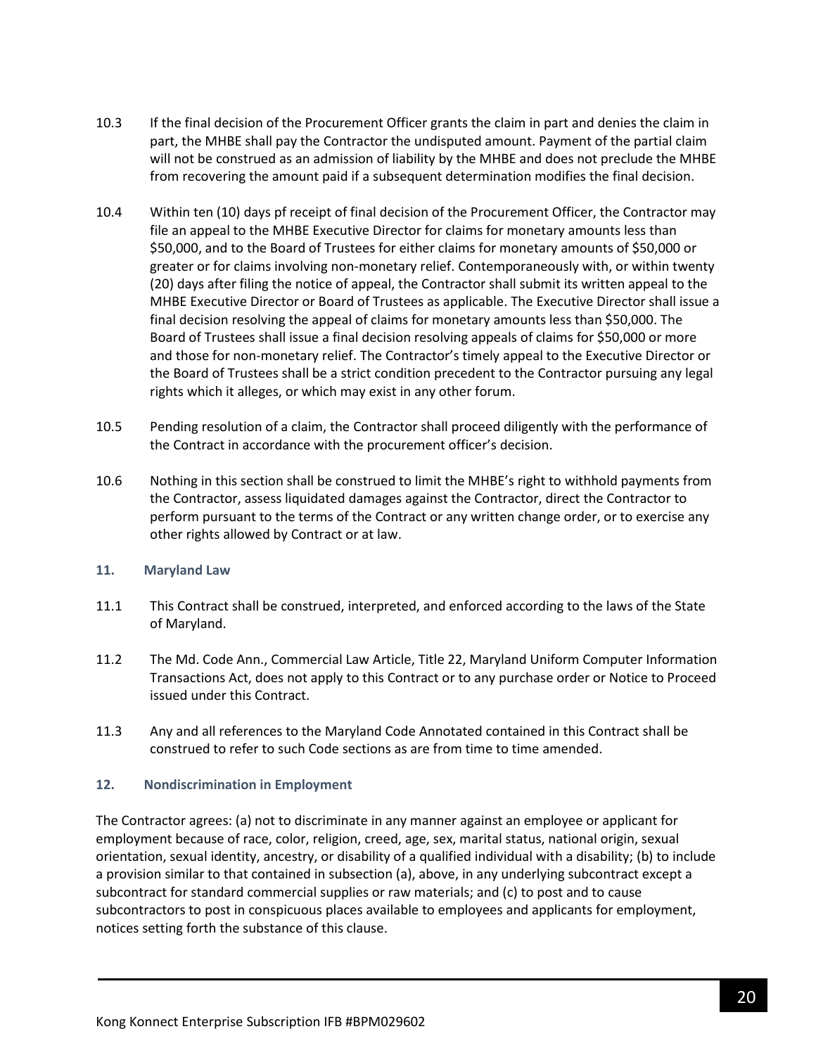10.3 If the final decision of the Procurement Officer grants the claim in part and denies the claim in part, the MHBE shall pay the Contractor the undisputed amount. Payment of the partial claim will not be construed as an admission of liability by the MHBE and does not preclude the MHBE from recovering the amount paid if a subsequent determination modifies the final decision.

10.4 Within ten (10) days pf receipt of final decision of the Procurement Officer, the Contractor may file an appeal to the MHBE Executive Director for claims for monetary amounts less than $50,000, and to the Board of Trustees for either claims for monetary amounts of $50,000 or greater or for claims involving non-monetary relief. Contemporaneously with, or within twenty (20) days after filing the notice of appeal, the Contractor shall submit its written appeal to the MHBE Executive Director or Board of Trustees as applicable. The Executive Director shall issue a final decision resolving the appeal of claims for monetary amounts less than $50,000. The Board of Trustees shall issue a final decision resolving appeals of claims for $50,000 or more and those for non-monetary relief. The Contractor's timely appeal to the Executive Director or the Board of Trustees shall be a strict condition precedent to the Contractor pursuing any legal rights which it alleges, or which may exist in any other forum.

10.5 Pending resolution of a claim, the Contractor shall proceed diligently with the performance of the Contract in accordance with the procurement officer's decision.

10.6 Nothing in this section shall be construed to limit the MHBE's right to withhold payments from the Contractor, assess liquidated damages against the Contractor, direct the Contractor to perform pursuant to the terms of the Contract or any written change order, or to exercise any other rights allowed by Contract or at law.

### 11. Maryland Law

11.1 This Contract shall be construed, interpreted, and enforced according to the laws of the State of Maryland.

11.2 The Md. Code Ann., Commercial Law Article, Title 22, Maryland Uniform Computer Information Transactions Act, does not apply to this Contract or to any purchase order or Notice to Proceed issued under this Contract.

11.3 Any and all references to the Maryland Code Annotated contained in this Contract shall be construed to refer to such Code sections as are from time to time amended.

### 12. Nondiscrimination in Employment

The Contractor agrees: (a) not to discriminate in any manner against an employee or applicant for employment because of race, color, religion, creed, age, sex, marital status, national origin, sexual orientation, sexual identity, ancestry, or disability of a qualified individual with a disability; (b) to include a provision similar to that contained in subsection (a), above, in any underlying subcontract except a subcontract for standard commercial supplies or raw materials; and (c) to post and to cause subcontractors to post in conspicuous places available to employees and applicants for employment, notices setting forth the substance of this clause.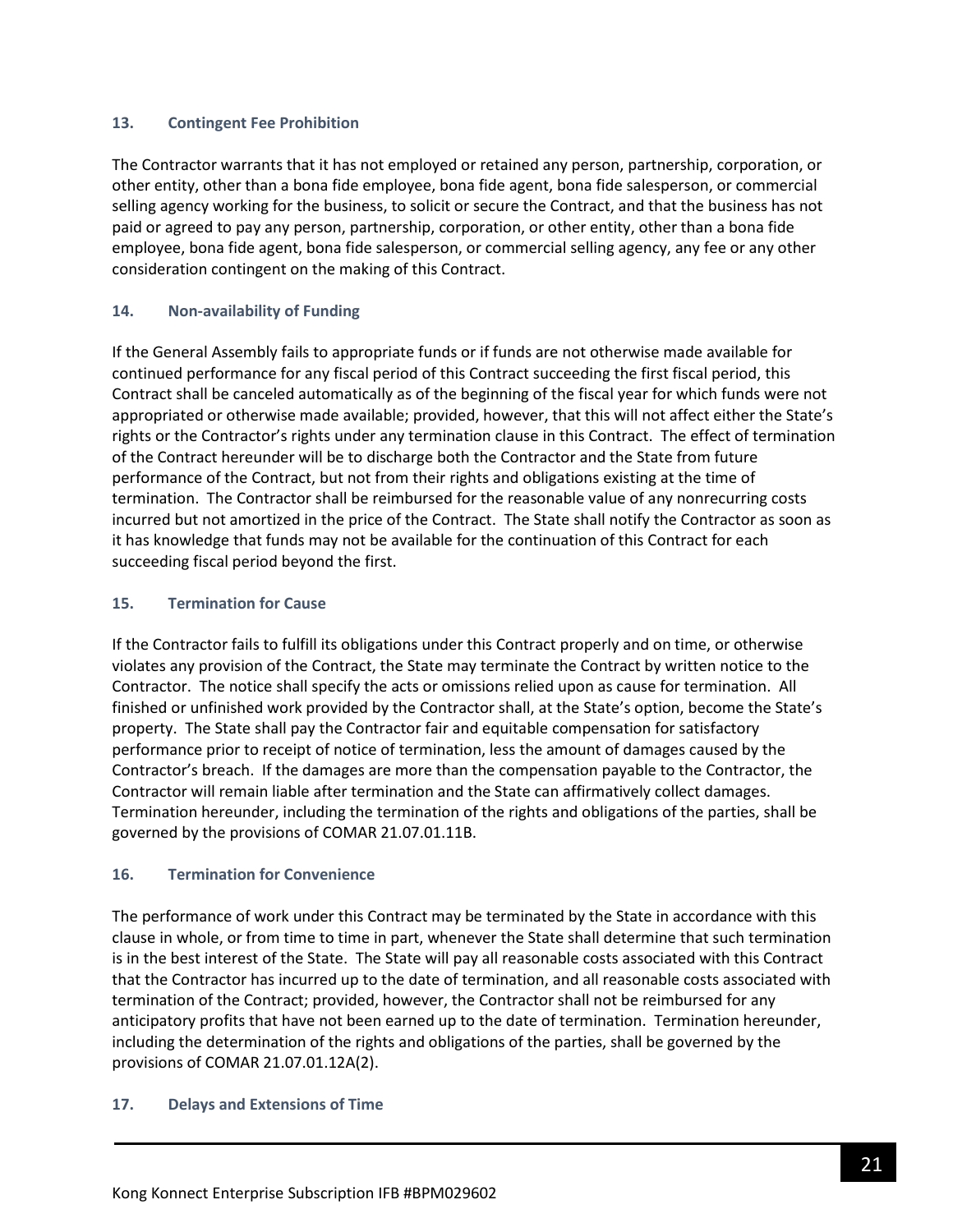### 13. Contingent Fee Prohibition

The Contractor warrants that it has not employed or retained any person, partnership, corporation, or other entity, other than a bona fide employee, bona fide agent, bona fide salesperson, or commercial selling agency working for the business, to solicit or secure the Contract, and that the business has not paid or agreed to pay any person, partnership, corporation, or other entity, other than a bona fide employee, bona fide agent, bona fide salesperson, or commercial selling agency, any fee or any other consideration contingent on the making of this Contract.

### 14. Non-availability of Funding

If the General Assembly fails to appropriate funds or if funds are not otherwise made available for continued performance for any fiscal period of this Contract succeeding the first fiscal period, this Contract shall be canceled automatically as of the beginning of the fiscal year for which funds were not appropriated or otherwise made available; provided, however, that this will not affect either the State's rights or the Contractor's rights under any termination clause in this Contract. The effect of termination of the Contract hereunder will be to discharge both the Contractor and the State from future performance of the Contract, but not from their rights and obligations existing at the time of termination. The Contractor shall be reimbursed for the reasonable value of any nonrecurring costs incurred but not amortized in the price of the Contract. The State shall notify the Contractor as soon as it has knowledge that funds may not be available for the continuation of this Contract for each succeeding fiscal period beyond the first.

### 15. Termination for Cause

If the Contractor fails to fulfill its obligations under this Contract properly and on time, or otherwise violates any provision of the Contract, the State may terminate the Contract by written notice to the Contractor. The notice shall specify the acts or omissions relied upon as cause for termination. All finished or unfinished work provided by the Contractor shall, at the State's option, become the State's property. The State shall pay the Contractor fair and equitable compensation for satisfactory performance prior to receipt of notice of termination, less the amount of damages caused by the Contractor's breach. If the damages are more than the compensation payable to the Contractor, the Contractor will remain liable after termination and the State can affirmatively collect damages. Termination hereunder, including the termination of the rights and obligations of the parties, shall be governed by the provisions of COMAR 21.07.01.11B.

### 16. Termination for Convenience

The performance of work under this Contract may be terminated by the State in accordance with this clause in whole, or from time to time in part, whenever the State shall determine that such termination is in the best interest of the State. The State will pay all reasonable costs associated with this Contract that the Contractor has incurred up to the date of termination, and all reasonable costs associated with termination of the Contract; provided, however, the Contractor shall not be reimbursed for any anticipatory profits that have not been earned up to the date of termination. Termination hereunder, including the determination of the rights and obligations of the parties, shall be governed by the provisions of COMAR 21.07.01.12A(2).

### 17. Delays and Extensions of Time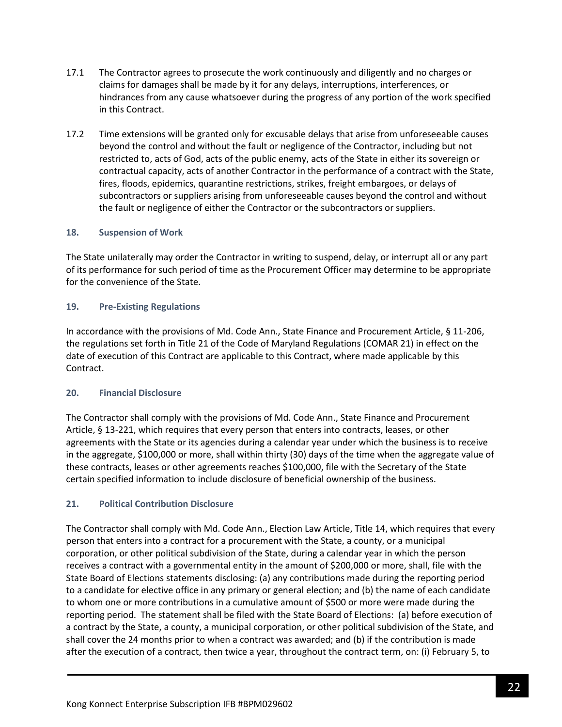17.1 The Contractor agrees to prosecute the work continuously and diligently and no charges or claims for damages shall be made by it for any delays, interruptions, interferences, or hindrances from any cause whatsoever during the progress of any portion of the work specified in this Contract.

17.2 Time extensions will be granted only for excusable delays that arise from unforeseeable causes beyond the control and without the fault or negligence of the Contractor, including but not restricted to, acts of God, acts of the public enemy, acts of the State in either its sovereign or contractual capacity, acts of another Contractor in the performance of a contract with the State, fires, floods, epidemics, quarantine restrictions, strikes, freight embargoes, or delays of subcontractors or suppliers arising from unforeseeable causes beyond the control and without the fault or negligence of either the Contractor or the subcontractors or suppliers.

### 18. Suspension of Work

The State unilaterally may order the Contractor in writing to suspend, delay, or interrupt all or any part of its performance for such period of time as the Procurement Officer may determine to be appropriate for the convenience of the State.

### 19. Pre-Existing Regulations

In accordance with the provisions of Md. Code Ann., State Finance and Procurement Article, § 11-206, the regulations set forth in Title 21 of the Code of Maryland Regulations (COMAR 21) in effect on the date of execution of this Contract are applicable to this Contract, where made applicable by this Contract.

### 20. Financial Disclosure

The Contractor shall comply with the provisions of Md. Code Ann., State Finance and Procurement Article, § 13-221, which requires that every person that enters into contracts, leases, or other agreements with the State or its agencies during a calendar year under which the business is to receive in the aggregate, $100,000 or more, shall within thirty (30) days of the time when the aggregate value of these contracts, leases or other agreements reaches $100,000, file with the Secretary of the State certain specified information to include disclosure of beneficial ownership of the business.

### 21. Political Contribution Disclosure

The Contractor shall comply with Md. Code Ann., Election Law Article, Title 14, which requires that every person that enters into a contract for a procurement with the State, a county, or a municipal corporation, or other political subdivision of the State, during a calendar year in which the person receives a contract with a governmental entity in the amount of $200,000 or more, shall, file with the State Board of Elections statements disclosing: (a) any contributions made during the reporting period to a candidate for elective office in any primary or general election; and (b) the name of each candidate to whom one or more contributions in a cumulative amount of $500 or more were made during the reporting period. The statement shall be filed with the State Board of Elections: (a) before execution of a contract by the State, a county, a municipal corporation, or other political subdivision of the State, and shall cover the 24 months prior to when a contract was awarded; and (b) if the contribution is made after the execution of a contract, then twice a year, throughout the contract term, on: (i) February 5, to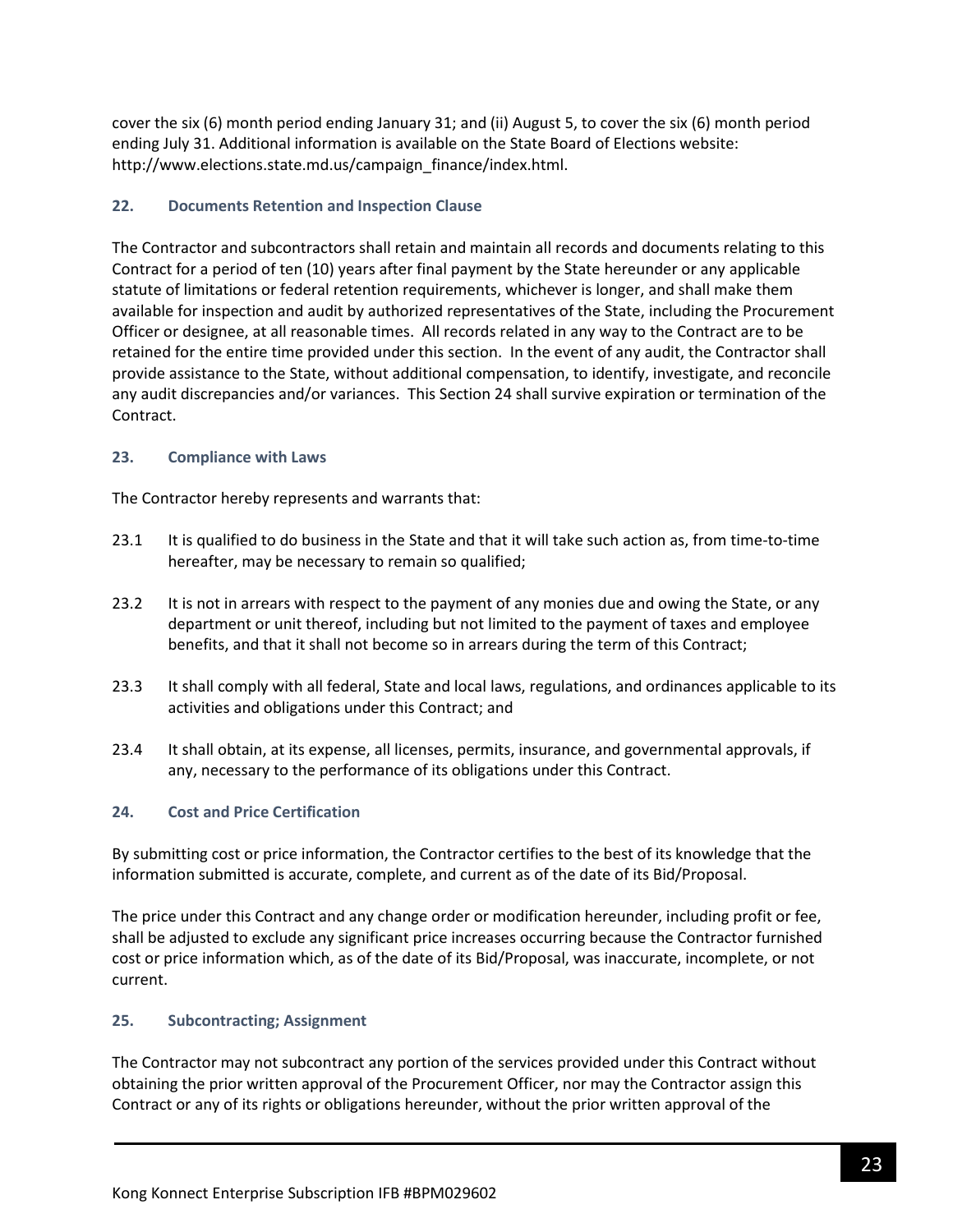cover the six (6) month period ending January 31; and (ii) August 5, to cover the six (6) month period ending July 31. Additional information is available on the State Board of Elections website: http://www.elections.state.md.us/campaign_finance/index.html.

### 22. Documents Retention and Inspection Clause

The Contractor and subcontractors shall retain and maintain all records and documents relating to this Contract for a period of ten (10) years after final payment by the State hereunder or any applicable statute of limitations or federal retention requirements, whichever is longer, and shall make them available for inspection and audit by authorized representatives of the State, including the Procurement Officer or designee, at all reasonable times. All records related in any way to the Contract are to be retained for the entire time provided under this section. In the event of any audit, the Contractor shall provide assistance to the State, without additional compensation, to identify, investigate, and reconcile any audit discrepancies and/or variances. This Section 24 shall survive expiration or termination of the Contract.

### 23. Compliance with Laws

The Contractor hereby represents and warrants that:

23.1 It is qualified to do business in the State and that it will take such action as, from time-to-time hereafter, may be necessary to remain so qualified;

23.2 It is not in arrears with respect to the payment of any monies due and owing the State, or any department or unit thereof, including but not limited to the payment of taxes and employee benefits, and that it shall not become so in arrears during the term of this Contract;

23.3 It shall comply with all federal, State and local laws, regulations, and ordinances applicable to its activities and obligations under this Contract; and

23.4 It shall obtain, at its expense, all licenses, permits, insurance, and governmental approvals, if any, necessary to the performance of its obligations under this Contract.

### 24. Cost and Price Certification

By submitting cost or price information, the Contractor certifies to the best of its knowledge that the information submitted is accurate, complete, and current as of the date of its Bid/Proposal.

The price under this Contract and any change order or modification hereunder, including profit or fee, shall be adjusted to exclude any significant price increases occurring because the Contractor furnished cost or price information which, as of the date of its Bid/Proposal, was inaccurate, incomplete, or not current.

### 25. Subcontracting; Assignment

The Contractor may not subcontract any portion of the services provided under this Contract without obtaining the prior written approval of the Procurement Officer, nor may the Contractor assign this Contract or any of its rights or obligations hereunder, without the prior written approval of the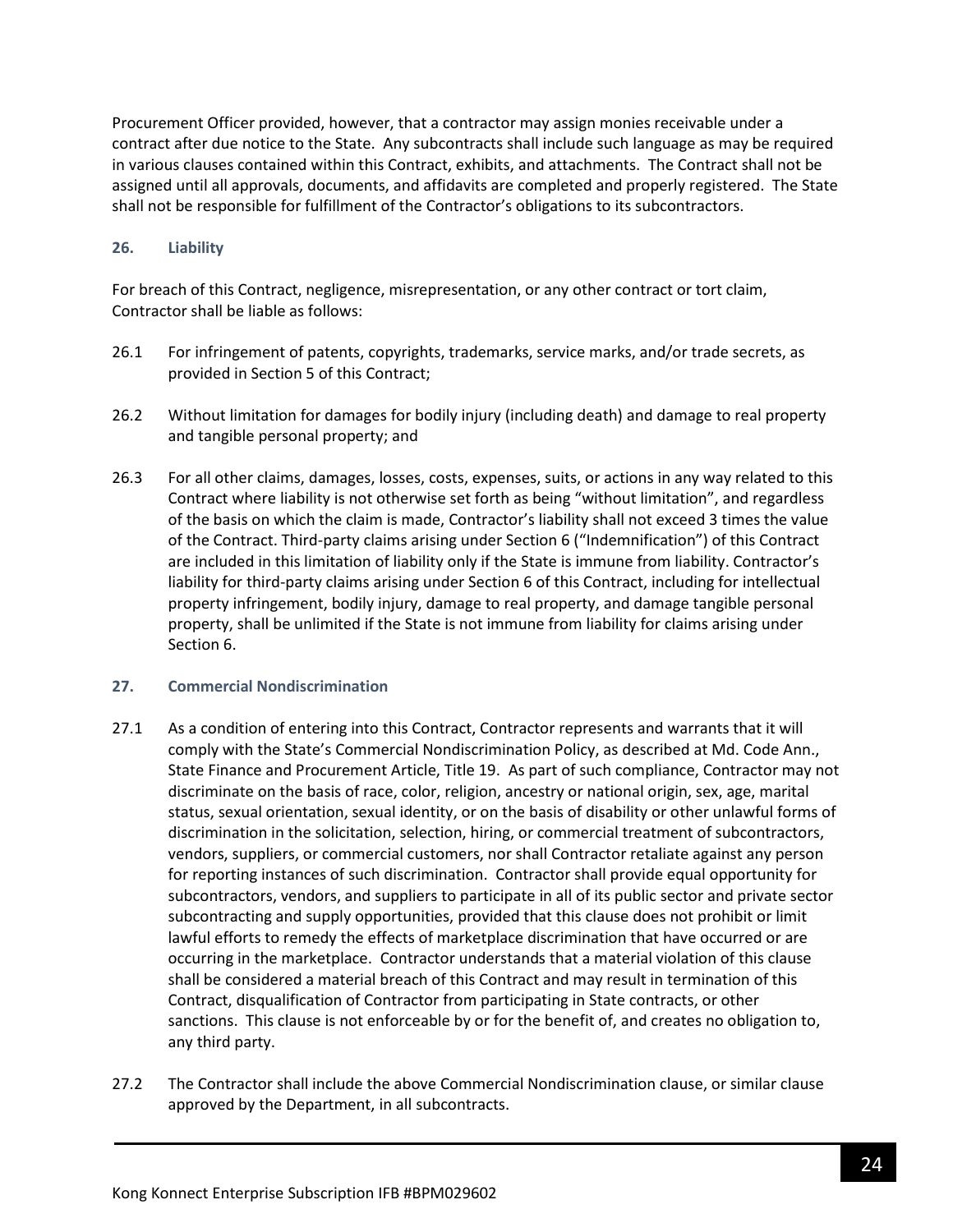Procurement Officer provided, however, that a contractor may assign monies receivable under a contract after due notice to the State. Any subcontracts shall include such language as may be required in various clauses contained within this Contract, exhibits, and attachments. The Contract shall not be assigned until all approvals, documents, and affidavits are completed and properly registered. The State shall not be responsible for fulfillment of the Contractor's obligations to its subcontractors.

### 26. Liability

For breach of this Contract, negligence, misrepresentation, or any other contract or tort claim, Contractor shall be liable as follows:

26.1 For infringement of patents, copyrights, trademarks, service marks, and/or trade secrets, as provided in Section 5 of this Contract;

26.2 Without limitation for damages for bodily injury (including death) and damage to real property and tangible personal property; and

26.3 For all other claims, damages, losses, costs, expenses, suits, or actions in any way related to this Contract where liability is not otherwise set forth as being "without limitation", and regardless of the basis on which the claim is made, Contractor's liability shall not exceed 3 times the value of the Contract. Third-party claims arising under Section 6 ("Indemnification") of this Contract are included in this limitation of liability only if the State is immune from liability. Contractor's liability for third-party claims arising under Section 6 of this Contract, including for intellectual property infringement, bodily injury, damage to real property, and damage tangible personal property, shall be unlimited if the State is not immune from liability for claims arising under Section 6.

### 27. Commercial Nondiscrimination

27.1 As a condition of entering into this Contract, Contractor represents and warrants that it will comply with the State's Commercial Nondiscrimination Policy, as described at Md. Code Ann., State Finance and Procurement Article, Title 19. As part of such compliance, Contractor may not discriminate on the basis of race, color, religion, ancestry or national origin, sex, age, marital status, sexual orientation, sexual identity, or on the basis of disability or other unlawful forms of discrimination in the solicitation, selection, hiring, or commercial treatment of subcontractors, vendors, suppliers, or commercial customers, nor shall Contractor retaliate against any person for reporting instances of such discrimination. Contractor shall provide equal opportunity for subcontractors, vendors, and suppliers to participate in all of its public sector and private sector subcontracting and supply opportunities, provided that this clause does not prohibit or limit lawful efforts to remedy the effects of marketplace discrimination that have occurred or are occurring in the marketplace. Contractor understands that a material violation of this clause shall be considered a material breach of this Contract and may result in termination of this Contract, disqualification of Contractor from participating in State contracts, or other sanctions. This clause is not enforceable by or for the benefit of, and creates no obligation to, any third party.

27.2 The Contractor shall include the above Commercial Nondiscrimination clause, or similar clause approved by the Department, in all subcontracts.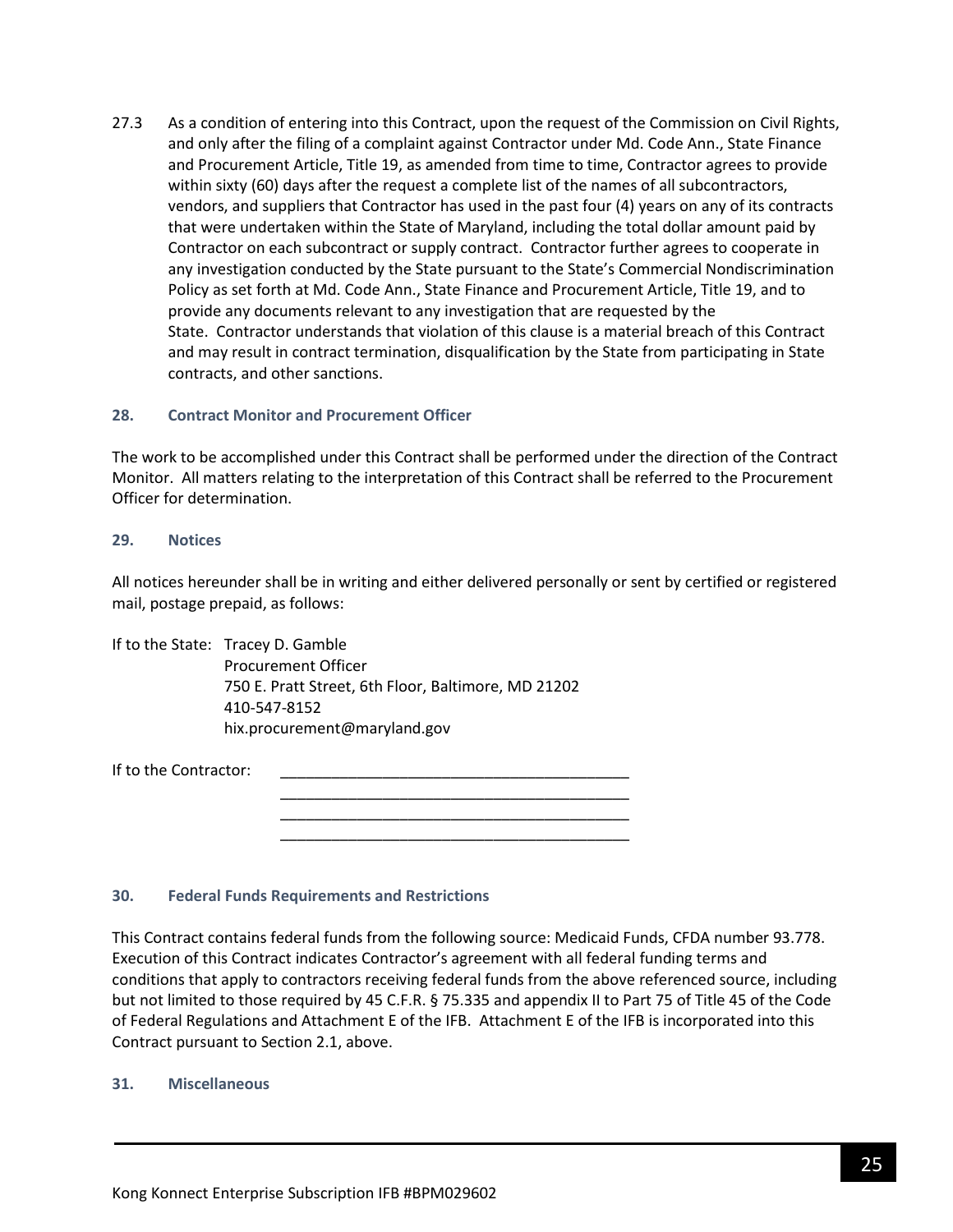27.3 As a condition of entering into this Contract, upon the request of the Commission on Civil Rights, and only after the filing of a complaint against Contractor under Md. Code Ann., State Finance and Procurement Article, Title 19, as amended from time to time, Contractor agrees to provide within sixty (60) days after the request a complete list of the names of all subcontractors, vendors, and suppliers that Contractor has used in the past four (4) years on any of its contracts that were undertaken within the State of Maryland, including the total dollar amount paid by Contractor on each subcontract or supply contract. Contractor further agrees to cooperate in any investigation conducted by the State pursuant to the State's Commercial Nondiscrimination Policy as set forth at Md. Code Ann., State Finance and Procurement Article, Title 19, and to provide any documents relevant to any investigation that are requested by the State. Contractor understands that violation of this clause is a material breach of this Contract and may result in contract termination, disqualification by the State from participating in State contracts, and other sanctions.

### 28. Contract Monitor and Procurement Officer

The work to be accomplished under this Contract shall be performed under the direction of the Contract Monitor. All matters relating to the interpretation of this Contract shall be referred to the Procurement Officer for determination.

### 29. Notices

All notices hereunder shall be in writing and either delivered personally or sent by certified or registered mail, postage prepaid, as follows:

If to the State: Tracey D. Gamble
Procurement Officer
750 E. Pratt Street, 6th Floor, Baltimore, MD 21202
410-547-8152
hix.procurement@maryland.gov

If to the Contractor: ________________________________________
________________________________________
________________________________________
________________________________________

### 30. Federal Funds Requirements and Restrictions

This Contract contains federal funds from the following source: Medicaid Funds, CFDA number 93.778. Execution of this Contract indicates Contractor's agreement with all federal funding terms and conditions that apply to contractors receiving federal funds from the above referenced source, including but not limited to those required by 45 C.F.R. § 75.335 and appendix II to Part 75 of Title 45 of the Code of Federal Regulations and Attachment E of the IFB. Attachment E of the IFB is incorporated into this Contract pursuant to Section 2.1, above.

### 31. Miscellaneous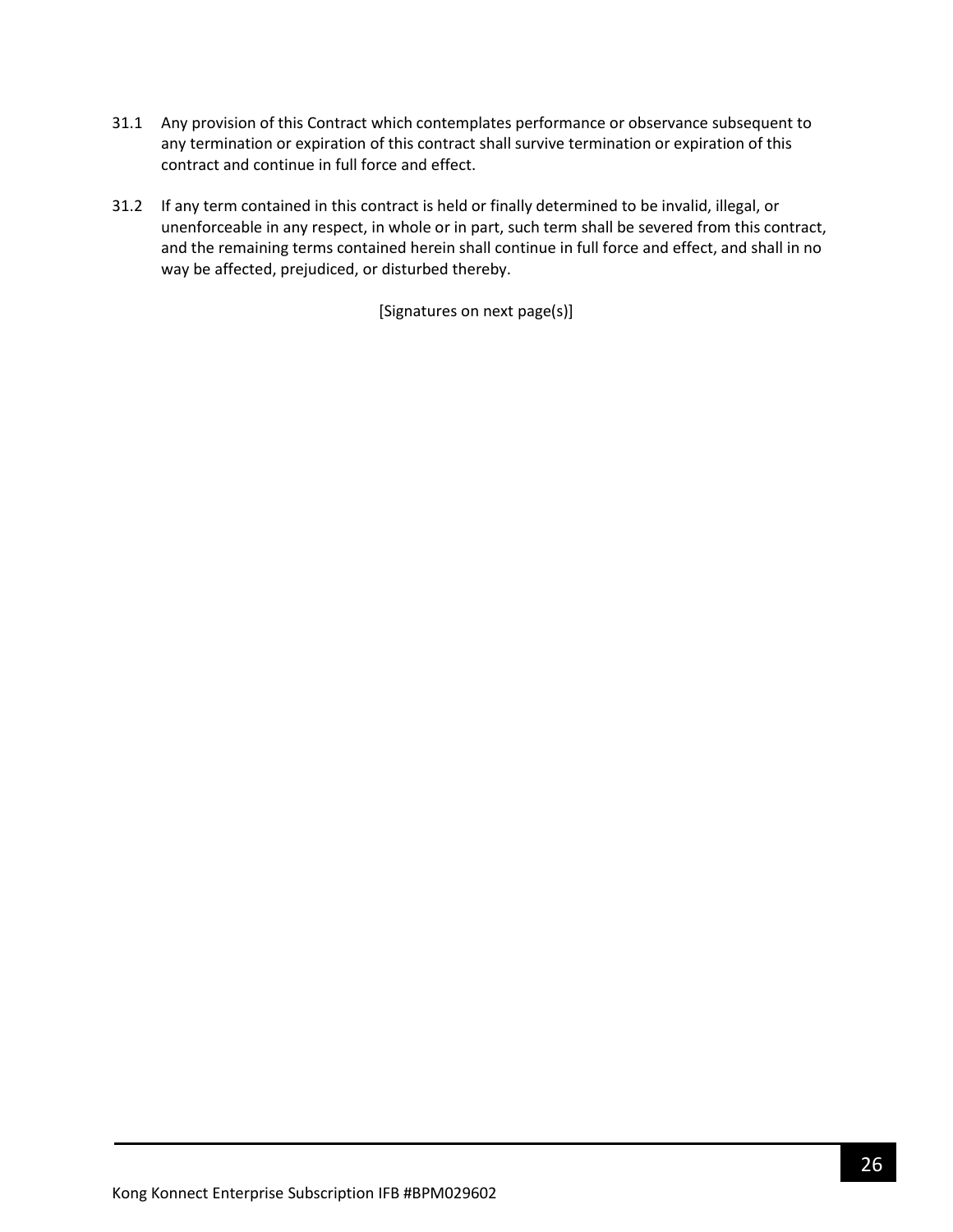31.1 Any provision of this Contract which contemplates performance or observance subsequent to any termination or expiration of this contract shall survive termination or expiration of this contract and continue in full force and effect.

31.2 If any term contained in this contract is held or finally determined to be invalid, illegal, or unenforceable in any respect, in whole or in part, such term shall be severed from this contract, and the remaining terms contained herein shall continue in full force and effect, and shall in no way be affected, prejudiced, or disturbed thereby.

[Signatures on next page(s)]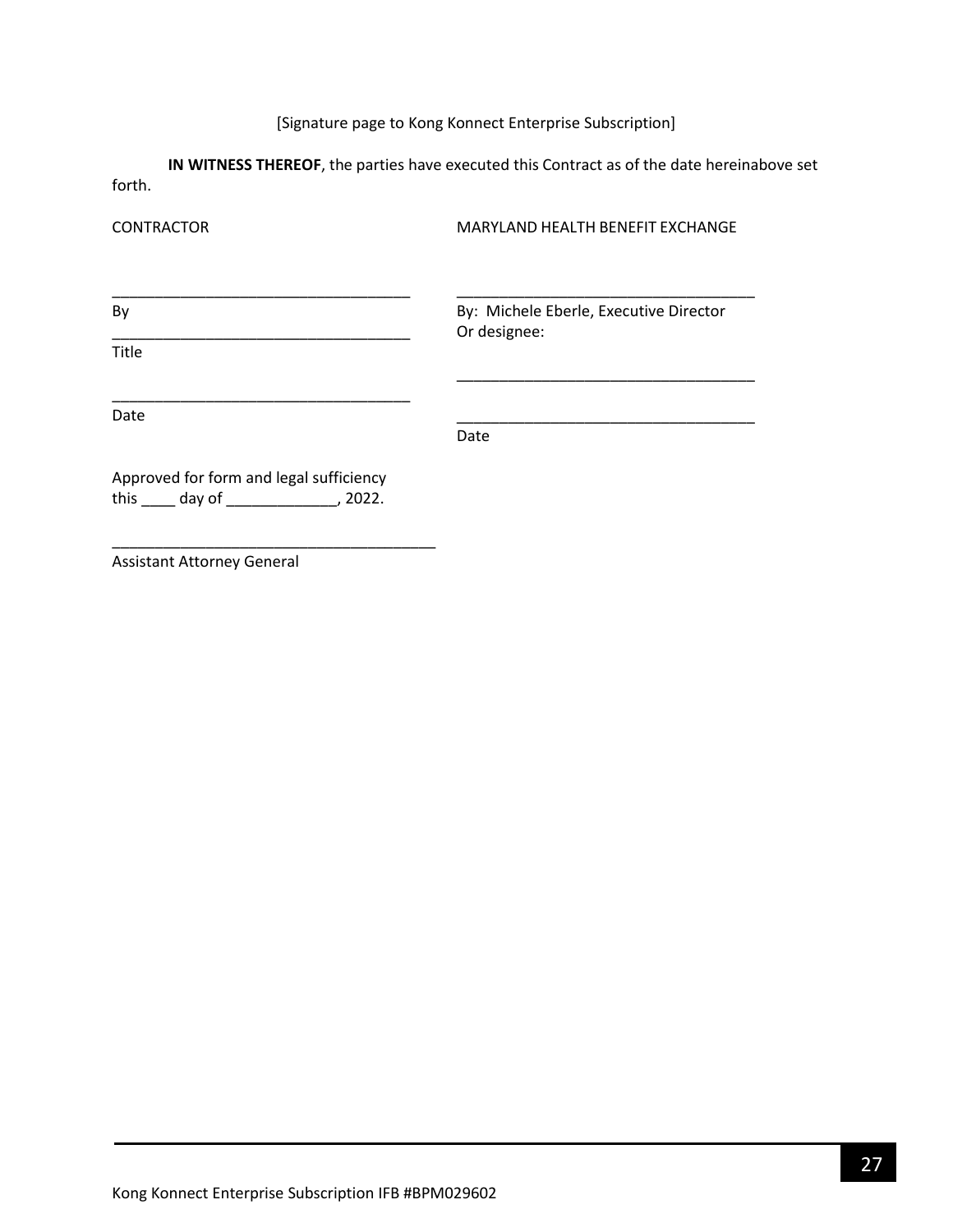[Signature page to Kong Konnect Enterprise Subscription]

**IN WITNESS THEREOF**, the parties have executed this Contract as of the date hereinabove set forth.

CONTRACTOR

___________________________________
By

___________________________________
Title

___________________________________
Date

MARYLAND HEALTH BENEFIT EXCHANGE

___________________________________
By: Michele Eberle, Executive Director
Or designee:

___________________________________

___________________________________
Date

Approved for form and legal sufficiency
this ____ day of _____________, 2022.

______________________________________
Assistant Attorney General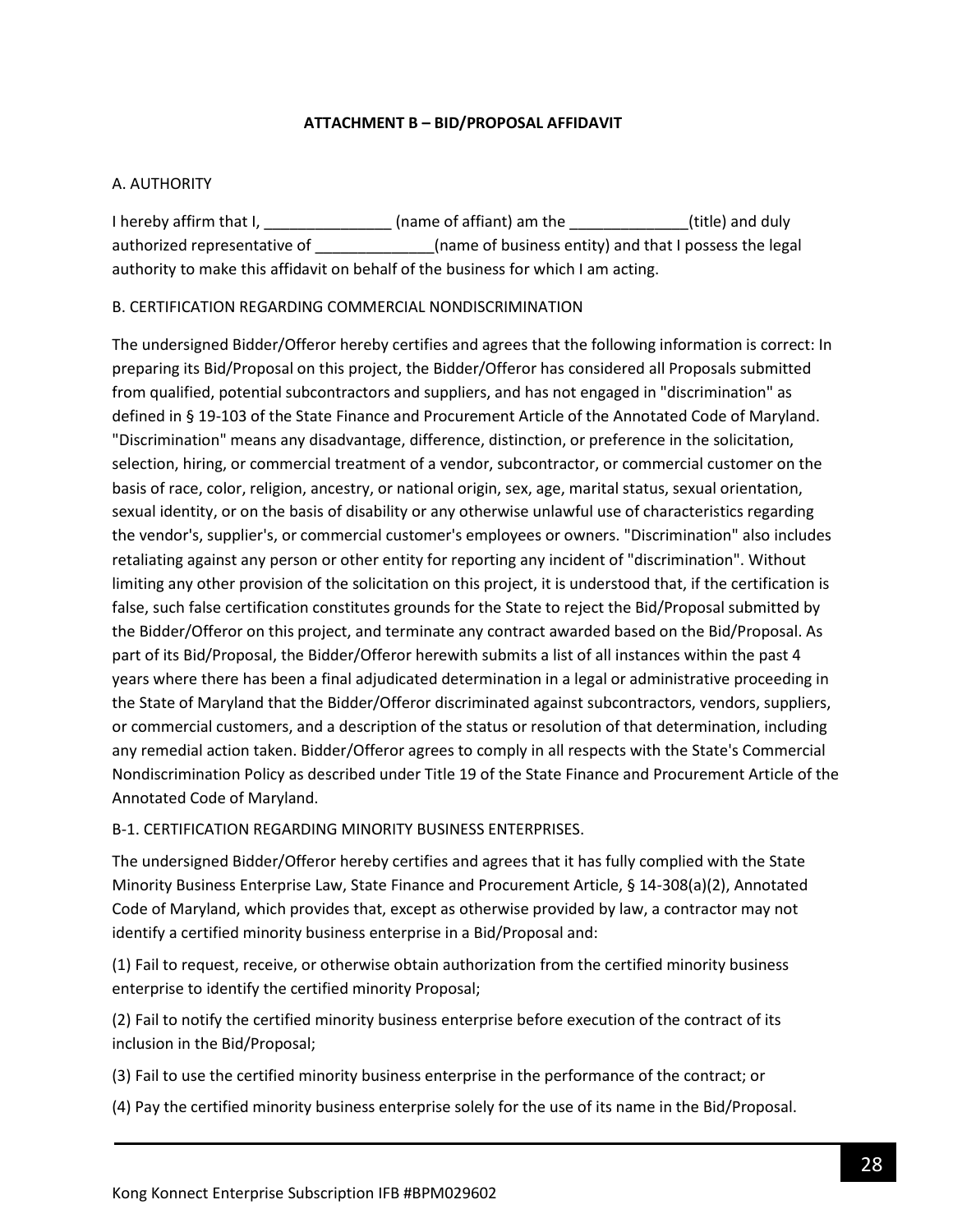## ATTACHMENT B – BID/PROPOSAL AFFIDAVIT

A. AUTHORITY

I hereby affirm that I, _______________ (name of affiant) am the ______________(title) and duly authorized representative of ______________(name of business entity) and that I possess the legal authority to make this affidavit on behalf of the business for which I am acting.

B. CERTIFICATION REGARDING COMMERCIAL NONDISCRIMINATION

The undersigned Bidder/Offeror hereby certifies and agrees that the following information is correct: In preparing its Bid/Proposal on this project, the Bidder/Offeror has considered all Proposals submitted from qualified, potential subcontractors and suppliers, and has not engaged in "discrimination" as defined in § 19-103 of the State Finance and Procurement Article of the Annotated Code of Maryland. "Discrimination" means any disadvantage, difference, distinction, or preference in the solicitation, selection, hiring, or commercial treatment of a vendor, subcontractor, or commercial customer on the basis of race, color, religion, ancestry, or national origin, sex, age, marital status, sexual orientation, sexual identity, or on the basis of disability or any otherwise unlawful use of characteristics regarding the vendor's, supplier's, or commercial customer's employees or owners. "Discrimination" also includes retaliating against any person or other entity for reporting any incident of "discrimination". Without limiting any other provision of the solicitation on this project, it is understood that, if the certification is false, such false certification constitutes grounds for the State to reject the Bid/Proposal submitted by the Bidder/Offeror on this project, and terminate any contract awarded based on the Bid/Proposal. As part of its Bid/Proposal, the Bidder/Offeror herewith submits a list of all instances within the past 4 years where there has been a final adjudicated determination in a legal or administrative proceeding in the State of Maryland that the Bidder/Offeror discriminated against subcontractors, vendors, suppliers, or commercial customers, and a description of the status or resolution of that determination, including any remedial action taken. Bidder/Offeror agrees to comply in all respects with the State's Commercial Nondiscrimination Policy as described under Title 19 of the State Finance and Procurement Article of the Annotated Code of Maryland.

B-1. CERTIFICATION REGARDING MINORITY BUSINESS ENTERPRISES.

The undersigned Bidder/Offeror hereby certifies and agrees that it has fully complied with the State Minority Business Enterprise Law, State Finance and Procurement Article, § 14-308(a)(2), Annotated Code of Maryland, which provides that, except as otherwise provided by law, a contractor may not identify a certified minority business enterprise in a Bid/Proposal and:

(1) Fail to request, receive, or otherwise obtain authorization from the certified minority business enterprise to identify the certified minority Proposal;

(2) Fail to notify the certified minority business enterprise before execution of the contract of its inclusion in the Bid/Proposal;

(3) Fail to use the certified minority business enterprise in the performance of the contract; or

(4) Pay the certified minority business enterprise solely for the use of its name in the Bid/Proposal.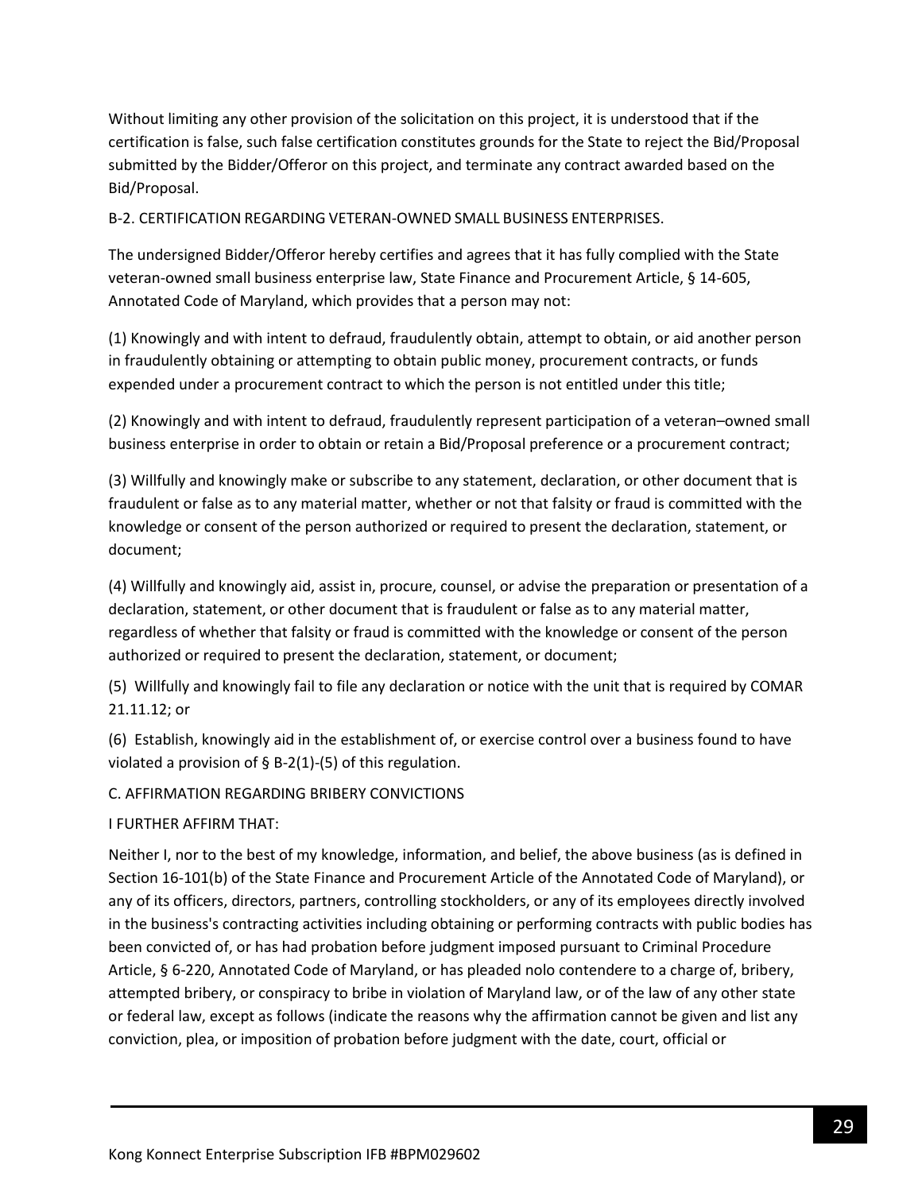Without limiting any other provision of the solicitation on this project, it is understood that if the certification is false, such false certification constitutes grounds for the State to reject the Bid/Proposal submitted by the Bidder/Offeror on this project, and terminate any contract awarded based on the Bid/Proposal.

B-2. CERTIFICATION REGARDING VETERAN-OWNED SMALL BUSINESS ENTERPRISES.

The undersigned Bidder/Offeror hereby certifies and agrees that it has fully complied with the State veteran-owned small business enterprise law, State Finance and Procurement Article, § 14-605, Annotated Code of Maryland, which provides that a person may not:

(1) Knowingly and with intent to defraud, fraudulently obtain, attempt to obtain, or aid another person in fraudulently obtaining or attempting to obtain public money, procurement contracts, or funds expended under a procurement contract to which the person is not entitled under this title;

(2) Knowingly and with intent to defraud, fraudulently represent participation of a veteran–owned small business enterprise in order to obtain or retain a Bid/Proposal preference or a procurement contract;

(3) Willfully and knowingly make or subscribe to any statement, declaration, or other document that is fraudulent or false as to any material matter, whether or not that falsity or fraud is committed with the knowledge or consent of the person authorized or required to present the declaration, statement, or document;

(4) Willfully and knowingly aid, assist in, procure, counsel, or advise the preparation or presentation of a declaration, statement, or other document that is fraudulent or false as to any material matter, regardless of whether that falsity or fraud is committed with the knowledge or consent of the person authorized or required to present the declaration, statement, or document;

(5) Willfully and knowingly fail to file any declaration or notice with the unit that is required by COMAR 21.11.12; or

(6) Establish, knowingly aid in the establishment of, or exercise control over a business found to have violated a provision of § B-2(1)-(5) of this regulation.

C. AFFIRMATION REGARDING BRIBERY CONVICTIONS

I FURTHER AFFIRM THAT:

Neither I, nor to the best of my knowledge, information, and belief, the above business (as is defined in Section 16-101(b) of the State Finance and Procurement Article of the Annotated Code of Maryland), or any of its officers, directors, partners, controlling stockholders, or any of its employees directly involved in the business's contracting activities including obtaining or performing contracts with public bodies has been convicted of, or has had probation before judgment imposed pursuant to Criminal Procedure Article, § 6-220, Annotated Code of Maryland, or has pleaded nolo contendere to a charge of, bribery, attempted bribery, or conspiracy to bribe in violation of Maryland law, or of the law of any other state or federal law, except as follows (indicate the reasons why the affirmation cannot be given and list any conviction, plea, or imposition of probation before judgment with the date, court, official or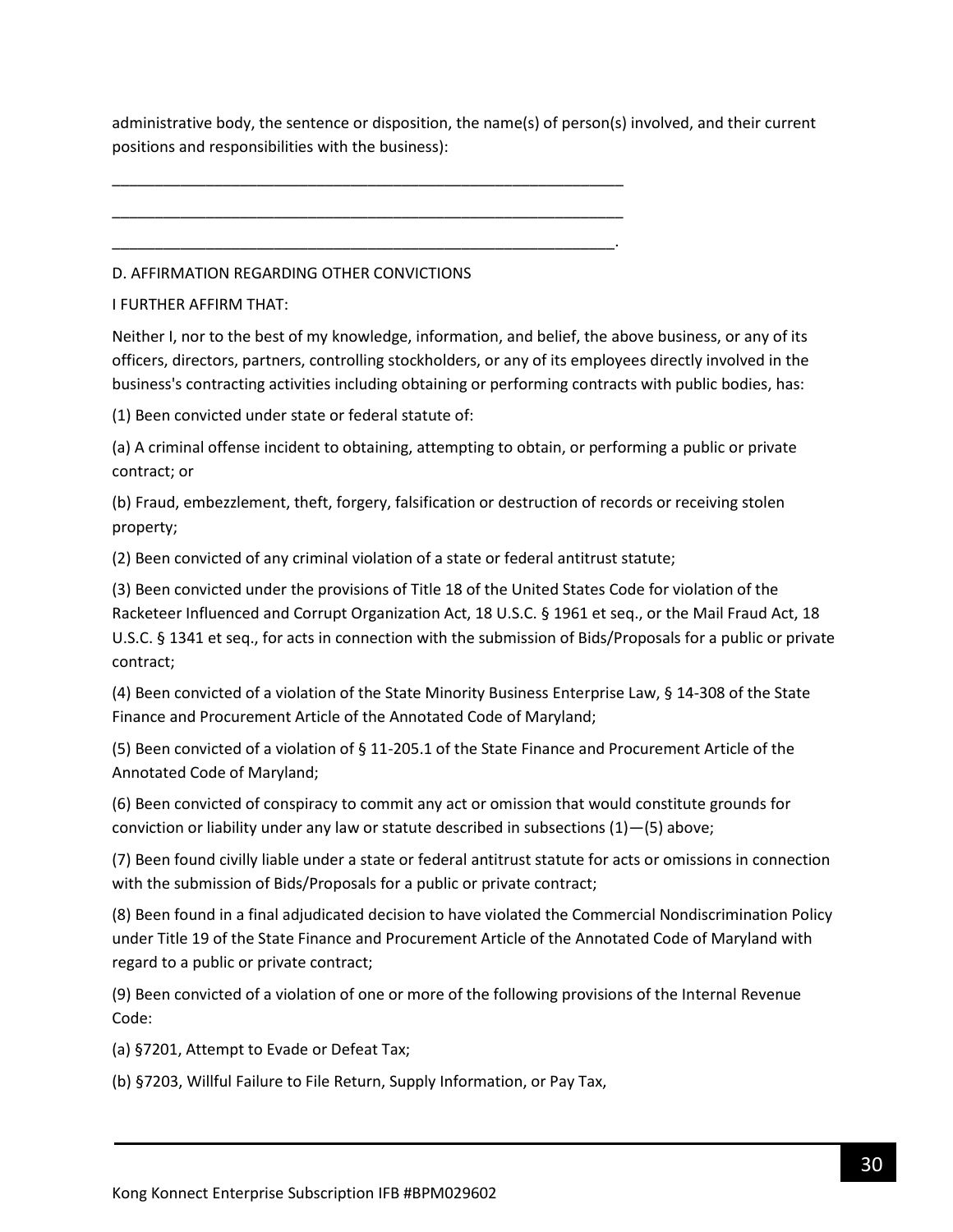administrative body, the sentence or disposition, the name(s) of person(s) involved, and their current positions and responsibilities with the business):

______________________________________________________________

______________________________________________________________

_____________________________________________________________.

D. AFFIRMATION REGARDING OTHER CONVICTIONS

I FURTHER AFFIRM THAT:

Neither I, nor to the best of my knowledge, information, and belief, the above business, or any of its officers, directors, partners, controlling stockholders, or any of its employees directly involved in the business's contracting activities including obtaining or performing contracts with public bodies, has:

(1) Been convicted under state or federal statute of:

(a) A criminal offense incident to obtaining, attempting to obtain, or performing a public or private contract; or

(b) Fraud, embezzlement, theft, forgery, falsification or destruction of records or receiving stolen property;

(2) Been convicted of any criminal violation of a state or federal antitrust statute;

(3) Been convicted under the provisions of Title 18 of the United States Code for violation of the Racketeer Influenced and Corrupt Organization Act, 18 U.S.C. § 1961 et seq., or the Mail Fraud Act, 18 U.S.C. § 1341 et seq., for acts in connection with the submission of Bids/Proposals for a public or private contract;

(4) Been convicted of a violation of the State Minority Business Enterprise Law, § 14-308 of the State Finance and Procurement Article of the Annotated Code of Maryland;

(5) Been convicted of a violation of § 11-205.1 of the State Finance and Procurement Article of the Annotated Code of Maryland;

(6) Been convicted of conspiracy to commit any act or omission that would constitute grounds for conviction or liability under any law or statute described in subsections (1)—(5) above;

(7) Been found civilly liable under a state or federal antitrust statute for acts or omissions in connection with the submission of Bids/Proposals for a public or private contract;

(8) Been found in a final adjudicated decision to have violated the Commercial Nondiscrimination Policy under Title 19 of the State Finance and Procurement Article of the Annotated Code of Maryland with regard to a public or private contract;

(9) Been convicted of a violation of one or more of the following provisions of the Internal Revenue Code:

(a) §7201, Attempt to Evade or Defeat Tax;

(b) §7203, Willful Failure to File Return, Supply Information, or Pay Tax,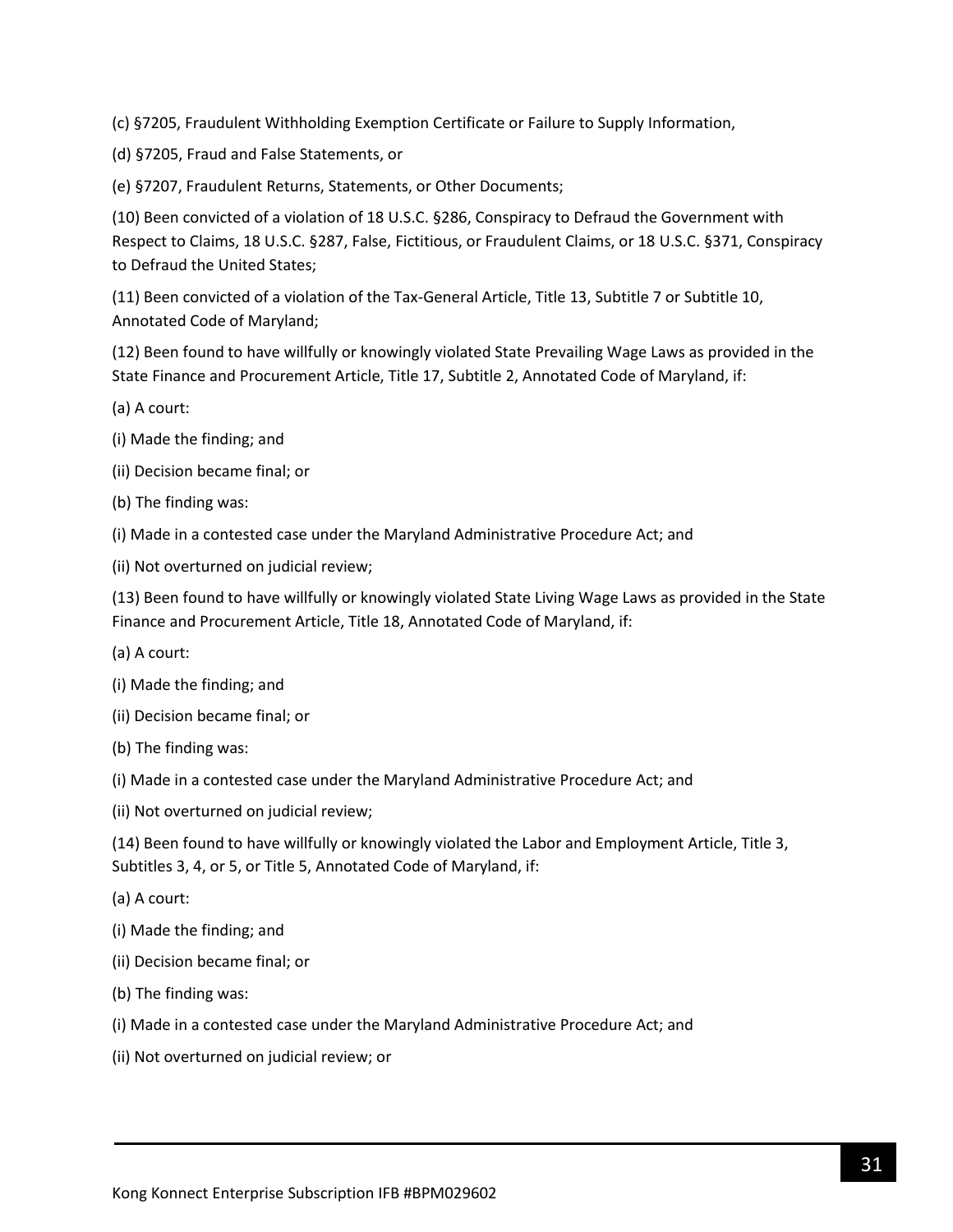(c) §7205, Fraudulent Withholding Exemption Certificate or Failure to Supply Information,

(d) §7205, Fraud and False Statements, or

(e) §7207, Fraudulent Returns, Statements, or Other Documents;

(10) Been convicted of a violation of 18 U.S.C. §286, Conspiracy to Defraud the Government with Respect to Claims, 18 U.S.C. §287, False, Fictitious, or Fraudulent Claims, or 18 U.S.C. §371, Conspiracy to Defraud the United States;

(11) Been convicted of a violation of the Tax-General Article, Title 13, Subtitle 7 or Subtitle 10, Annotated Code of Maryland;

(12) Been found to have willfully or knowingly violated State Prevailing Wage Laws as provided in the State Finance and Procurement Article, Title 17, Subtitle 2, Annotated Code of Maryland, if:

(a) A court:

(i) Made the finding; and

(ii) Decision became final; or

(b) The finding was:

(i) Made in a contested case under the Maryland Administrative Procedure Act; and

(ii) Not overturned on judicial review;

(13) Been found to have willfully or knowingly violated State Living Wage Laws as provided in the State Finance and Procurement Article, Title 18, Annotated Code of Maryland, if:

(a) A court:

(i) Made the finding; and

(ii) Decision became final; or

(b) The finding was:

(i) Made in a contested case under the Maryland Administrative Procedure Act; and

(ii) Not overturned on judicial review;

(14) Been found to have willfully or knowingly violated the Labor and Employment Article, Title 3, Subtitles 3, 4, or 5, or Title 5, Annotated Code of Maryland, if:

(a) A court:

(i) Made the finding; and

(ii) Decision became final; or

(b) The finding was:

(i) Made in a contested case under the Maryland Administrative Procedure Act; and

(ii) Not overturned on judicial review; or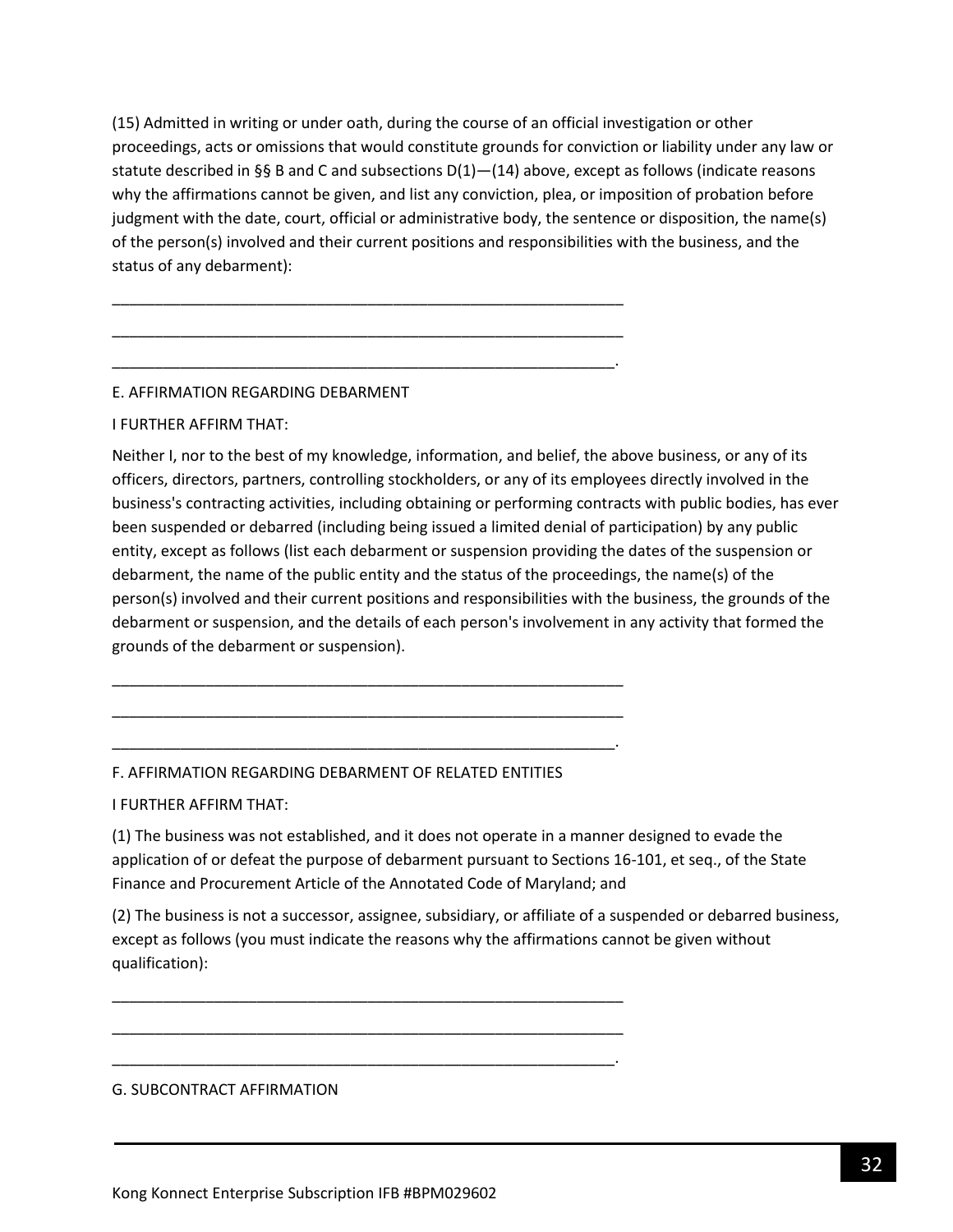(15) Admitted in writing or under oath, during the course of an official investigation or other proceedings, acts or omissions that would constitute grounds for conviction or liability under any law or statute described in §§ B and C and subsections D(1)—(14) above, except as follows (indicate reasons why the affirmations cannot be given, and list any conviction, plea, or imposition of probation before judgment with the date, court, official or administrative body, the sentence or disposition, the name(s) of the person(s) involved and their current positions and responsibilities with the business, and the status of any debarment):

______________________________________________________________

______________________________________________________________

_____________________________________________________________.

E. AFFIRMATION REGARDING DEBARMENT

I FURTHER AFFIRM THAT:

Neither I, nor to the best of my knowledge, information, and belief, the above business, or any of its officers, directors, partners, controlling stockholders, or any of its employees directly involved in the business's contracting activities, including obtaining or performing contracts with public bodies, has ever been suspended or debarred (including being issued a limited denial of participation) by any public entity, except as follows (list each debarment or suspension providing the dates of the suspension or debarment, the name of the public entity and the status of the proceedings, the name(s) of the person(s) involved and their current positions and responsibilities with the business, the grounds of the debarment or suspension, and the details of each person's involvement in any activity that formed the grounds of the debarment or suspension).

______________________________________________________________

______________________________________________________________

_____________________________________________________________.

F. AFFIRMATION REGARDING DEBARMENT OF RELATED ENTITIES

I FURTHER AFFIRM THAT:

(1) The business was not established, and it does not operate in a manner designed to evade the application of or defeat the purpose of debarment pursuant to Sections 16-101, et seq., of the State Finance and Procurement Article of the Annotated Code of Maryland; and

(2) The business is not a successor, assignee, subsidiary, or affiliate of a suspended or debarred business, except as follows (you must indicate the reasons why the affirmations cannot be given without qualification):

______________________________________________________________

______________________________________________________________

_____________________________________________________________.

G. SUBCONTRACT AFFIRMATION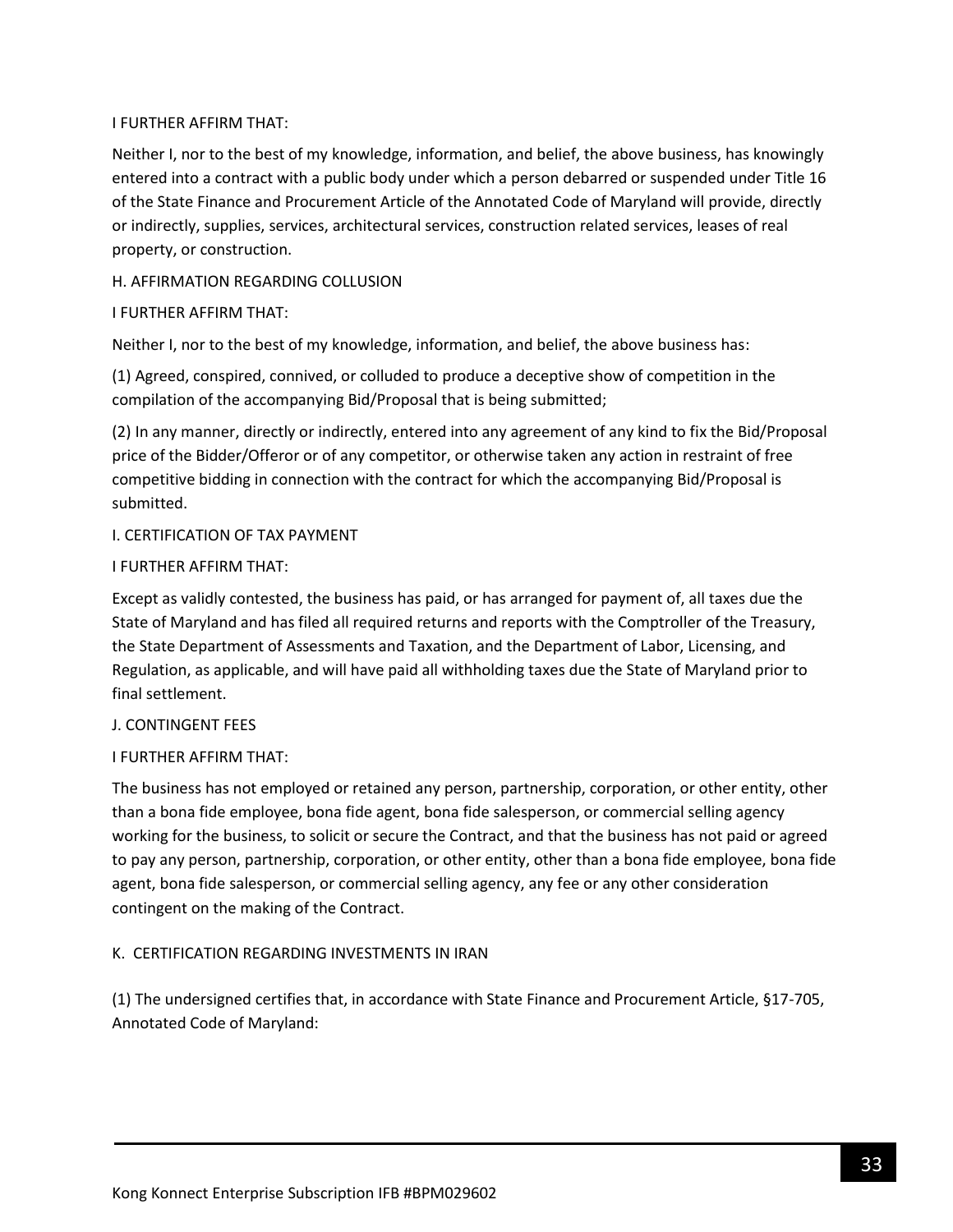I FURTHER AFFIRM THAT:

Neither I, nor to the best of my knowledge, information, and belief, the above business, has knowingly entered into a contract with a public body under which a person debarred or suspended under Title 16 of the State Finance and Procurement Article of the Annotated Code of Maryland will provide, directly or indirectly, supplies, services, architectural services, construction related services, leases of real property, or construction.

H. AFFIRMATION REGARDING COLLUSION

I FURTHER AFFIRM THAT:

Neither I, nor to the best of my knowledge, information, and belief, the above business has:

(1) Agreed, conspired, connived, or colluded to produce a deceptive show of competition in the compilation of the accompanying Bid/Proposal that is being submitted;

(2) In any manner, directly or indirectly, entered into any agreement of any kind to fix the Bid/Proposal price of the Bidder/Offeror or of any competitor, or otherwise taken any action in restraint of free competitive bidding in connection with the contract for which the accompanying Bid/Proposal is submitted.

I. CERTIFICATION OF TAX PAYMENT

I FURTHER AFFIRM THAT:

Except as validly contested, the business has paid, or has arranged for payment of, all taxes due the State of Maryland and has filed all required returns and reports with the Comptroller of the Treasury, the State Department of Assessments and Taxation, and the Department of Labor, Licensing, and Regulation, as applicable, and will have paid all withholding taxes due the State of Maryland prior to final settlement.

J. CONTINGENT FEES

I FURTHER AFFIRM THAT:

The business has not employed or retained any person, partnership, corporation, or other entity, other than a bona fide employee, bona fide agent, bona fide salesperson, or commercial selling agency working for the business, to solicit or secure the Contract, and that the business has not paid or agreed to pay any person, partnership, corporation, or other entity, other than a bona fide employee, bona fide agent, bona fide salesperson, or commercial selling agency, any fee or any other consideration contingent on the making of the Contract.

K. CERTIFICATION REGARDING INVESTMENTS IN IRAN

(1) The undersigned certifies that, in accordance with State Finance and Procurement Article, §17-705, Annotated Code of Maryland: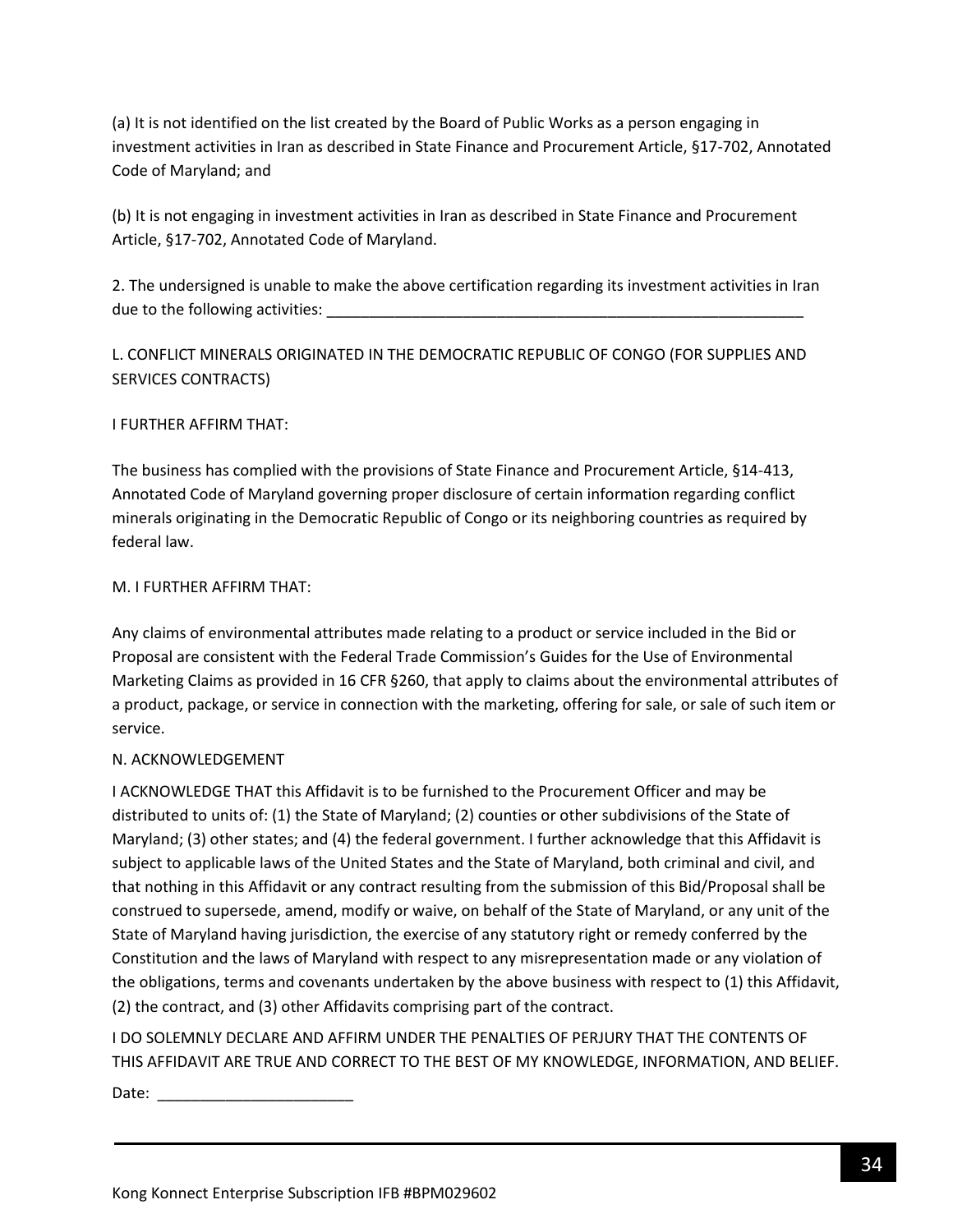(a) It is not identified on the list created by the Board of Public Works as a person engaging in investment activities in Iran as described in State Finance and Procurement Article, §17-702, Annotated Code of Maryland; and

(b) It is not engaging in investment activities in Iran as described in State Finance and Procurement Article, §17-702, Annotated Code of Maryland.

2. The undersigned is unable to make the above certification regarding its investment activities in Iran due to the following activities: ___________________________________________________________

L. CONFLICT MINERALS ORIGINATED IN THE DEMOCRATIC REPUBLIC OF CONGO (FOR SUPPLIES AND SERVICES CONTRACTS)

I FURTHER AFFIRM THAT:

The business has complied with the provisions of State Finance and Procurement Article, §14-413, Annotated Code of Maryland governing proper disclosure of certain information regarding conflict minerals originating in the Democratic Republic of Congo or its neighboring countries as required by federal law.

M. I FURTHER AFFIRM THAT:

Any claims of environmental attributes made relating to a product or service included in the Bid or Proposal are consistent with the Federal Trade Commission's Guides for the Use of Environmental Marketing Claims as provided in 16 CFR §260, that apply to claims about the environmental attributes of a product, package, or service in connection with the marketing, offering for sale, or sale of such item or service.

N. ACKNOWLEDGEMENT

I ACKNOWLEDGE THAT this Affidavit is to be furnished to the Procurement Officer and may be distributed to units of: (1) the State of Maryland; (2) counties or other subdivisions of the State of Maryland; (3) other states; and (4) the federal government. I further acknowledge that this Affidavit is subject to applicable laws of the United States and the State of Maryland, both criminal and civil, and that nothing in this Affidavit or any contract resulting from the submission of this Bid/Proposal shall be construed to supersede, amend, modify or waive, on behalf of the State of Maryland, or any unit of the State of Maryland having jurisdiction, the exercise of any statutory right or remedy conferred by the Constitution and the laws of Maryland with respect to any misrepresentation made or any violation of the obligations, terms and covenants undertaken by the above business with respect to (1) this Affidavit, (2) the contract, and (3) other Affidavits comprising part of the contract.

I DO SOLEMNLY DECLARE AND AFFIRM UNDER THE PENALTIES OF PERJURY THAT THE CONTENTS OF THIS AFFIDAVIT ARE TRUE AND CORRECT TO THE BEST OF MY KNOWLEDGE, INFORMATION, AND BELIEF.

Date: ________________________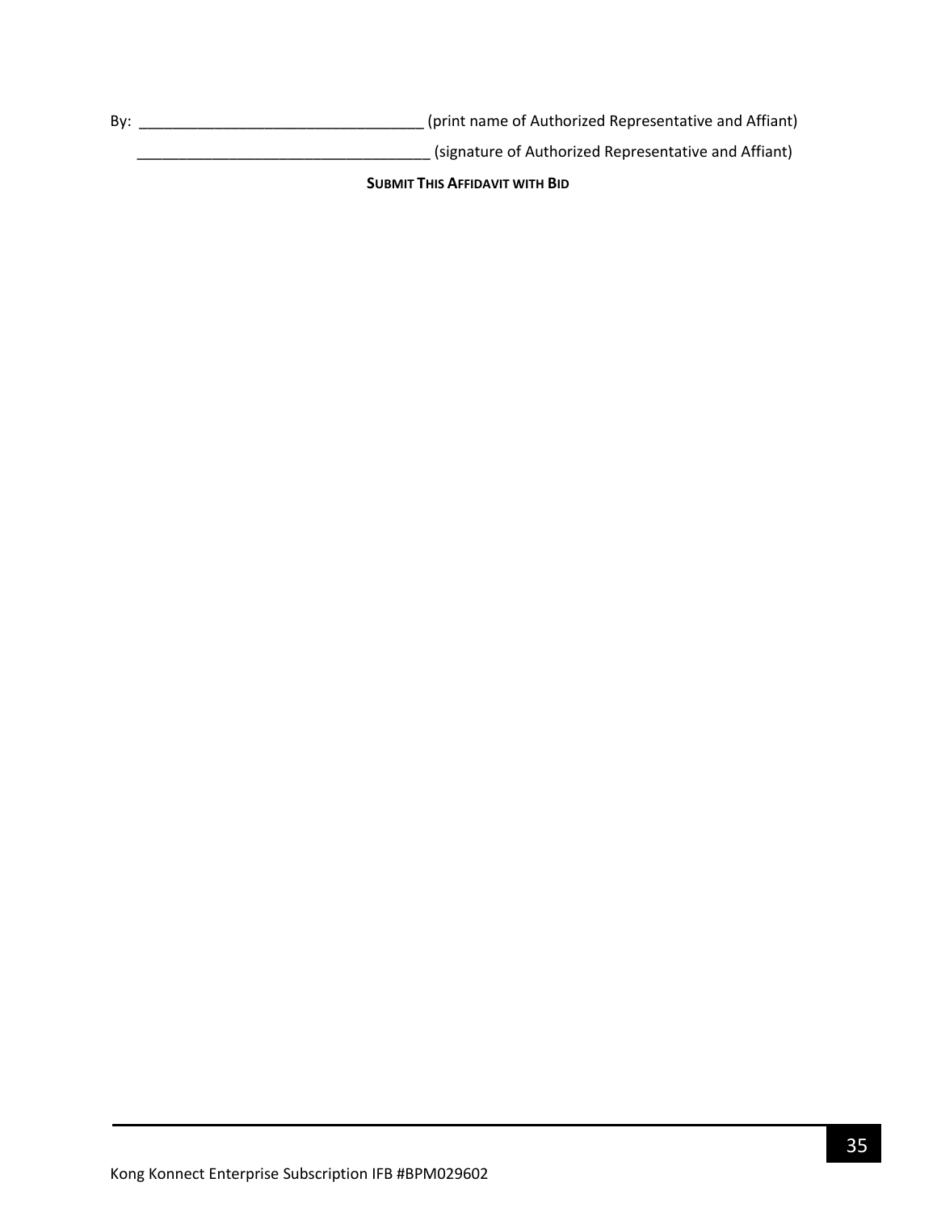By: ___________________________________ (print name of Authorized Representative and Affiant)

____________________________________ (signature of Authorized Representative and Affiant)

**SUBMIT THIS AFFIDAVIT WITH BID**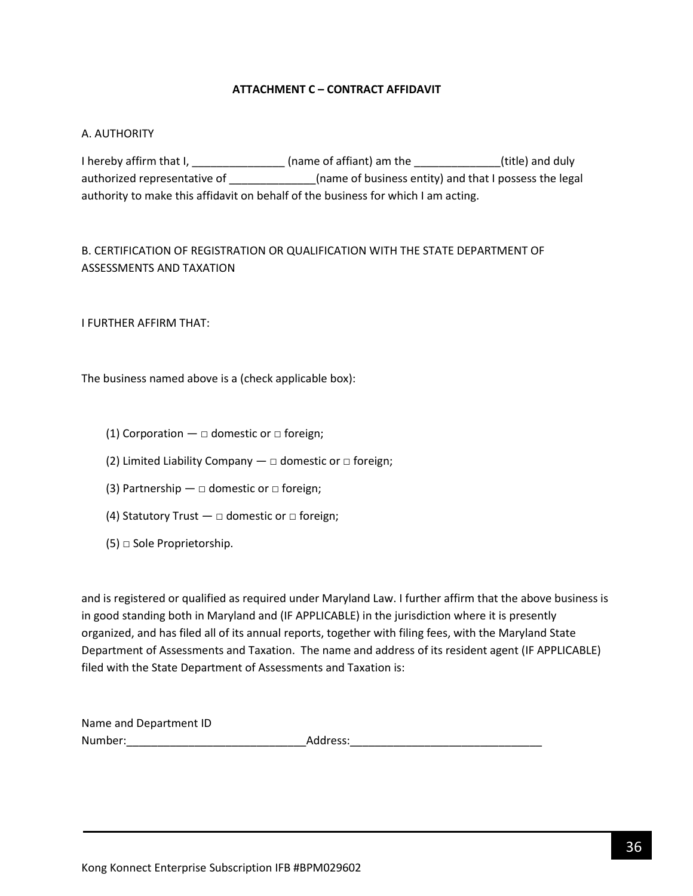## ATTACHMENT C – CONTRACT AFFIDAVIT

A. AUTHORITY

I hereby affirm that I, _______________ (name of affiant) am the ______________(title) and duly authorized representative of ______________(name of business entity) and that I possess the legal authority to make this affidavit on behalf of the business for which I am acting.

B. CERTIFICATION OF REGISTRATION OR QUALIFICATION WITH THE STATE DEPARTMENT OF ASSESSMENTS AND TAXATION

I FURTHER AFFIRM THAT:

The business named above is a (check applicable box):

(1) Corporation — □ domestic or □ foreign;

(2) Limited Liability Company — □ domestic or □ foreign;

(3) Partnership — □ domestic or □ foreign;

(4) Statutory Trust — □ domestic or □ foreign;

(5) □ Sole Proprietorship.

and is registered or qualified as required under Maryland Law. I further affirm that the above business is in good standing both in Maryland and (IF APPLICABLE) in the jurisdiction where it is presently organized, and has filed all of its annual reports, together with filing fees, with the Maryland State Department of Assessments and Taxation. The name and address of its resident agent (IF APPLICABLE) filed with the State Department of Assessments and Taxation is:

Name and Department ID Number:_____________________________Address:_______________________________

Kong Konnect Enterprise Subscription IFB #BPM029602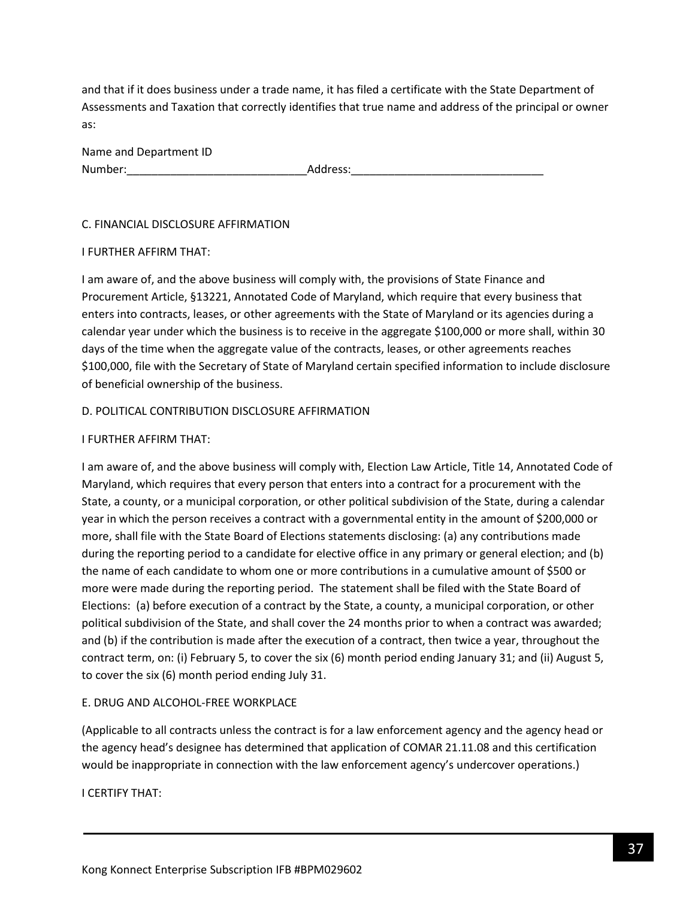and that if it does business under a trade name, it has filed a certificate with the State Department of Assessments and Taxation that correctly identifies that true name and address of the principal or owner as:

Name and Department ID
Number:_____________________________Address:_______________________________

C. FINANCIAL DISCLOSURE AFFIRMATION

I FURTHER AFFIRM THAT:

I am aware of, and the above business will comply with, the provisions of State Finance and Procurement Article, §13221, Annotated Code of Maryland, which require that every business that enters into contracts, leases, or other agreements with the State of Maryland or its agencies during a calendar year under which the business is to receive in the aggregate $100,000 or more shall, within 30 days of the time when the aggregate value of the contracts, leases, or other agreements reaches $100,000, file with the Secretary of State of Maryland certain specified information to include disclosure of beneficial ownership of the business.

D. POLITICAL CONTRIBUTION DISCLOSURE AFFIRMATION

I FURTHER AFFIRM THAT:

I am aware of, and the above business will comply with, Election Law Article, Title 14, Annotated Code of Maryland, which requires that every person that enters into a contract for a procurement with the State, a county, or a municipal corporation, or other political subdivision of the State, during a calendar year in which the person receives a contract with a governmental entity in the amount of $200,000 or more, shall file with the State Board of Elections statements disclosing: (a) any contributions made during the reporting period to a candidate for elective office in any primary or general election; and (b) the name of each candidate to whom one or more contributions in a cumulative amount of $500 or more were made during the reporting period. The statement shall be filed with the State Board of Elections: (a) before execution of a contract by the State, a county, a municipal corporation, or other political subdivision of the State, and shall cover the 24 months prior to when a contract was awarded; and (b) if the contribution is made after the execution of a contract, then twice a year, throughout the contract term, on: (i) February 5, to cover the six (6) month period ending January 31; and (ii) August 5, to cover the six (6) month period ending July 31.

E. DRUG AND ALCOHOL-FREE WORKPLACE

(Applicable to all contracts unless the contract is for a law enforcement agency and the agency head or the agency head's designee has determined that application of COMAR 21.11.08 and this certification would be inappropriate in connection with the law enforcement agency's undercover operations.)

I CERTIFY THAT: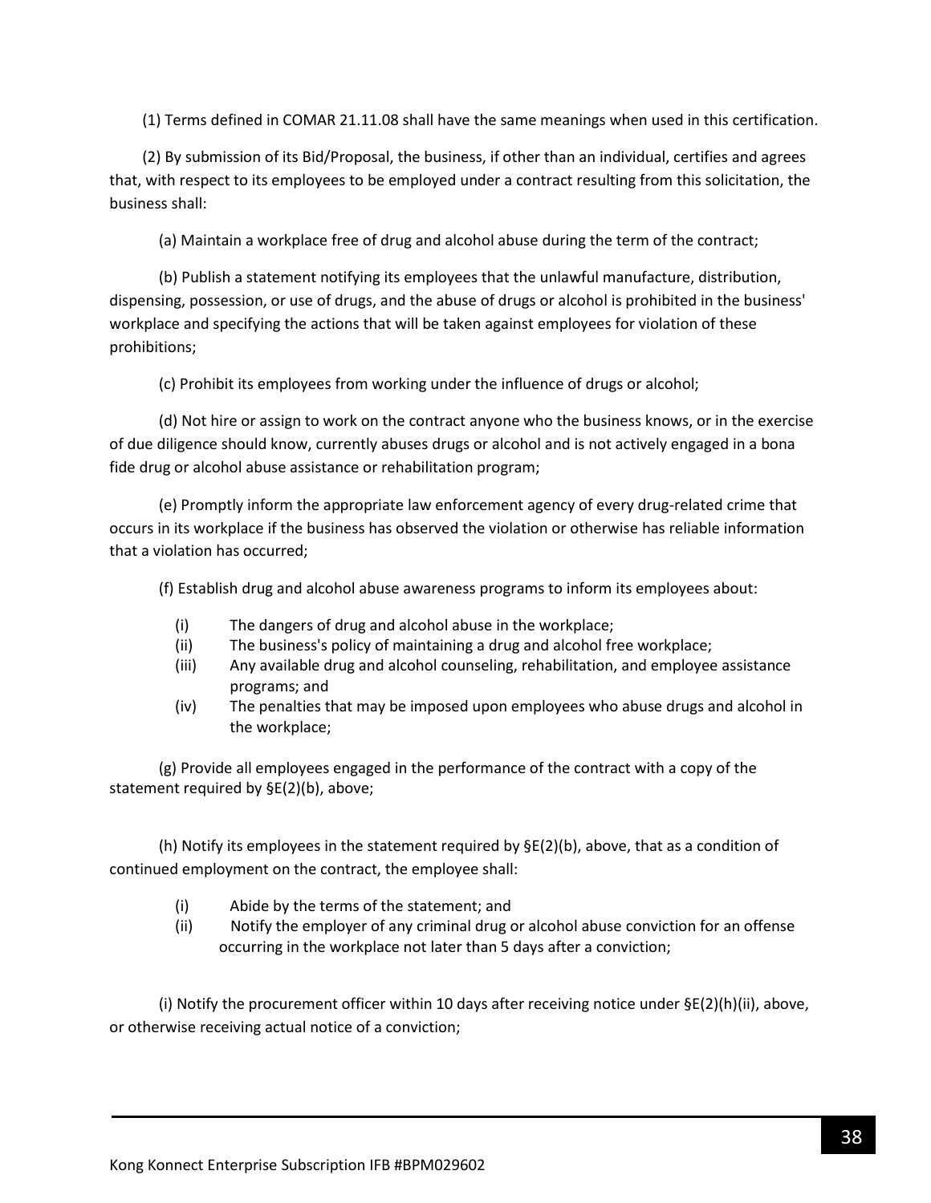(1) Terms defined in COMAR 21.11.08 shall have the same meanings when used in this certification.

(2) By submission of its Bid/Proposal, the business, if other than an individual, certifies and agrees that, with respect to its employees to be employed under a contract resulting from this solicitation, the business shall:

(a) Maintain a workplace free of drug and alcohol abuse during the term of the contract;

(b) Publish a statement notifying its employees that the unlawful manufacture, distribution, dispensing, possession, or use of drugs, and the abuse of drugs or alcohol is prohibited in the business' workplace and specifying the actions that will be taken against employees for violation of these prohibitions;

(c) Prohibit its employees from working under the influence of drugs or alcohol;

(d) Not hire or assign to work on the contract anyone who the business knows, or in the exercise of due diligence should know, currently abuses drugs or alcohol and is not actively engaged in a bona fide drug or alcohol abuse assistance or rehabilitation program;

(e) Promptly inform the appropriate law enforcement agency of every drug-related crime that occurs in its workplace if the business has observed the violation or otherwise has reliable information that a violation has occurred;

(f) Establish drug and alcohol abuse awareness programs to inform its employees about:

- (i) The dangers of drug and alcohol abuse in the workplace;
- (ii) The business's policy of maintaining a drug and alcohol free workplace;
- (iii) Any available drug and alcohol counseling, rehabilitation, and employee assistance programs; and
- (iv) The penalties that may be imposed upon employees who abuse drugs and alcohol in the workplace;

(g) Provide all employees engaged in the performance of the contract with a copy of the statement required by §E(2)(b), above;

(h) Notify its employees in the statement required by §E(2)(b), above, that as a condition of continued employment on the contract, the employee shall:

- (i) Abide by the terms of the statement; and
- (ii) Notify the employer of any criminal drug or alcohol abuse conviction for an offense occurring in the workplace not later than 5 days after a conviction;

(i) Notify the procurement officer within 10 days after receiving notice under §E(2)(h)(ii), above, or otherwise receiving actual notice of a conviction;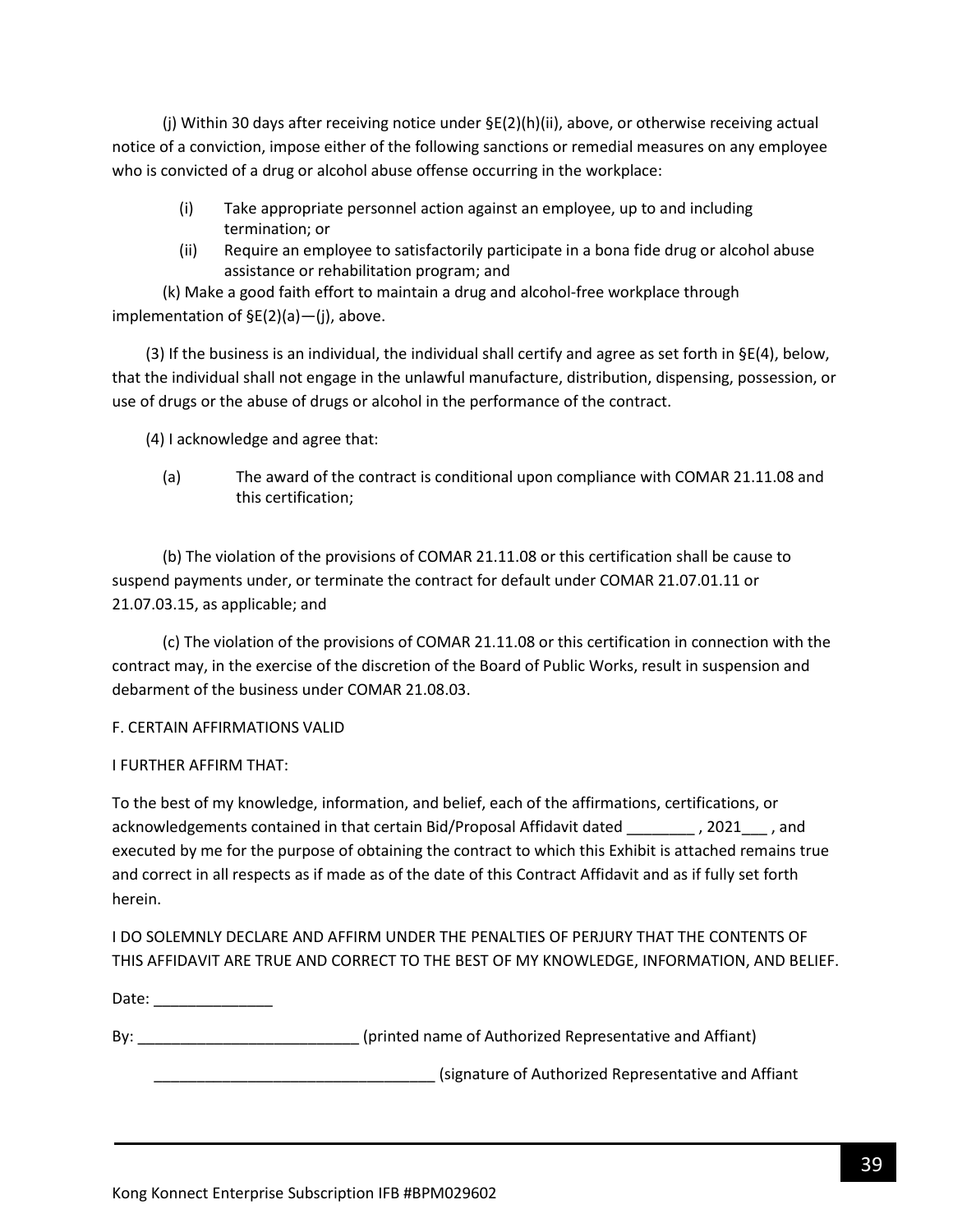(j) Within 30 days after receiving notice under §E(2)(h)(ii), above, or otherwise receiving actual notice of a conviction, impose either of the following sanctions or remedial measures on any employee who is convicted of a drug or alcohol abuse offense occurring in the workplace:

(i) Take appropriate personnel action against an employee, up to and including termination; or

(ii) Require an employee to satisfactorily participate in a bona fide drug or alcohol abuse assistance or rehabilitation program; and

(k) Make a good faith effort to maintain a drug and alcohol-free workplace through implementation of §E(2)(a)—(j), above.

(3) If the business is an individual, the individual shall certify and agree as set forth in §E(4), below, that the individual shall not engage in the unlawful manufacture, distribution, dispensing, possession, or use of drugs or the abuse of drugs or alcohol in the performance of the contract.

(4) I acknowledge and agree that:

(a) The award of the contract is conditional upon compliance with COMAR 21.11.08 and this certification;

(b) The violation of the provisions of COMAR 21.11.08 or this certification shall be cause to suspend payments under, or terminate the contract for default under COMAR 21.07.01.11 or 21.07.03.15, as applicable; and

(c) The violation of the provisions of COMAR 21.11.08 or this certification in connection with the contract may, in the exercise of the discretion of the Board of Public Works, result in suspension and debarment of the business under COMAR 21.08.03.

F. CERTAIN AFFIRMATIONS VALID

I FURTHER AFFIRM THAT:

To the best of my knowledge, information, and belief, each of the affirmations, certifications, or acknowledgements contained in that certain Bid/Proposal Affidavit dated ________ , 2021___ , and executed by me for the purpose of obtaining the contract to which this Exhibit is attached remains true and correct in all respects as if made as of the date of this Contract Affidavit and as if fully set forth herein.

I DO SOLEMNLY DECLARE AND AFFIRM UNDER THE PENALTIES OF PERJURY THAT THE CONTENTS OF THIS AFFIDAVIT ARE TRUE AND CORRECT TO THE BEST OF MY KNOWLEDGE, INFORMATION, AND BELIEF.

Date: ______________

By: __________________________ (printed name of Authorized Representative and Affiant)

_________________________________ (signature of Authorized Representative and Affiant

Kong Konnect Enterprise Subscription IFB #BPM029602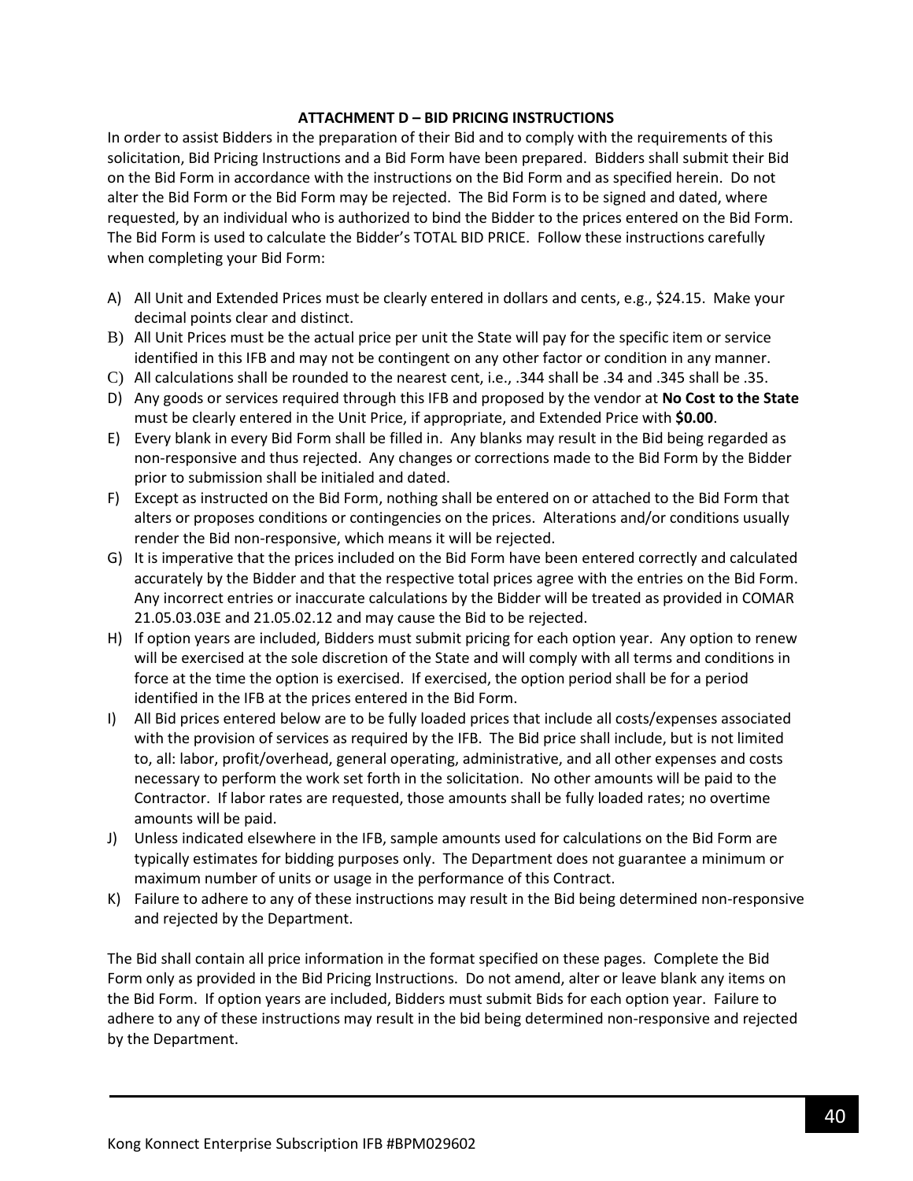**ATTACHMENT D – BID PRICING INSTRUCTIONS**

In order to assist Bidders in the preparation of their Bid and to comply with the requirements of this solicitation, Bid Pricing Instructions and a Bid Form have been prepared. Bidders shall submit their Bid on the Bid Form in accordance with the instructions on the Bid Form and as specified herein. Do not alter the Bid Form or the Bid Form may be rejected. The Bid Form is to be signed and dated, where requested, by an individual who is authorized to bind the Bidder to the prices entered on the Bid Form. The Bid Form is used to calculate the Bidder's TOTAL BID PRICE. Follow these instructions carefully when completing your Bid Form:

A) All Unit and Extended Prices must be clearly entered in dollars and cents, e.g., $24.15. Make your decimal points clear and distinct.
B) All Unit Prices must be the actual price per unit the State will pay for the specific item or service identified in this IFB and may not be contingent on any other factor or condition in any manner.
C) All calculations shall be rounded to the nearest cent, i.e., .344 shall be .34 and .345 shall be .35.
D) Any goods or services required through this IFB and proposed by the vendor at **No Cost to the State** must be clearly entered in the Unit Price, if appropriate, and Extended Price with **$0.00**.
E) Every blank in every Bid Form shall be filled in. Any blanks may result in the Bid being regarded as non-responsive and thus rejected. Any changes or corrections made to the Bid Form by the Bidder prior to submission shall be initialed and dated.
F) Except as instructed on the Bid Form, nothing shall be entered on or attached to the Bid Form that alters or proposes conditions or contingencies on the prices. Alterations and/or conditions usually render the Bid non-responsive, which means it will be rejected.
G) It is imperative that the prices included on the Bid Form have been entered correctly and calculated accurately by the Bidder and that the respective total prices agree with the entries on the Bid Form. Any incorrect entries or inaccurate calculations by the Bidder will be treated as provided in COMAR 21.05.03.03E and 21.05.02.12 and may cause the Bid to be rejected.
H) If option years are included, Bidders must submit pricing for each option year. Any option to renew will be exercised at the sole discretion of the State and will comply with all terms and conditions in force at the time the option is exercised. If exercised, the option period shall be for a period identified in the IFB at the prices entered in the Bid Form.
I) All Bid prices entered below are to be fully loaded prices that include all costs/expenses associated with the provision of services as required by the IFB. The Bid price shall include, but is not limited to, all: labor, profit/overhead, general operating, administrative, and all other expenses and costs necessary to perform the work set forth in the solicitation. No other amounts will be paid to the Contractor. If labor rates are requested, those amounts shall be fully loaded rates; no overtime amounts will be paid.
J) Unless indicated elsewhere in the IFB, sample amounts used for calculations on the Bid Form are typically estimates for bidding purposes only. The Department does not guarantee a minimum or maximum number of units or usage in the performance of this Contract.
K) Failure to adhere to any of these instructions may result in the Bid being determined non-responsive and rejected by the Department.

The Bid shall contain all price information in the format specified on these pages. Complete the Bid Form only as provided in the Bid Pricing Instructions. Do not amend, alter or leave blank any items on the Bid Form. If option years are included, Bidders must submit Bids for each option year. Failure to adhere to any of these instructions may result in the bid being determined non-responsive and rejected by the Department.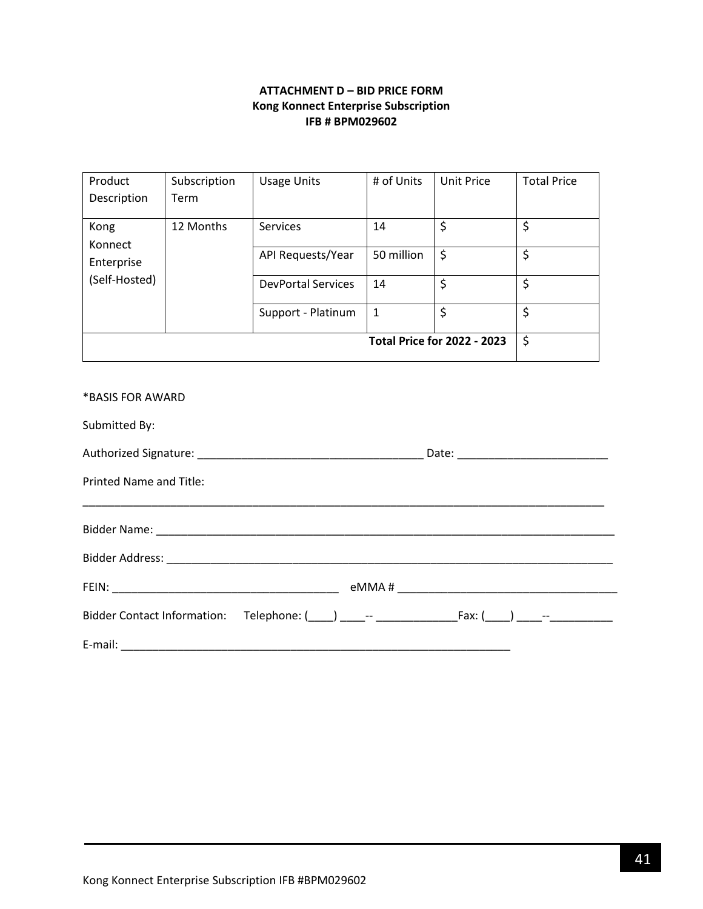**ATTACHMENT D – BID PRICE FORM**
**Kong Konnect Enterprise Subscription**
**IFB # BPM029602**

| Product Description | Subscription Term | Usage Units | # of Units | Unit Price | Total Price |
|---|---|---|---|---|---|
| Kong Konnect Enterprise (Self-Hosted) | 12 Months | Services | 14 | $ | $ |
| | | API Requests/Year | 50 million | $ | $ |
| | | DevPortal Services | 14 | $ | $ |
| | | Support - Platinum | 1 | $ | $ |
| | | | | **Total Price for 2022 - 2023** | $ |

*BASIS FOR AWARD

Submitted By:

Authorized Signature: _____________________________________ Date: ________________________

Printed Name and Title:

_________________________________________________________________________________________

Bidder Name: ______________________________________________________________________________

Bidder Address: ____________________________________________________________________________

FEIN: ____________________________________ eMMA # ____________________________________

Bidder Contact Information: Telephone: (____) ____-- _____________Fax: (____) ____--__________

E-mail: _________________________________________________________________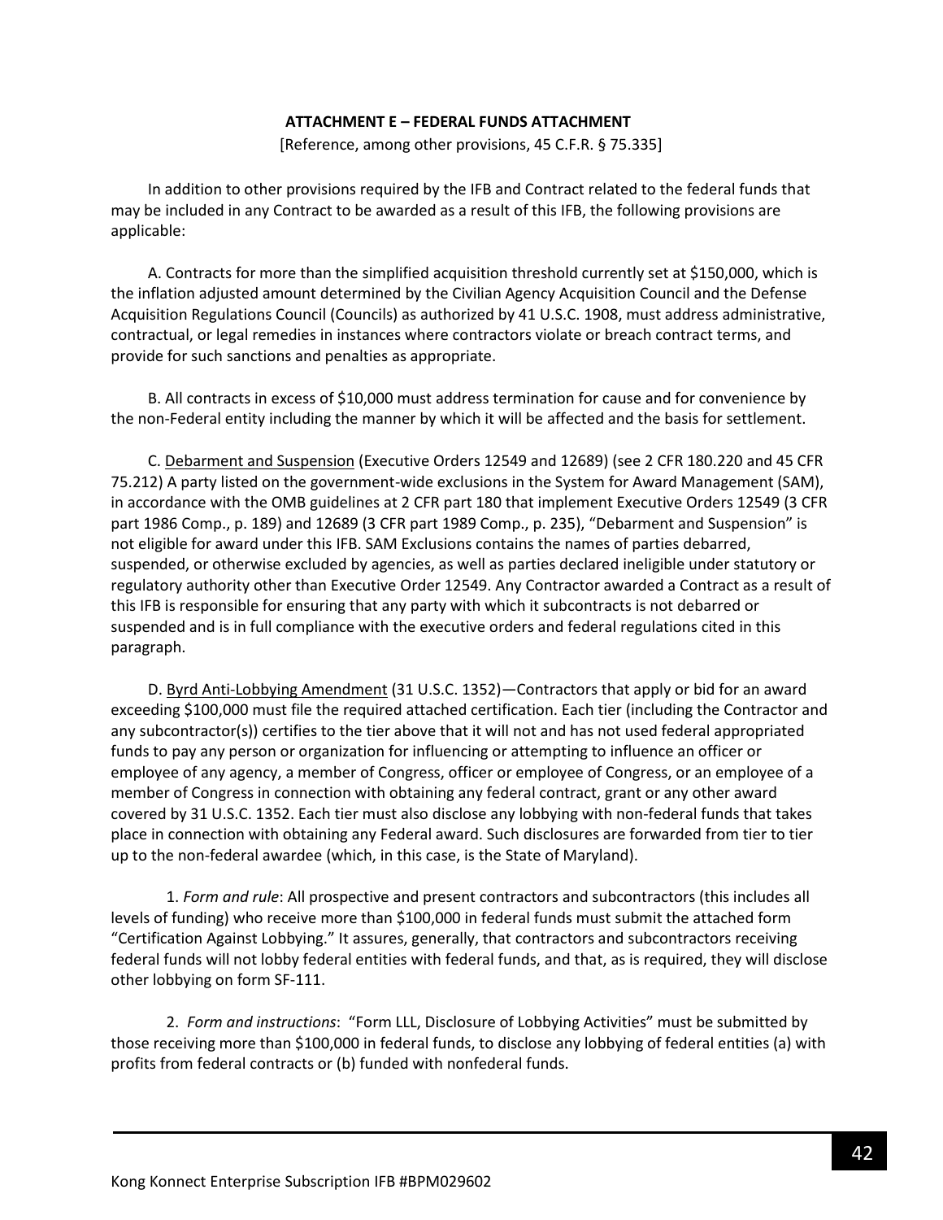**ATTACHMENT E – FEDERAL FUNDS ATTACHMENT**

[Reference, among other provisions, 45 C.F.R. § 75.335]

In addition to other provisions required by the IFB and Contract related to the federal funds that may be included in any Contract to be awarded as a result of this IFB, the following provisions are applicable:

A. Contracts for more than the simplified acquisition threshold currently set at $150,000, which is the inflation adjusted amount determined by the Civilian Agency Acquisition Council and the Defense Acquisition Regulations Council (Councils) as authorized by 41 U.S.C. 1908, must address administrative, contractual, or legal remedies in instances where contractors violate or breach contract terms, and provide for such sanctions and penalties as appropriate.

B. All contracts in excess of $10,000 must address termination for cause and for convenience by the non-Federal entity including the manner by which it will be affected and the basis for settlement.

C. Debarment and Suspension (Executive Orders 12549 and 12689) (see 2 CFR 180.220 and 45 CFR 75.212) A party listed on the government-wide exclusions in the System for Award Management (SAM), in accordance with the OMB guidelines at 2 CFR part 180 that implement Executive Orders 12549 (3 CFR part 1986 Comp., p. 189) and 12689 (3 CFR part 1989 Comp., p. 235), "Debarment and Suspension" is not eligible for award under this IFB. SAM Exclusions contains the names of parties debarred, suspended, or otherwise excluded by agencies, as well as parties declared ineligible under statutory or regulatory authority other than Executive Order 12549. Any Contractor awarded a Contract as a result of this IFB is responsible for ensuring that any party with which it subcontracts is not debarred or suspended and is in full compliance with the executive orders and federal regulations cited in this paragraph.

D. Byrd Anti-Lobbying Amendment (31 U.S.C. 1352)—Contractors that apply or bid for an award exceeding $100,000 must file the required attached certification. Each tier (including the Contractor and any subcontractor(s)) certifies to the tier above that it will not and has not used federal appropriated funds to pay any person or organization for influencing or attempting to influence an officer or employee of any agency, a member of Congress, officer or employee of Congress, or an employee of a member of Congress in connection with obtaining any federal contract, grant or any other award covered by 31 U.S.C. 1352. Each tier must also disclose any lobbying with non-federal funds that takes place in connection with obtaining any Federal award. Such disclosures are forwarded from tier to tier up to the non-federal awardee (which, in this case, is the State of Maryland).

1. *Form and rule*: All prospective and present contractors and subcontractors (this includes all levels of funding) who receive more than $100,000 in federal funds must submit the attached form "Certification Against Lobbying." It assures, generally, that contractors and subcontractors receiving federal funds will not lobby federal entities with federal funds, and that, as is required, they will disclose other lobbying on form SF-111.

2. *Form and instructions*: "Form LLL, Disclosure of Lobbying Activities" must be submitted by those receiving more than $100,000 in federal funds, to disclose any lobbying of federal entities (a) with profits from federal contracts or (b) funded with nonfederal funds.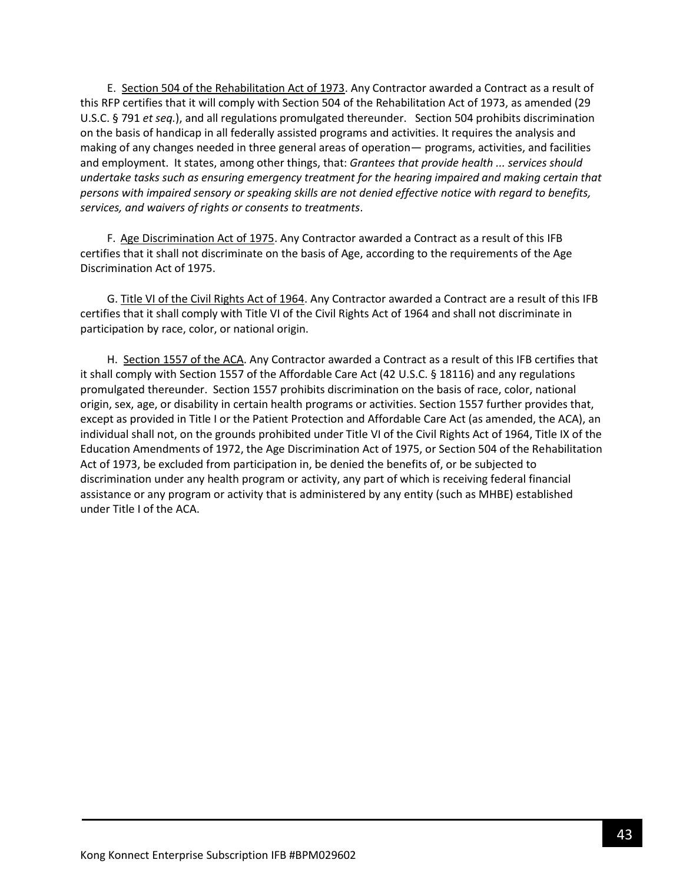E. <u>Section 504 of the Rehabilitation Act of 1973</u>. Any Contractor awarded a Contract as a result of this RFP certifies that it will comply with Section 504 of the Rehabilitation Act of 1973, as amended (29 U.S.C. § 791 *et seq.*), and all regulations promulgated thereunder. Section 504 prohibits discrimination on the basis of handicap in all federally assisted programs and activities. It requires the analysis and making of any changes needed in three general areas of operation— programs, activities, and facilities and employment. It states, among other things, that: *Grantees that provide health ... services should undertake tasks such as ensuring emergency treatment for the hearing impaired and making certain that persons with impaired sensory or speaking skills are not denied effective notice with regard to benefits, services, and waivers of rights or consents to treatments*.

F. <u>Age Discrimination Act of 1975</u>. Any Contractor awarded a Contract as a result of this IFB certifies that it shall not discriminate on the basis of Age, according to the requirements of the Age Discrimination Act of 1975.

G. <u>Title VI of the Civil Rights Act of 1964</u>. Any Contractor awarded a Contract are a result of this IFB certifies that it shall comply with Title VI of the Civil Rights Act of 1964 and shall not discriminate in participation by race, color, or national origin.

H. <u>Section 1557 of the ACA</u>. Any Contractor awarded a Contract as a result of this IFB certifies that it shall comply with Section 1557 of the Affordable Care Act (42 U.S.C. § 18116) and any regulations promulgated thereunder. Section 1557 prohibits discrimination on the basis of race, color, national origin, sex, age, or disability in certain health programs or activities. Section 1557 further provides that, except as provided in Title I or the Patient Protection and Affordable Care Act (as amended, the ACA), an individual shall not, on the grounds prohibited under Title VI of the Civil Rights Act of 1964, Title IX of the Education Amendments of 1972, the Age Discrimination Act of 1975, or Section 504 of the Rehabilitation Act of 1973, be excluded from participation in, be denied the benefits of, or be subjected to discrimination under any health program or activity, any part of which is receiving federal financial assistance or any program or activity that is administered by any entity (such as MHBE) established under Title I of the ACA.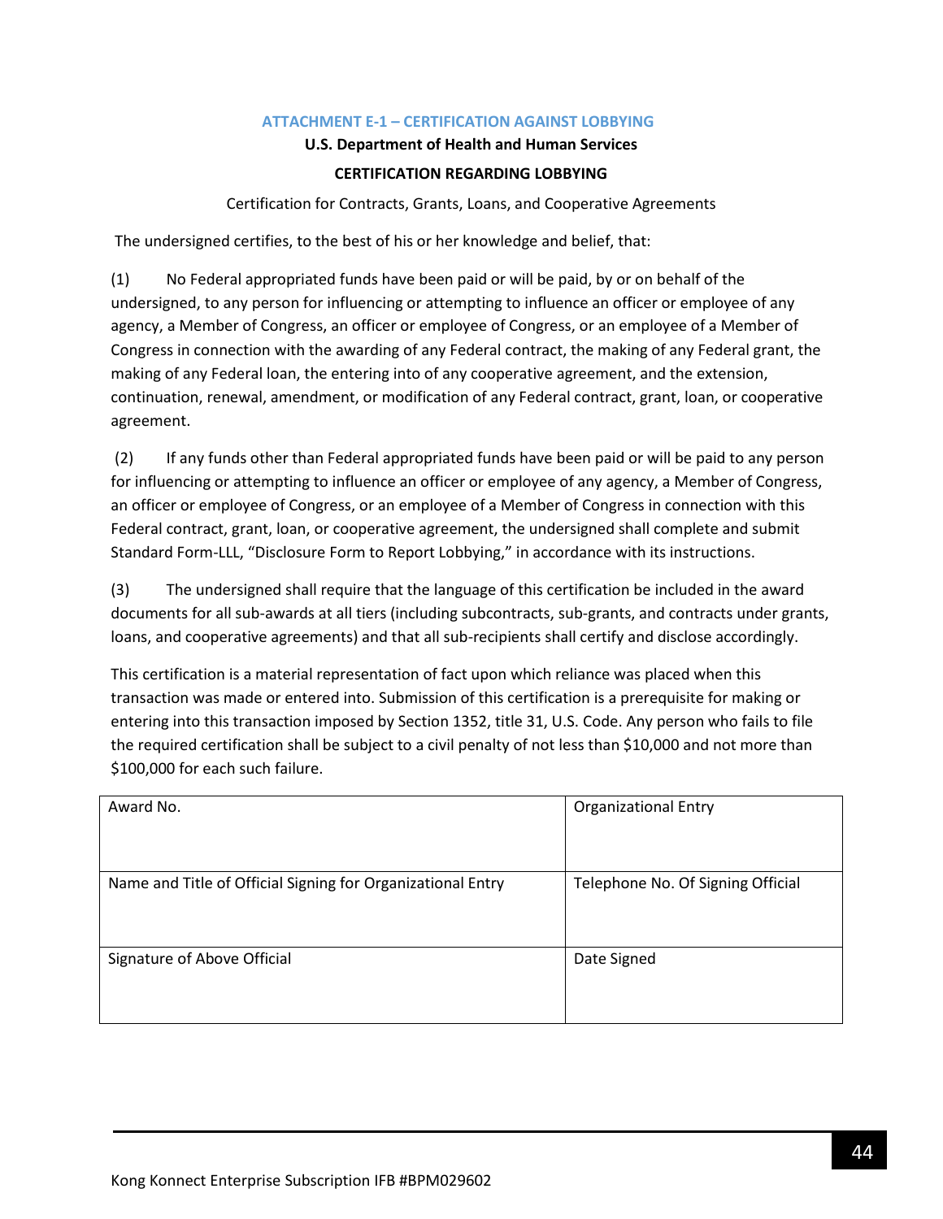## ATTACHMENT E-1 – CERTIFICATION AGAINST LOBBYING

**U.S. Department of Health and Human Services**

**CERTIFICATION REGARDING LOBBYING**

Certification for Contracts, Grants, Loans, and Cooperative Agreements

The undersigned certifies, to the best of his or her knowledge and belief, that:

(1) No Federal appropriated funds have been paid or will be paid, by or on behalf of the undersigned, to any person for influencing or attempting to influence an officer or employee of any agency, a Member of Congress, an officer or employee of Congress, or an employee of a Member of Congress in connection with the awarding of any Federal contract, the making of any Federal grant, the making of any Federal loan, the entering into of any cooperative agreement, and the extension, continuation, renewal, amendment, or modification of any Federal contract, grant, loan, or cooperative agreement.

(2) If any funds other than Federal appropriated funds have been paid or will be paid to any person for influencing or attempting to influence an officer or employee of any agency, a Member of Congress, an officer or employee of Congress, or an employee of a Member of Congress in connection with this Federal contract, grant, loan, or cooperative agreement, the undersigned shall complete and submit Standard Form-LLL, "Disclosure Form to Report Lobbying," in accordance with its instructions.

(3) The undersigned shall require that the language of this certification be included in the award documents for all sub-awards at all tiers (including subcontracts, sub-grants, and contracts under grants, loans, and cooperative agreements) and that all sub-recipients shall certify and disclose accordingly.

This certification is a material representation of fact upon which reliance was placed when this transaction was made or entered into. Submission of this certification is a prerequisite for making or entering into this transaction imposed by Section 1352, title 31, U.S. Code. Any person who fails to file the required certification shall be subject to a civil penalty of not less than $10,000 and not more than $100,000 for each such failure.

| | |
|---|---|
| Award No. | Organizational Entry |
| Name and Title of Official Signing for Organizational Entry | Telephone No. Of Signing Official |
| Signature of Above Official | Date Signed |

Kong Konnect Enterprise Subscription IFB #BPM029602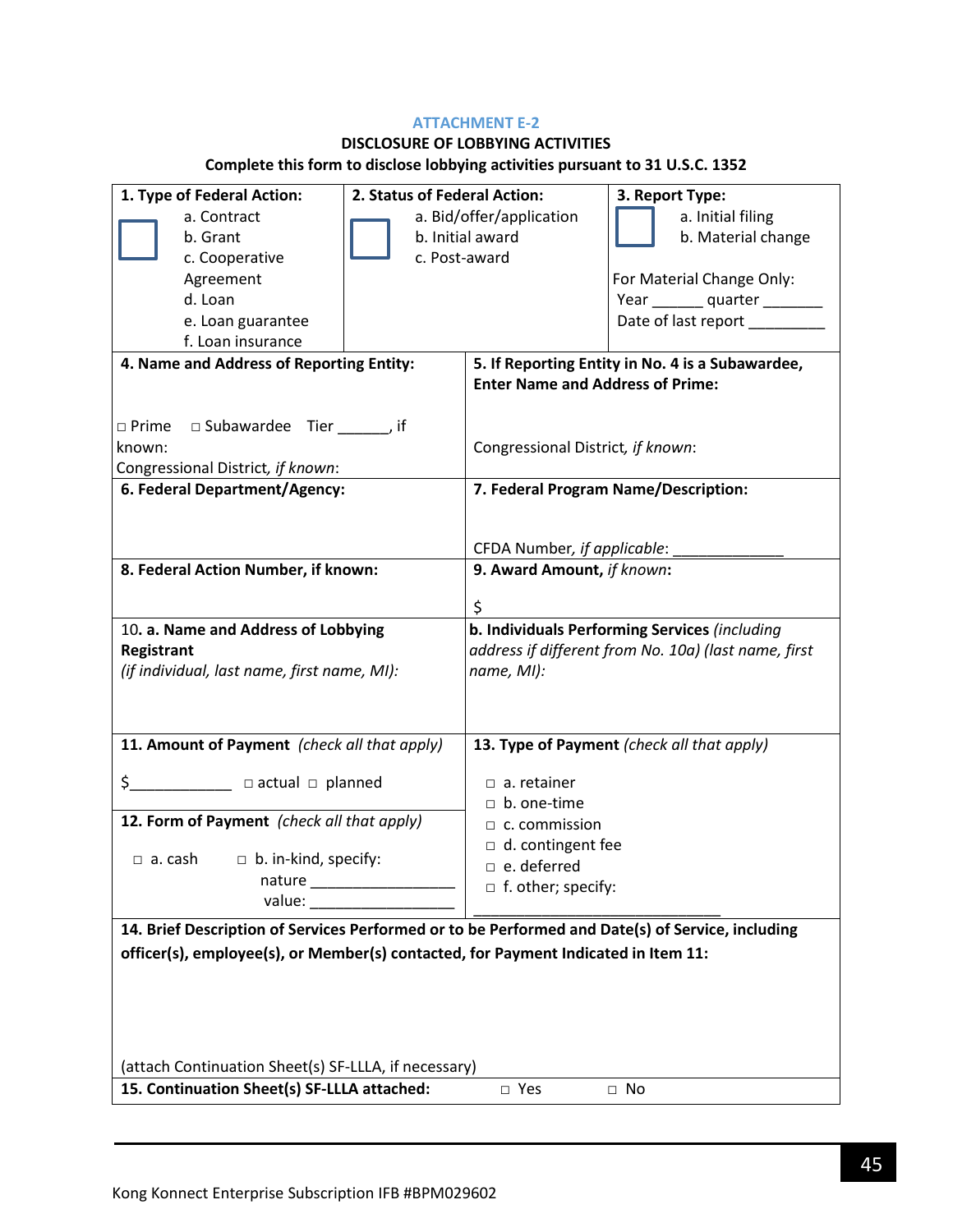## ATTACHMENT E-2

**DISCLOSURE OF LOBBYING ACTIVITIES**

**Complete this form to disclose lobbying activities pursuant to 31 U.S.C. 1352**

| **1. Type of Federal Action:** | **2. Status of Federal Action:** | **3. Report Type:** |
|---|---|---|
| ☐ a. Contract<br>b. Grant<br>c. Cooperative Agreement<br>d. Loan<br>e. Loan guarantee<br>f. Loan insurance | ☐ a. Bid/offer/application<br>b. Initial award<br>c. Post-award | ☐ a. Initial filing<br>b. Material change<br><br>For Material Change Only:<br>Year ______ quarter _______<br>Date of last report _________ |

| **4. Name and Address of Reporting Entity:** | **5. If Reporting Entity in No. 4 is a Subawardee, Enter Name and Address of Prime:** |
|---|---|
| ☐ Prime ☐ Subawardee Tier ______, if known:<br>Congressional District, *if known*: | Congressional District, *if known*: |
| **6. Federal Department/Agency:** | **7. Federal Program Name/Description:**<br><br>CFDA Number, *if applicable*: _____________ |
| **8. Federal Action Number, if known:** | **9. Award Amount,** ***if known*****:**<br><br>$ |
| 10. **a. Name and Address of Lobbying Registrant**<br>*(if individual, last name, first name, MI):* | **b. Individuals Performing Services** *(including address if different from No. 10a) (last name, first name, MI):* |
| **11. Amount of Payment** *(check all that apply)*<br><br>$____________ ☐ actual ☐ planned<br><br>**12. Form of Payment** *(check all that apply)*<br><br>☐ a. cash ☐ b. in-kind, specify:<br>nature _________________<br>value: _________________ | **13. Type of Payment** *(check all that apply)*<br><br>☐ a. retainer<br>☐ b. one-time<br>☐ c. commission<br>☐ d. contingent fee<br>☐ e. deferred<br>☐ f. other; specify:<br>_______________________________ |

| **14. Brief Description of Services Performed or to be Performed and Date(s) of Service, including officer(s), employee(s), or Member(s) contacted, for Payment Indicated in Item 11:**<br><br><br>(attach Continuation Sheet(s) SF-LLLA, if necessary) |
|---|
| **15. Continuation Sheet(s) SF-LLLA attached:** ☐ Yes ☐ No |

Kong Konnect Enterprise Subscription IFB #BPM029602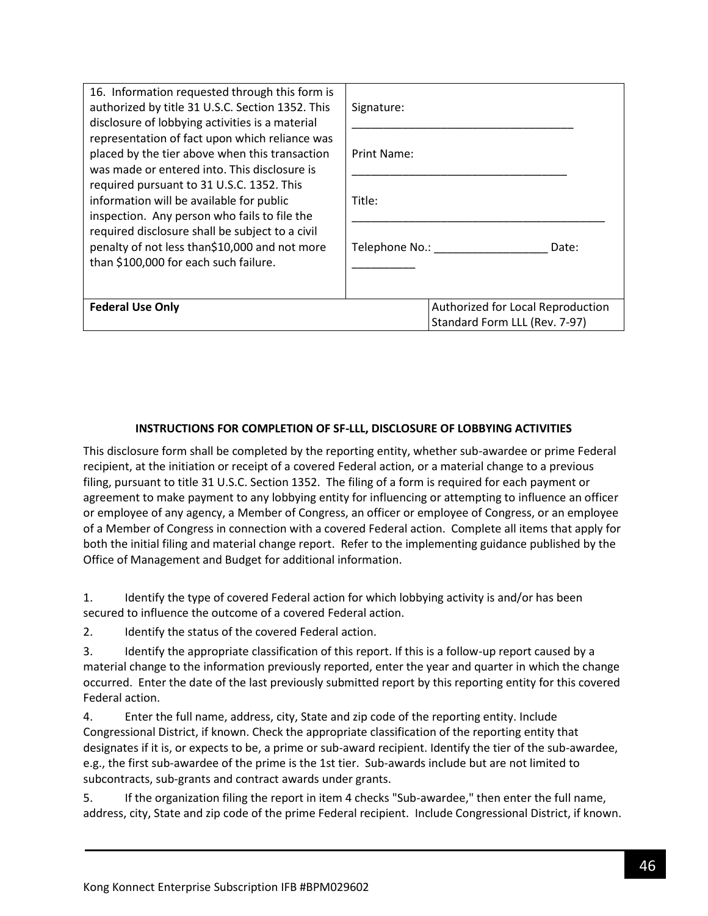| 16. Information requested through this form is authorized by title 31 U.S.C. Section 1352. This disclosure of lobbying activities is a material representation of fact upon which reliance was placed by the tier above when this transaction was made or entered into. This disclosure is required pursuant to 31 U.S.C. 1352. This information will be available for public inspection. Any person who fails to file the required disclosure shall be subject to a civil penalty of not less than$10,000 and not more than $100,000 for each such failure. | Signature: ___________________________________<br><br>Print Name: __________________________________<br><br>Title: _________________________________________<br><br>Telephone No.: __________________ Date: __________ | |
|---|---|---|
| **Federal Use Only** | | Authorized for Local Reproduction<br>Standard Form LLL (Rev. 7-97) |

**INSTRUCTIONS FOR COMPLETION OF SF-LLL, DISCLOSURE OF LOBBYING ACTIVITIES**

This disclosure form shall be completed by the reporting entity, whether sub-awardee or prime Federal recipient, at the initiation or receipt of a covered Federal action, or a material change to a previous filing, pursuant to title 31 U.S.C. Section 1352. The filing of a form is required for each payment or agreement to make payment to any lobbying entity for influencing or attempting to influence an officer or employee of any agency, a Member of Congress, an officer or employee of Congress, or an employee of a Member of Congress in connection with a covered Federal action. Complete all items that apply for both the initial filing and material change report. Refer to the implementing guidance published by the Office of Management and Budget for additional information.

1. Identify the type of covered Federal action for which lobbying activity is and/or has been secured to influence the outcome of a covered Federal action.
2. Identify the status of the covered Federal action.
3. Identify the appropriate classification of this report. If this is a follow-up report caused by a material change to the information previously reported, enter the year and quarter in which the change occurred. Enter the date of the last previously submitted report by this reporting entity for this covered Federal action.
4. Enter the full name, address, city, State and zip code of the reporting entity. Include Congressional District, if known. Check the appropriate classification of the reporting entity that designates if it is, or expects to be, a prime or sub-award recipient. Identify the tier of the sub-awardee, e.g., the first sub-awardee of the prime is the 1st tier. Sub-awards include but are not limited to subcontracts, sub-grants and contract awards under grants.
5. If the organization filing the report in item 4 checks "Sub-awardee," then enter the full name, address, city, State and zip code of the prime Federal recipient. Include Congressional District, if known.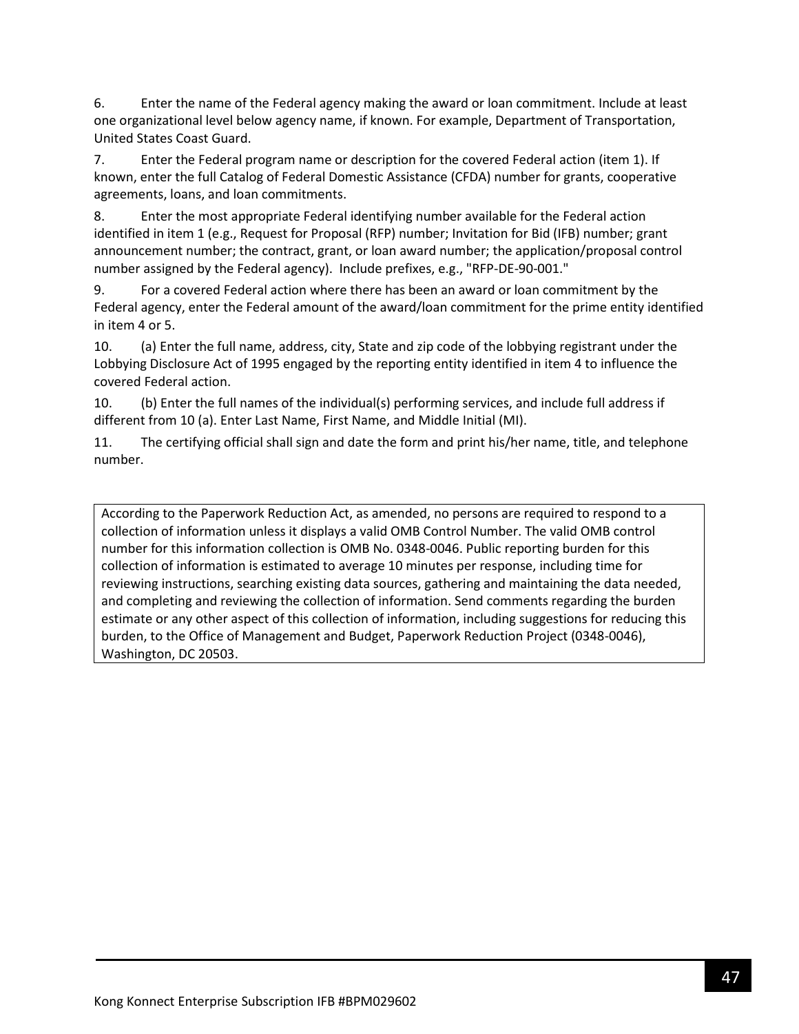6. Enter the name of the Federal agency making the award or loan commitment. Include at least one organizational level below agency name, if known. For example, Department of Transportation, United States Coast Guard.

7. Enter the Federal program name or description for the covered Federal action (item 1). If known, enter the full Catalog of Federal Domestic Assistance (CFDA) number for grants, cooperative agreements, loans, and loan commitments.

8. Enter the most appropriate Federal identifying number available for the Federal action identified in item 1 (e.g., Request for Proposal (RFP) number; Invitation for Bid (IFB) number; grant announcement number; the contract, grant, or loan award number; the application/proposal control number assigned by the Federal agency). Include prefixes, e.g., "RFP-DE-90-001."

9. For a covered Federal action where there has been an award or loan commitment by the Federal agency, enter the Federal amount of the award/loan commitment for the prime entity identified in item 4 or 5.

10. (a) Enter the full name, address, city, State and zip code of the lobbying registrant under the Lobbying Disclosure Act of 1995 engaged by the reporting entity identified in item 4 to influence the covered Federal action.

10. (b) Enter the full names of the individual(s) performing services, and include full address if different from 10 (a). Enter Last Name, First Name, and Middle Initial (MI).

11. The certifying official shall sign and date the form and print his/her name, title, and telephone number.

According to the Paperwork Reduction Act, as amended, no persons are required to respond to a collection of information unless it displays a valid OMB Control Number. The valid OMB control number for this information collection is OMB No. 0348-0046. Public reporting burden for this collection of information is estimated to average 10 minutes per response, including time for reviewing instructions, searching existing data sources, gathering and maintaining the data needed, and completing and reviewing the collection of information. Send comments regarding the burden estimate or any other aspect of this collection of information, including suggestions for reducing this burden, to the Office of Management and Budget, Paperwork Reduction Project (0348-0046), Washington, DC 20503.